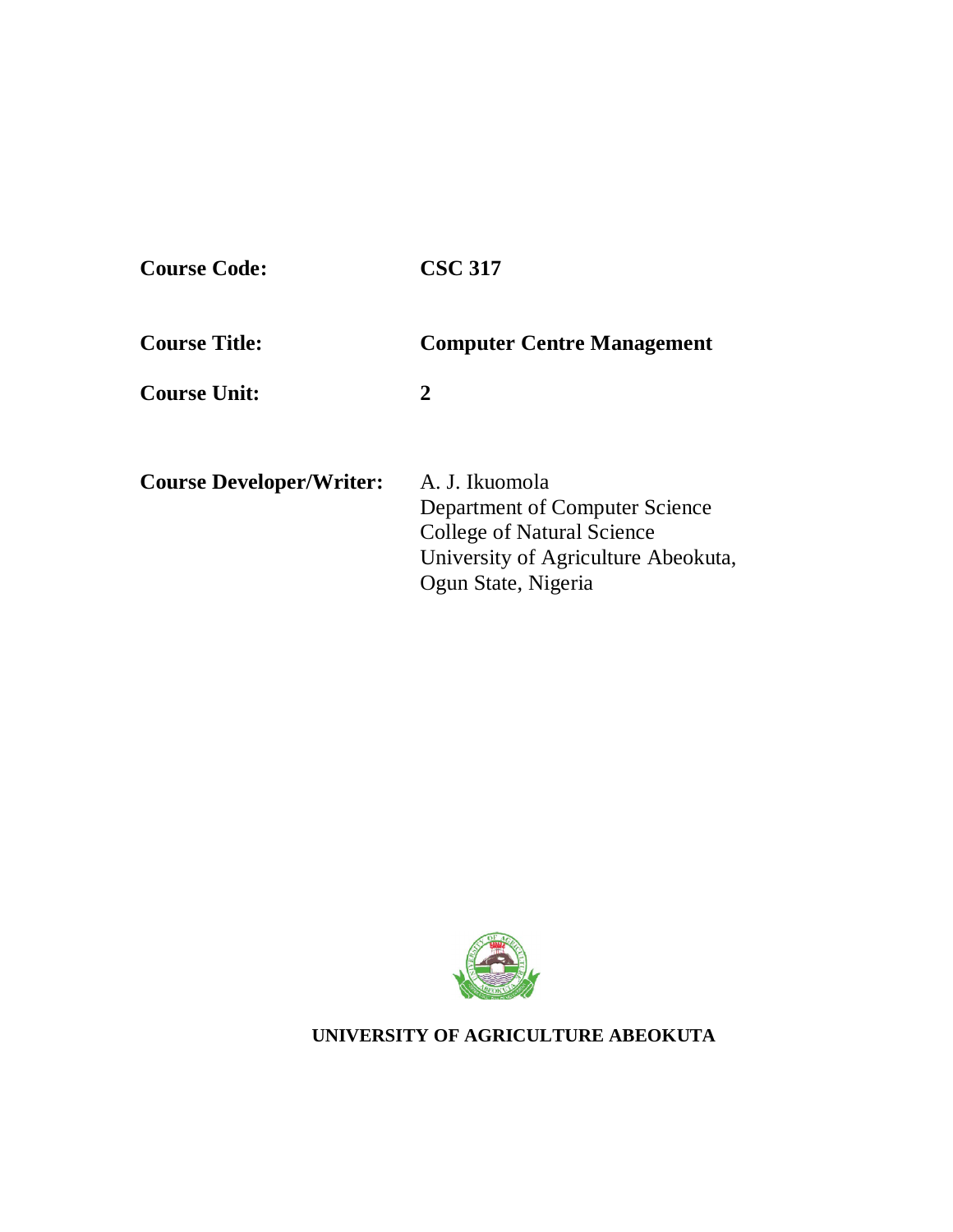**Course Code:** **CSC 317**

**Course Title:** **Computer Centre Management**

**Course Unit:** **2**

**Course Developer/Writer:** A. J. Ikuomola
Department of Computer Science
College of Natural Science
University of Agriculture Abeokuta,
Ogun State, Nigeria

**UNIVERSITY OF AGRICULTURE ABEOKUTA**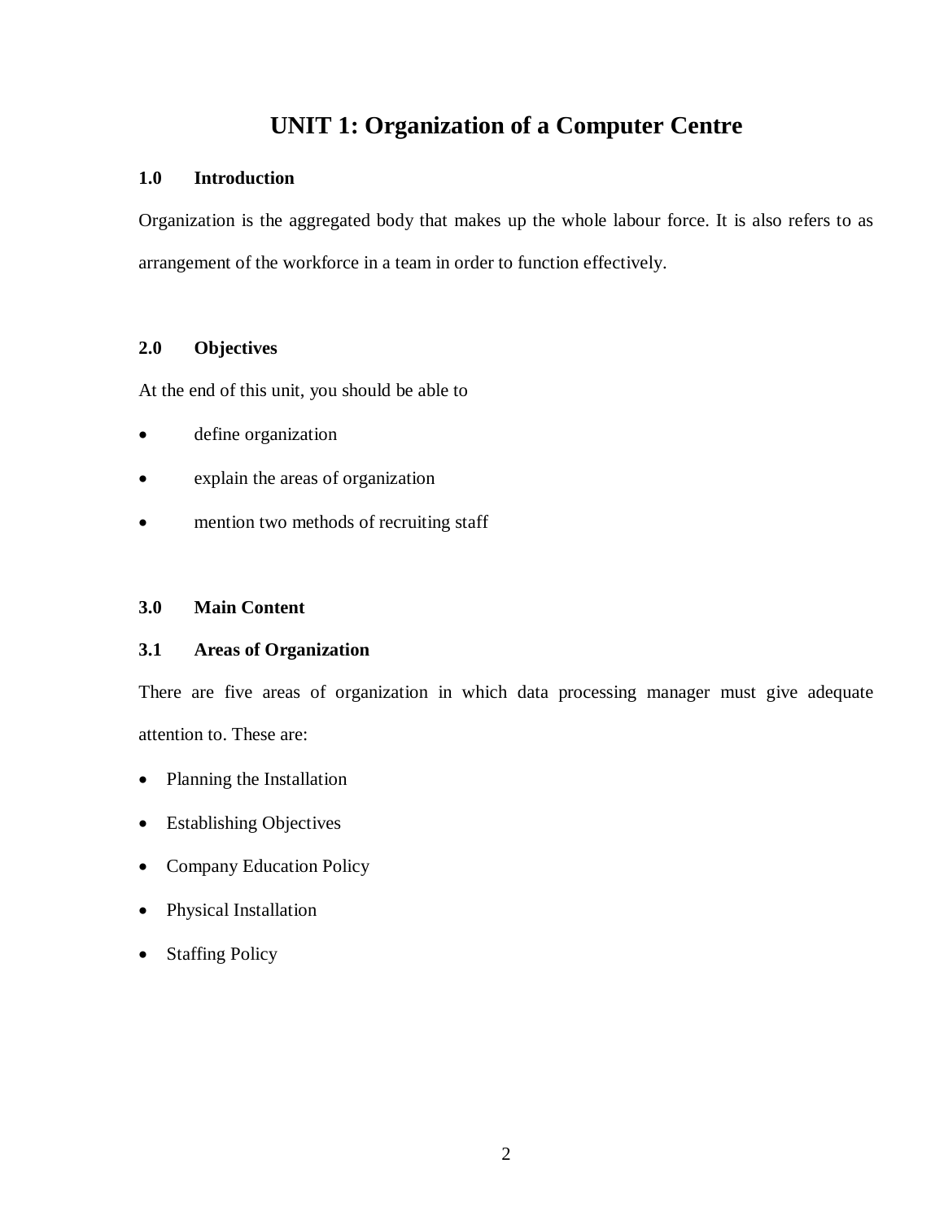# UNIT 1: Organization of a Computer Centre

## 1.0 Introduction

Organization is the aggregated body that makes up the whole labour force. It is also refers to as arrangement of the workforce in a team in order to function effectively.

## 2.0 Objectives

At the end of this unit, you should be able to

- define organization
- explain the areas of organization
- mention two methods of recruiting staff

## 3.0 Main Content

### 3.1 Areas of Organization

There are five areas of organization in which data processing manager must give adequate attention to. These are:

- Planning the Installation
- Establishing Objectives
- Company Education Policy
- Physical Installation
- Staffing Policy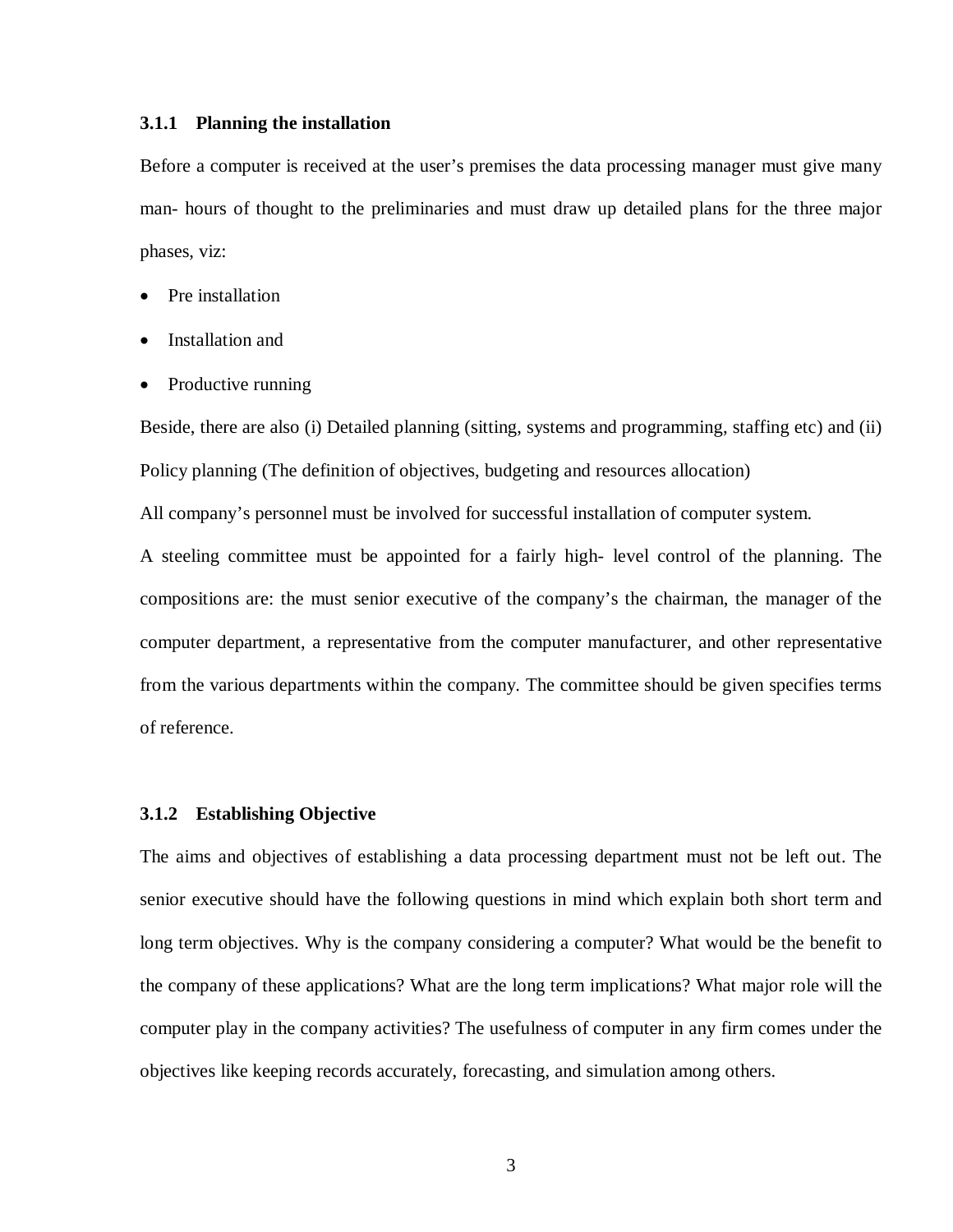### 3.1.1 Planning the installation

Before a computer is received at the user's premises the data processing manager must give many man- hours of thought to the preliminaries and must draw up detailed plans for the three major phases, viz:

- Pre installation
- Installation and
- Productive running

Beside, there are also (i) Detailed planning (sitting, systems and programming, staffing etc) and (ii) Policy planning (The definition of objectives, budgeting and resources allocation)

All company's personnel must be involved for successful installation of computer system.

A steeling committee must be appointed for a fairly high- level control of the planning. The compositions are: the must senior executive of the company's the chairman, the manager of the computer department, a representative from the computer manufacturer, and other representative from the various departments within the company. The committee should be given specifies terms of reference.

### 3.1.2 Establishing Objective

The aims and objectives of establishing a data processing department must not be left out. The senior executive should have the following questions in mind which explain both short term and long term objectives. Why is the company considering a computer? What would be the benefit to the company of these applications? What are the long term implications? What major role will the computer play in the company activities? The usefulness of computer in any firm comes under the objectives like keeping records accurately, forecasting, and simulation among others.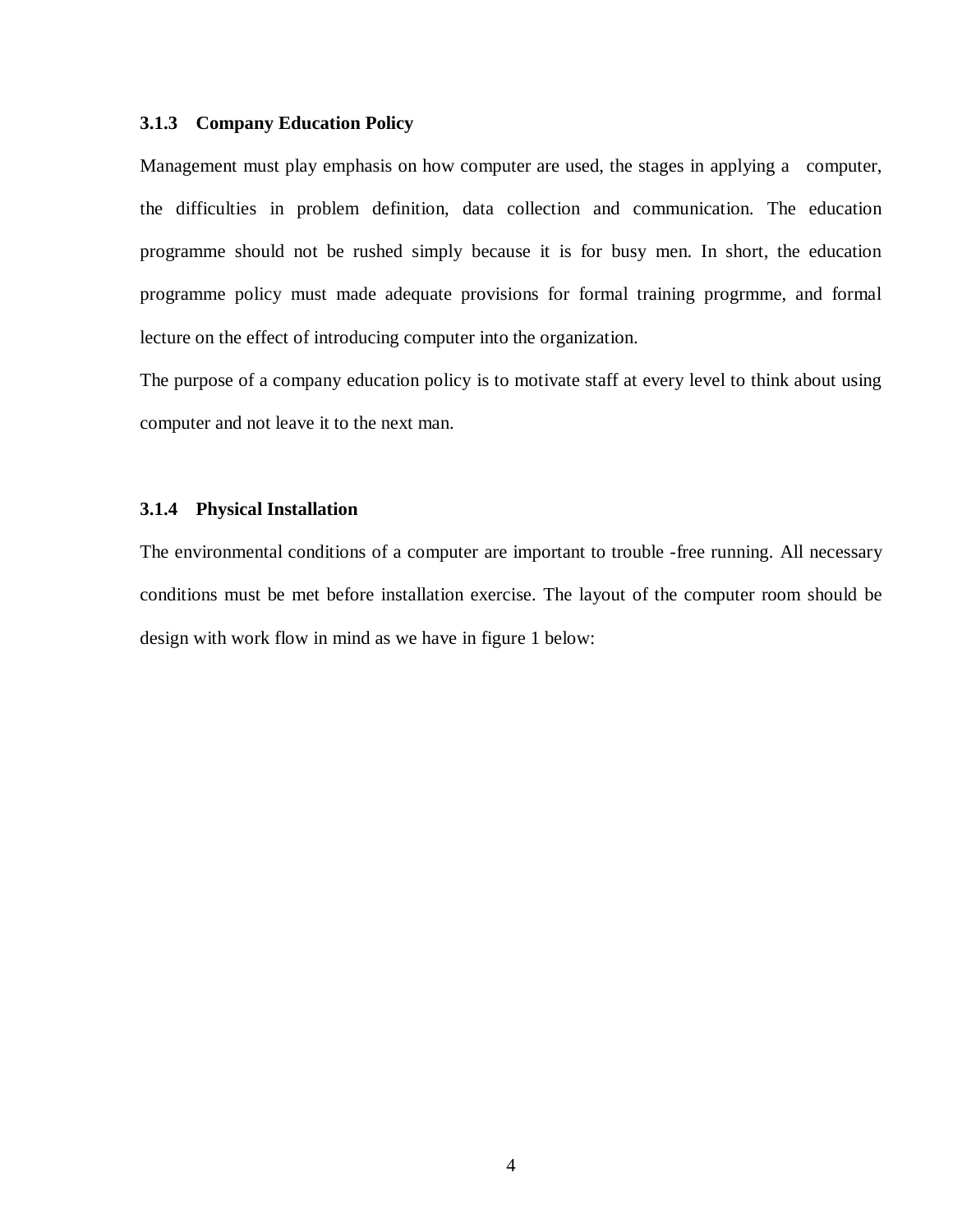### 3.1.3 Company Education Policy

Management must play emphasis on how computer are used, the stages in applying a computer, the difficulties in problem definition, data collection and communication. The education programme should not be rushed simply because it is for busy men. In short, the education programme policy must made adequate provisions for formal training progrmme, and formal lecture on the effect of introducing computer into the organization.

The purpose of a company education policy is to motivate staff at every level to think about using computer and not leave it to the next man.

### 3.1.4 Physical Installation

The environmental conditions of a computer are important to trouble -free running. All necessary conditions must be met before installation exercise. The layout of the computer room should be design with work flow in mind as we have in figure 1 below: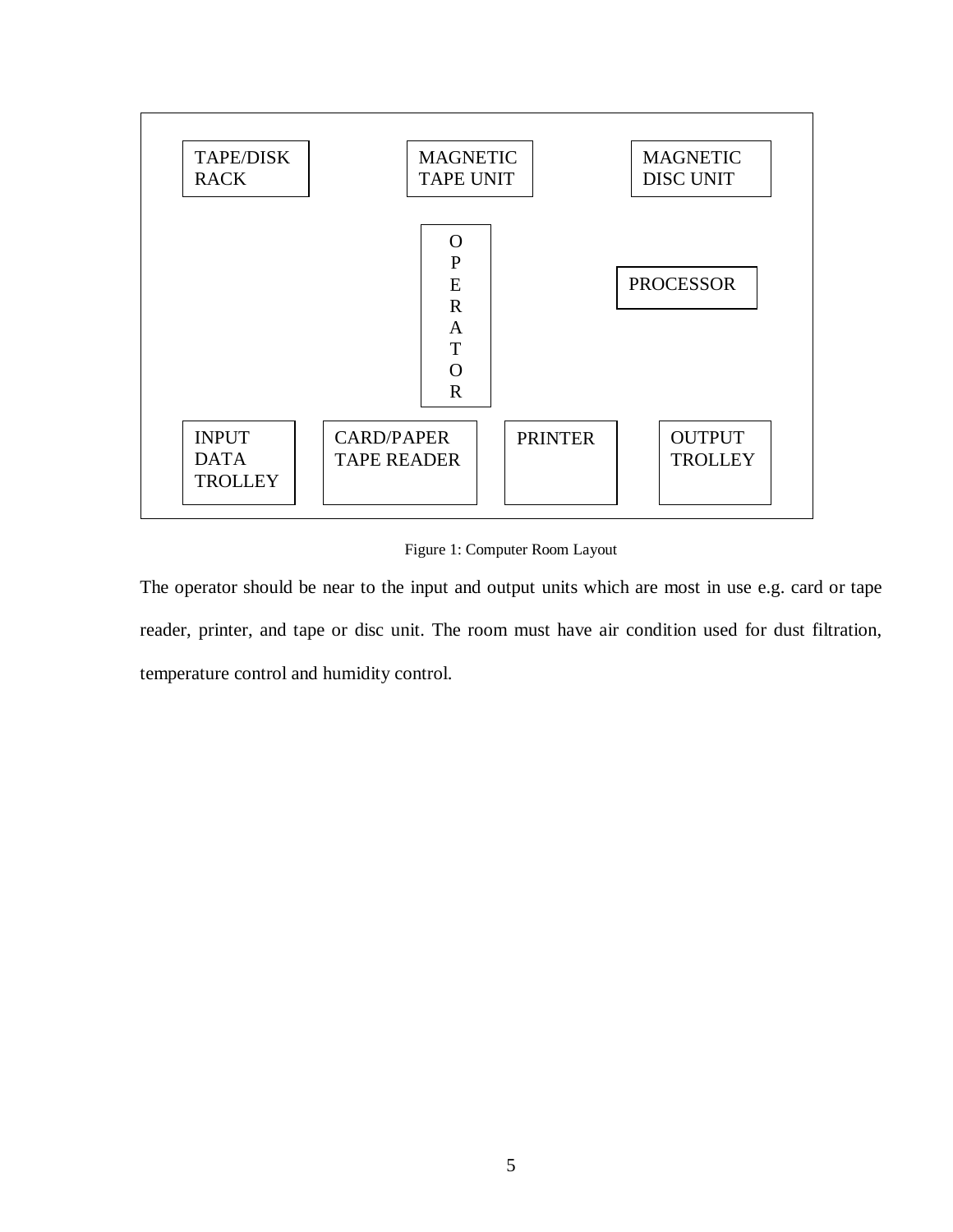| | | | |
|---|---|---|---|
| TAPE/DISK RACK | MAGNETIC TAPE UNIT | | MAGNETIC DISC UNIT |
| | OPERATOR | | PROCESSOR |
| INPUT DATA TROLLEY | CARD/PAPER TAPE READER | PRINTER | OUTPUT TROLLEY |

Figure 1: Computer Room Layout

The operator should be near to the input and output units which are most in use e.g. card or tape reader, printer, and tape or disc unit. The room must have air condition used for dust filtration, temperature control and humidity control.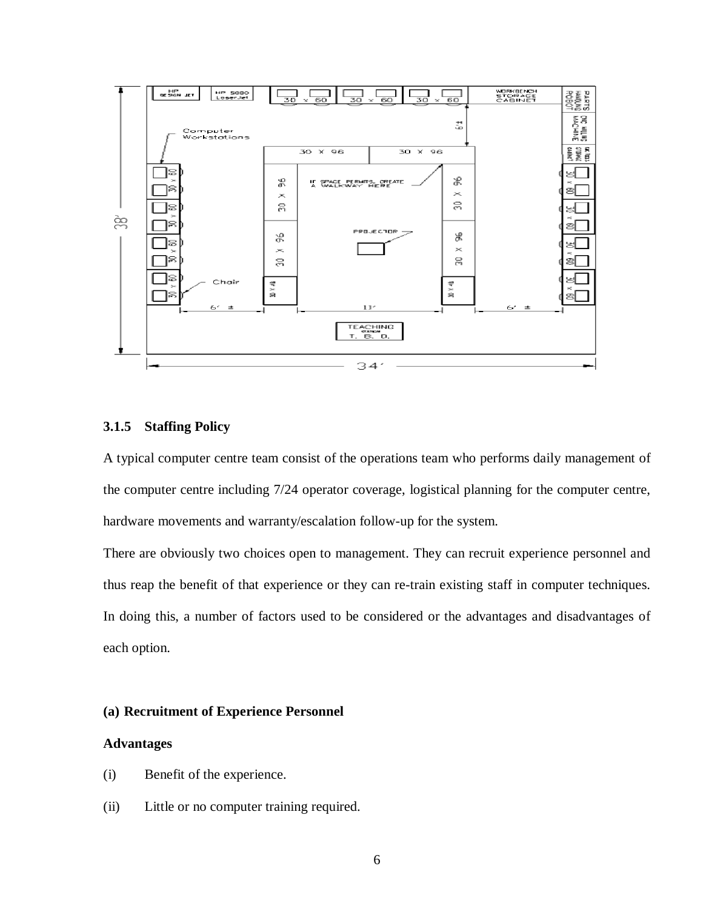### 3.1.5 Staffing Policy

A typical computer centre team consist of the operations team who performs daily management of the computer centre including 7/24 operator coverage, logistical planning for the computer centre, hardware movements and warranty/escalation follow-up for the system.

There are obviously two choices open to management. They can recruit experience personnel and thus reap the benefit of that experience or they can re-train existing staff in computer techniques. In doing this, a number of factors used to be considered or the advantages and disadvantages of each option.

**(a) Recruitment of Experience Personnel**

**Advantages**

(i) Benefit of the experience.

(ii) Little or no computer training required.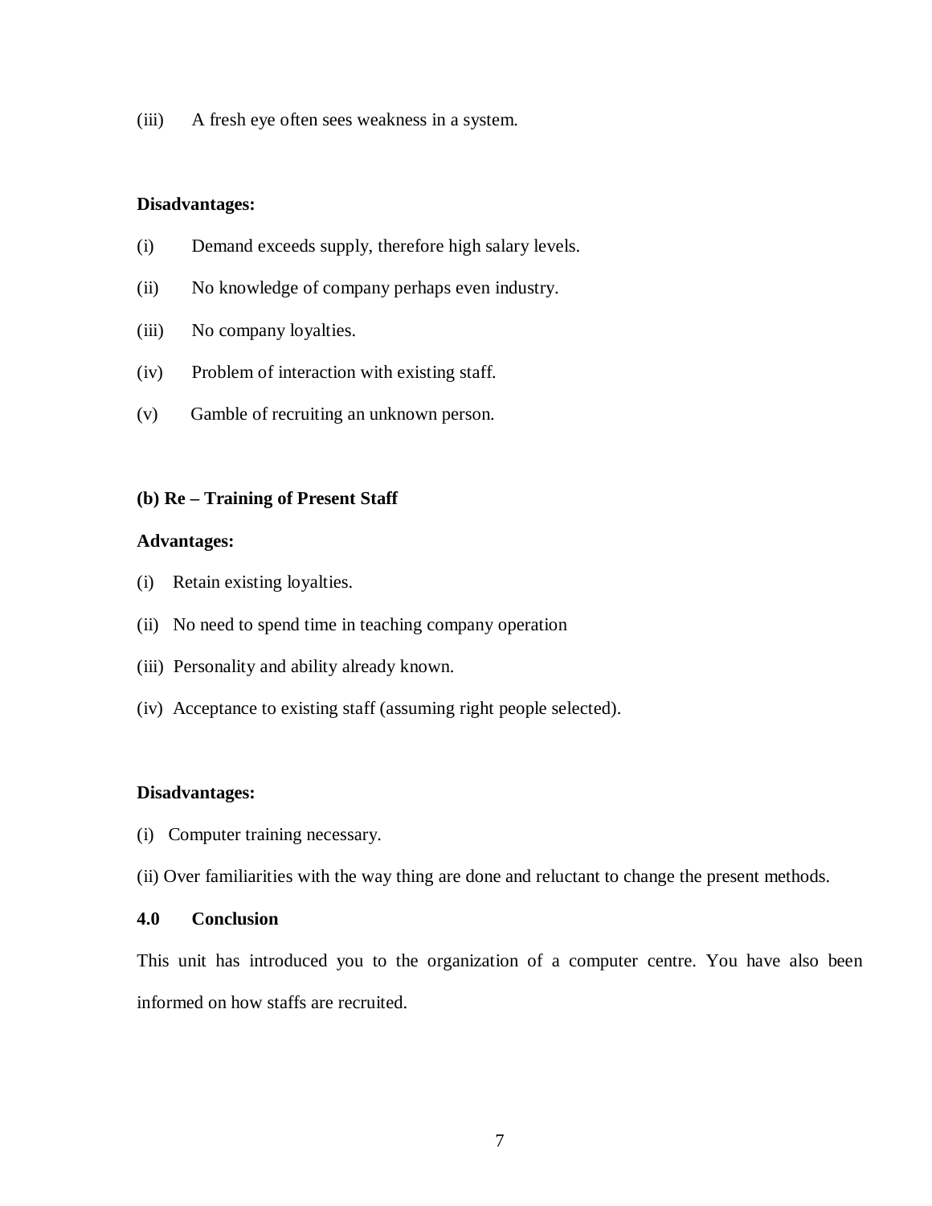(iii) A fresh eye often sees weakness in a system.

**Disadvantages:**

(i) Demand exceeds supply, therefore high salary levels.

(ii) No knowledge of company perhaps even industry.

(iii) No company loyalties.

(iv) Problem of interaction with existing staff.

(v) Gamble of recruiting an unknown person.

**(b) Re – Training of Present Staff**

**Advantages:**

(i) Retain existing loyalties.

(ii) No need to spend time in teaching company operation

(iii) Personality and ability already known.

(iv) Acceptance to existing staff (assuming right people selected).

**Disadvantages:**

(i) Computer training necessary.

(ii) Over familiarities with the way thing are done and reluctant to change the present methods.

## 4.0 Conclusion

This unit has introduced you to the organization of a computer centre. You have also been informed on how staffs are recruited.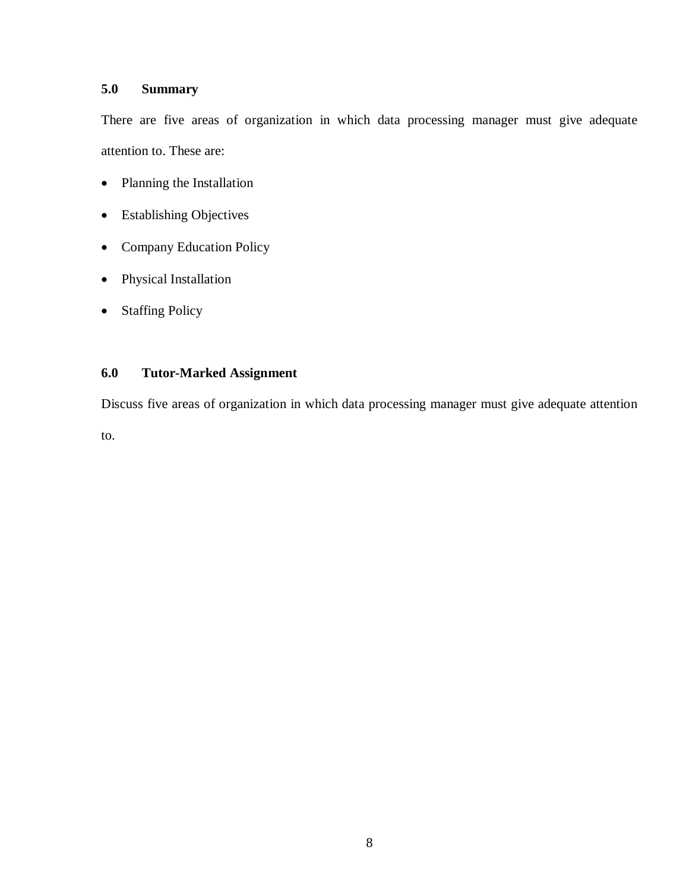## 5.0 Summary

There are five areas of organization in which data processing manager must give adequate attention to. These are:

- Planning the Installation
- Establishing Objectives
- Company Education Policy
- Physical Installation
- Staffing Policy

## 6.0 Tutor-Marked Assignment

Discuss five areas of organization in which data processing manager must give adequate attention to.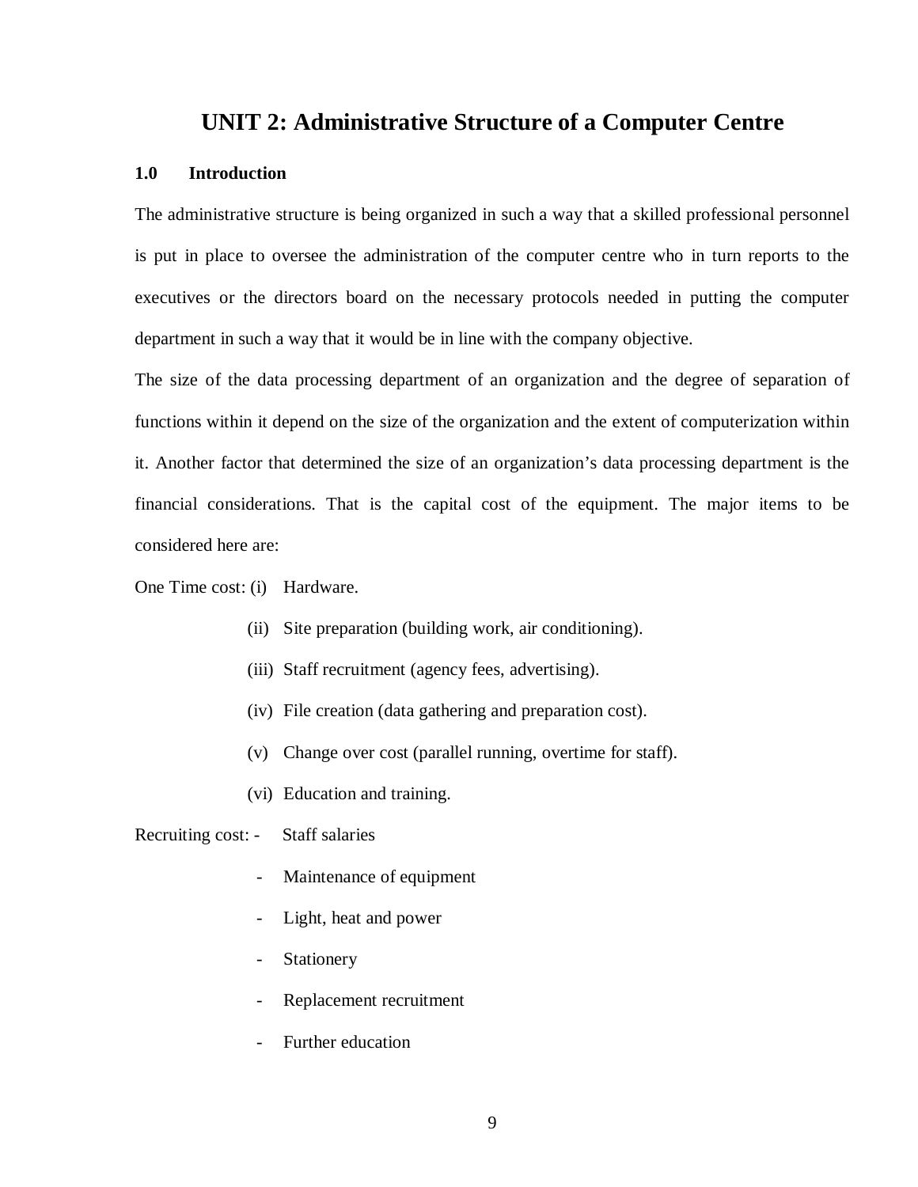# UNIT 2: Administrative Structure of a Computer Centre

## 1.0 Introduction

The administrative structure is being organized in such a way that a skilled professional personnel is put in place to oversee the administration of the computer centre who in turn reports to the executives or the directors board on the necessary protocols needed in putting the computer department in such a way that it would be in line with the company objective.

The size of the data processing department of an organization and the degree of separation of functions within it depend on the size of the organization and the extent of computerization within it. Another factor that determined the size of an organization's data processing department is the financial considerations. That is the capital cost of the equipment. The major items to be considered here are:

One Time cost:
- (i) Hardware.
- (ii) Site preparation (building work, air conditioning).
- (iii) Staff recruitment (agency fees, advertising).
- (iv) File creation (data gathering and preparation cost).
- (v) Change over cost (parallel running, overtime for staff).
- (vi) Education and training.

Recruiting cost:
- Staff salaries
- Maintenance of equipment
- Light, heat and power
- Stationery
- Replacement recruitment
- Further education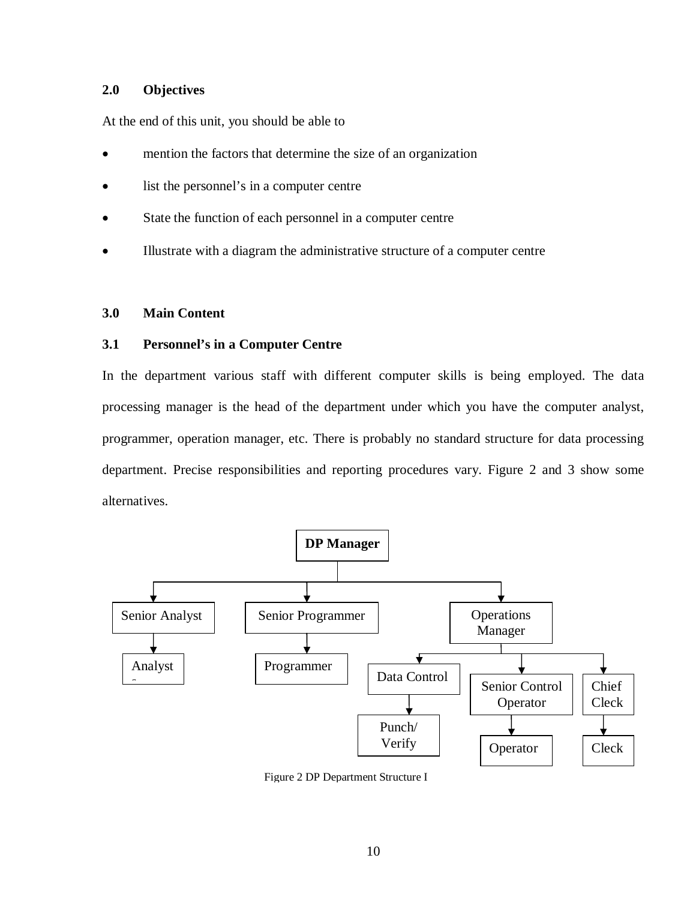## 2.0 Objectives

At the end of this unit, you should be able to

- mention the factors that determine the size of an organization
- list the personnel's in a computer centre
- State the function of each personnel in a computer centre
- Illustrate with a diagram the administrative structure of a computer centre

## 3.0 Main Content

### 3.1 Personnel's in a Computer Centre

In the department various staff with different computer skills is being employed. The data processing manager is the head of the department under which you have the computer analyst, programmer, operation manager, etc. There is probably no standard structure for data processing department. Precise responsibilities and reporting procedures vary. Figure 2 and 3 show some alternatives.

```
                         DP Manager
                             |
       ----------------------------------------------------
       |                     |                            |
 Senior Analyst      Senior Programmer          Operations Manager
       |                     |                            |
    Analyst              Programmer      ---------------------------------------
                                         |                 |                   |
                                   Data Control   Senior Control Operator   Chief Cleck
                                         |                 |                   |
                                   Punch/ Verify        Operator             Cleck
```

Figure 2 DP Department Structure I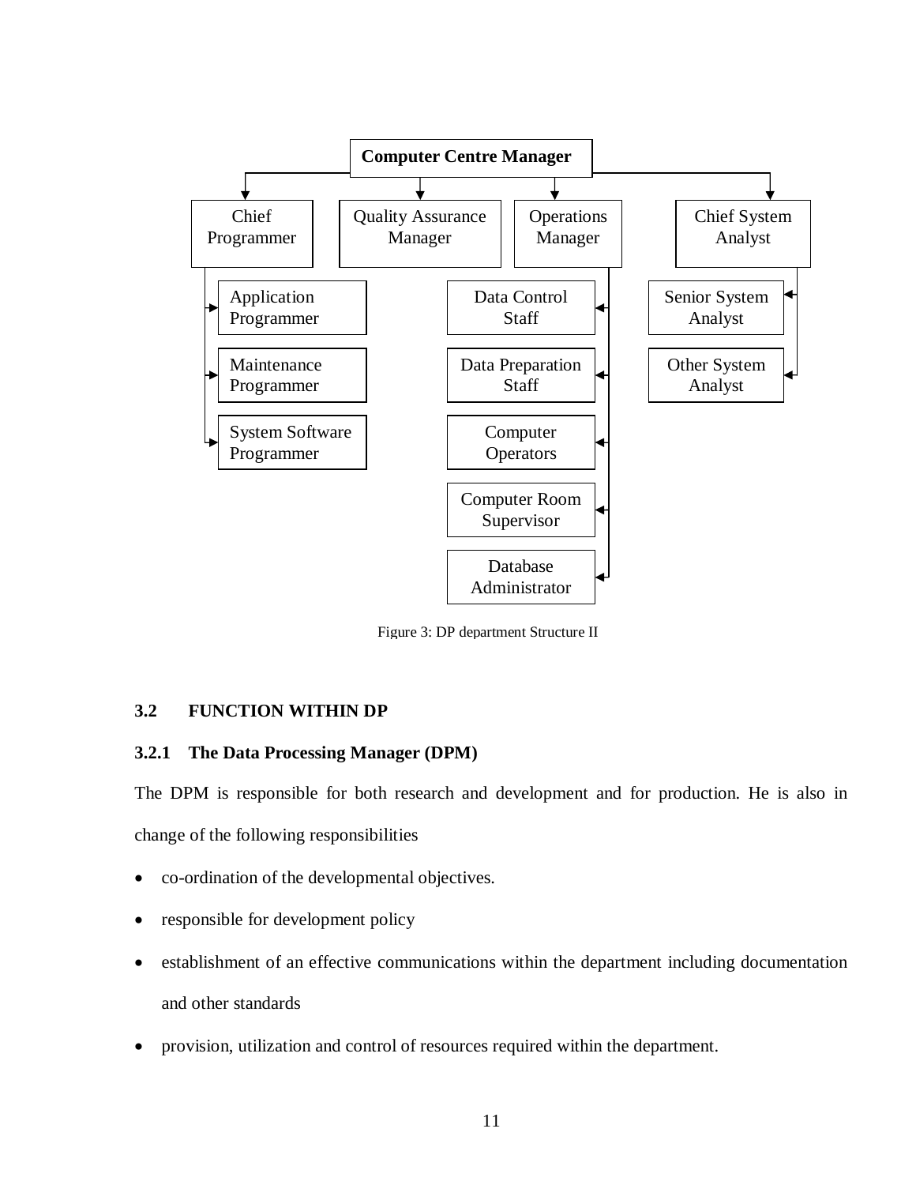Computer Centre Manager

- Chief Programmer
  - Application Programmer
  - Maintenance Programmer
  - System Software Programmer
- Quality Assurance Manager
- Operations Manager
  - Data Control Staff
  - Data Preparation Staff
  - Computer Operators
  - Computer Room Supervisor
  - Database Administrator
- Chief System Analyst
  - Senior System Analyst
  - Other System Analyst

Figure 3: DP department Structure II

## 3.2 FUNCTION WITHIN DP

### 3.2.1 The Data Processing Manager (DPM)

The DPM is responsible for both research and development and for production. He is also in change of the following responsibilities

- co-ordination of the developmental objectives.
- responsible for development policy
- establishment of an effective communications within the department including documentation and other standards
- provision, utilization and control of resources required within the department.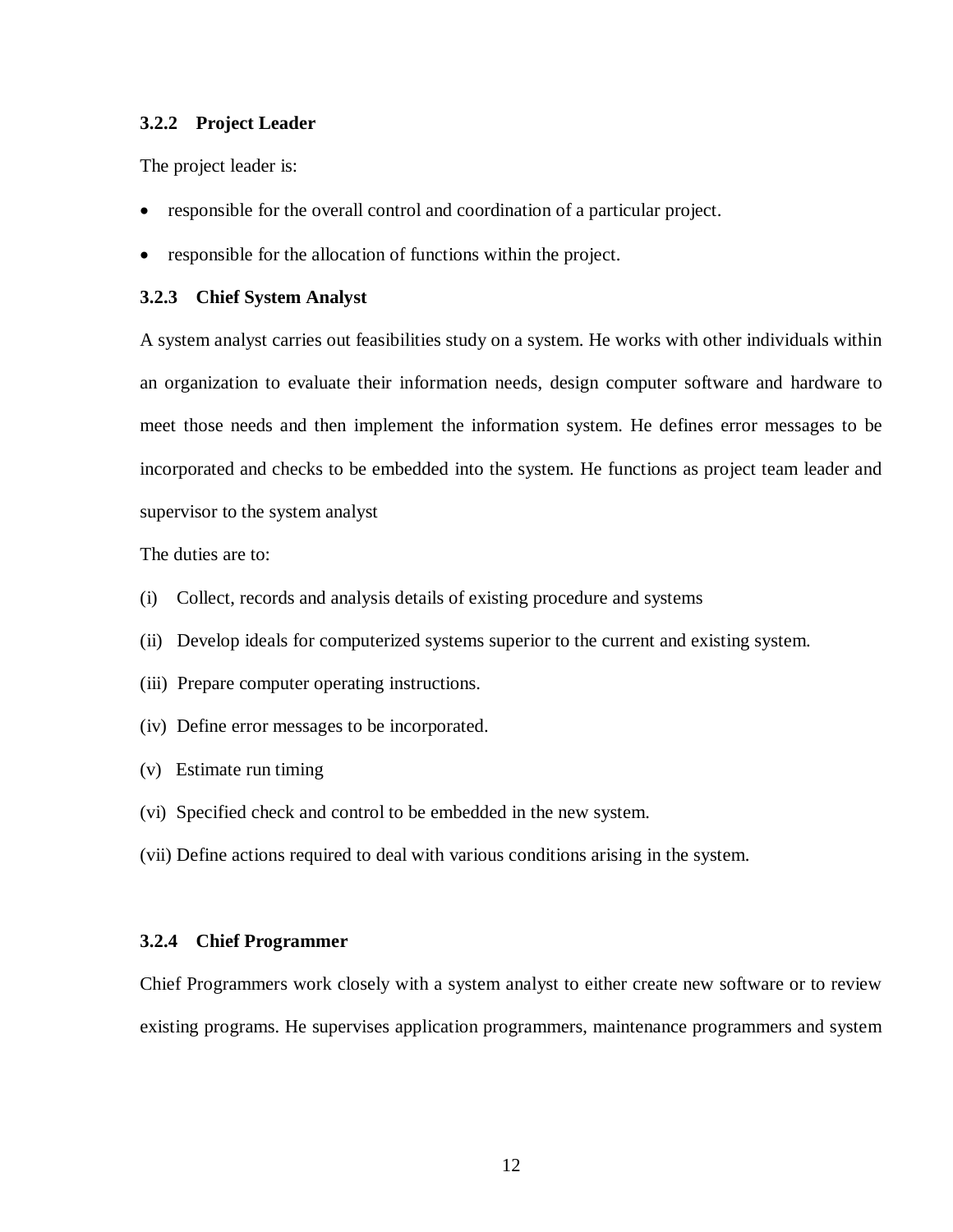### 3.2.2 Project Leader

The project leader is:

- responsible for the overall control and coordination of a particular project.
- responsible for the allocation of functions within the project.

### 3.2.3 Chief System Analyst

A system analyst carries out feasibilities study on a system. He works with other individuals within an organization to evaluate their information needs, design computer software and hardware to meet those needs and then implement the information system. He defines error messages to be incorporated and checks to be embedded into the system. He functions as project team leader and supervisor to the system analyst

The duties are to:

(i) Collect, records and analysis details of existing procedure and systems

(ii) Develop ideals for computerized systems superior to the current and existing system.

(iii) Prepare computer operating instructions.

(iv) Define error messages to be incorporated.

(v) Estimate run timing

(vi) Specified check and control to be embedded in the new system.

(vii) Define actions required to deal with various conditions arising in the system.

### 3.2.4 Chief Programmer

Chief Programmers work closely with a system analyst to either create new software or to review existing programs. He supervises application programmers, maintenance programmers and system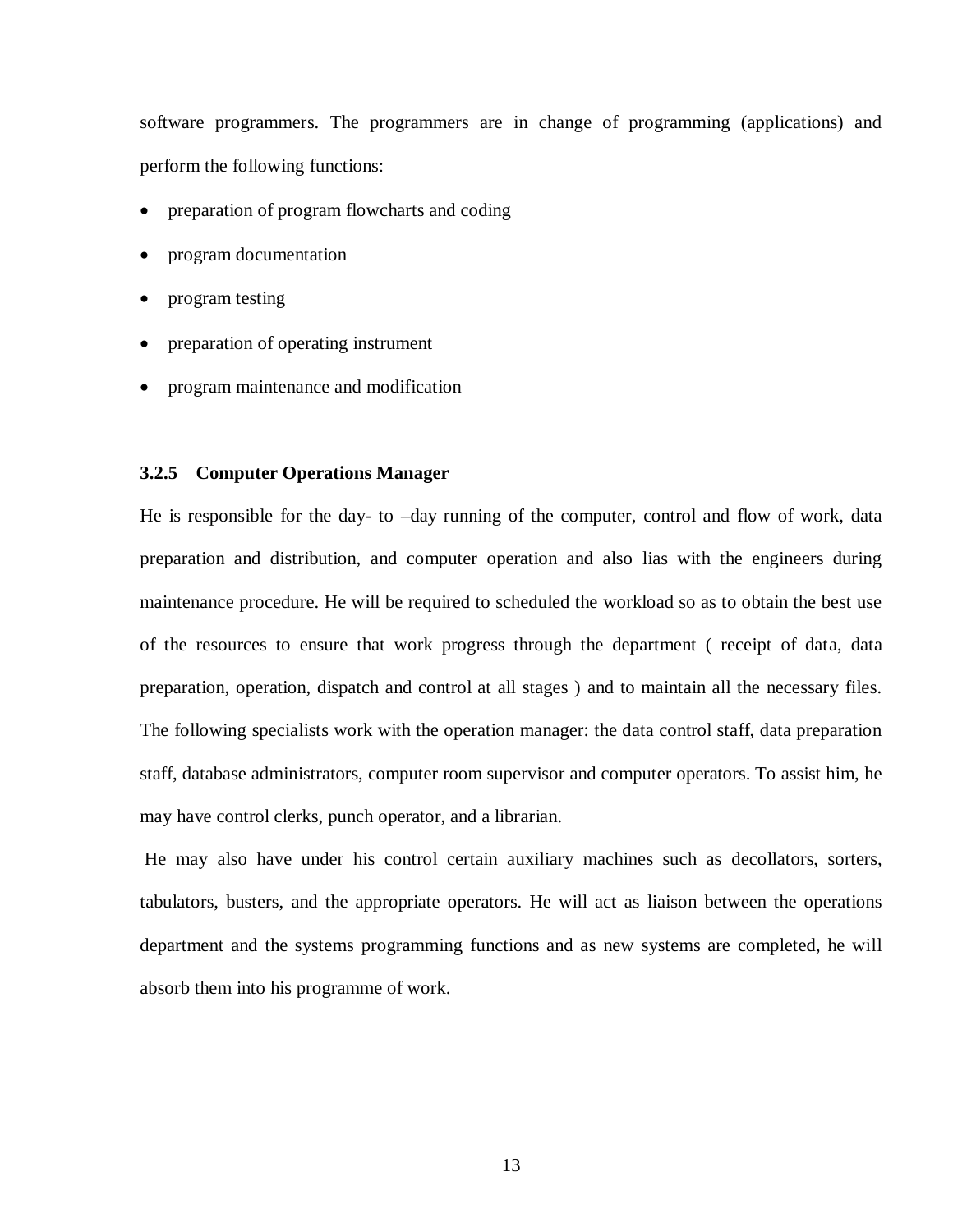software programmers. The programmers are in change of programming (applications) and perform the following functions:

- preparation of program flowcharts and coding
- program documentation
- program testing
- preparation of operating instrument
- program maintenance and modification

### 3.2.5 Computer Operations Manager

He is responsible for the day- to –day running of the computer, control and flow of work, data preparation and distribution, and computer operation and also lias with the engineers during maintenance procedure. He will be required to scheduled the workload so as to obtain the best use of the resources to ensure that work progress through the department ( receipt of data, data preparation, operation, dispatch and control at all stages ) and to maintain all the necessary files. The following specialists work with the operation manager: the data control staff, data preparation staff, database administrators, computer room supervisor and computer operators. To assist him, he may have control clerks, punch operator, and a librarian.

He may also have under his control certain auxiliary machines such as decollators, sorters, tabulators, busters, and the appropriate operators. He will act as liaison between the operations department and the systems programming functions and as new systems are completed, he will absorb them into his programme of work.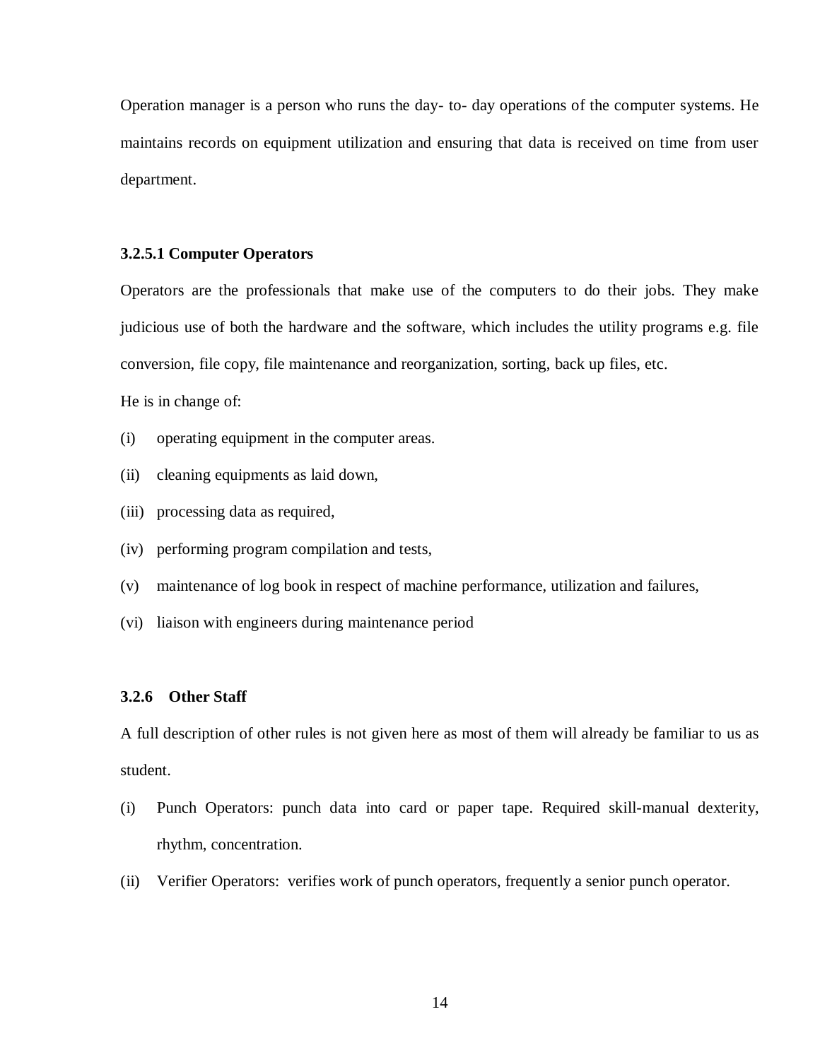Operation manager is a person who runs the day- to- day operations of the computer systems. He maintains records on equipment utilization and ensuring that data is received on time from user department.

#### 3.2.5.1 Computer Operators

Operators are the professionals that make use of the computers to do their jobs. They make judicious use of both the hardware and the software, which includes the utility programs e.g. file conversion, file copy, file maintenance and reorganization, sorting, back up files, etc.

He is in change of:

(i) operating equipment in the computer areas.

(ii) cleaning equipments as laid down,

(iii) processing data as required,

(iv) performing program compilation and tests,

(v) maintenance of log book in respect of machine performance, utilization and failures,

(vi) liaison with engineers during maintenance period

### 3.2.6 Other Staff

A full description of other rules is not given here as most of them will already be familiar to us as student.

(i) Punch Operators: punch data into card or paper tape. Required skill-manual dexterity, rhythm, concentration.

(ii) Verifier Operators: verifies work of punch operators, frequently a senior punch operator.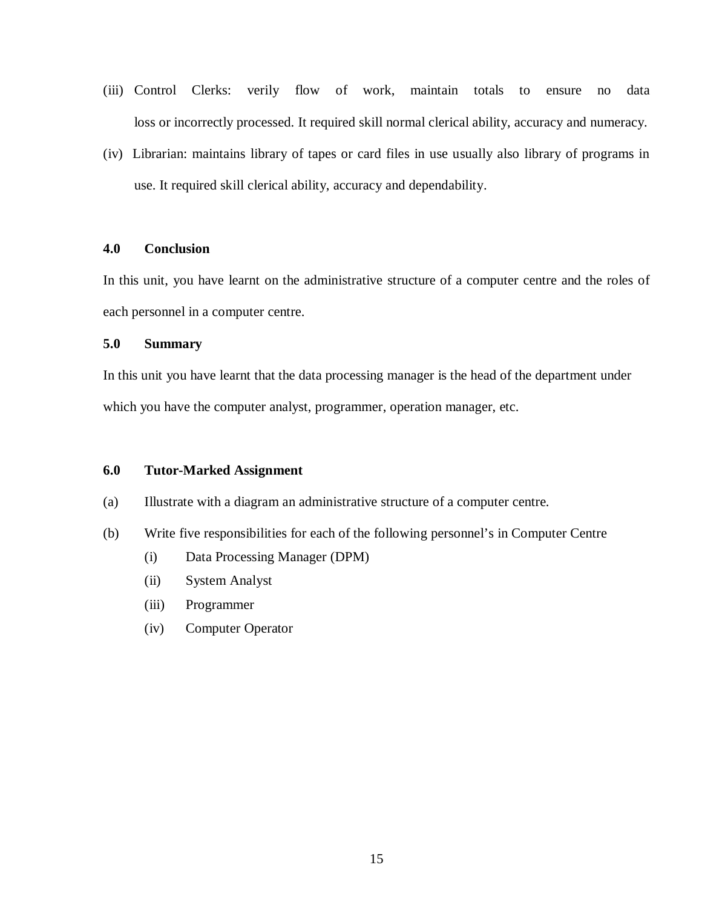(iii) Control Clerks: verily flow of work, maintain totals to ensure no data loss or incorrectly processed. It required skill normal clerical ability, accuracy and numeracy.

(iv) Librarian: maintains library of tapes or card files in use usually also library of programs in use. It required skill clerical ability, accuracy and dependability.

**4.0 Conclusion**

In this unit, you have learnt on the administrative structure of a computer centre and the roles of each personnel in a computer centre.

**5.0 Summary**

In this unit you have learnt that the data processing manager is the head of the department under which you have the computer analyst, programmer, operation manager, etc.

**6.0 Tutor-Marked Assignment**

(a) Illustrate with a diagram an administrative structure of a computer centre.

(b) Write five responsibilities for each of the following personnel's in Computer Centre

  (i) Data Processing Manager (DPM)

  (ii) System Analyst

  (iii) Programmer

  (iv) Computer Operator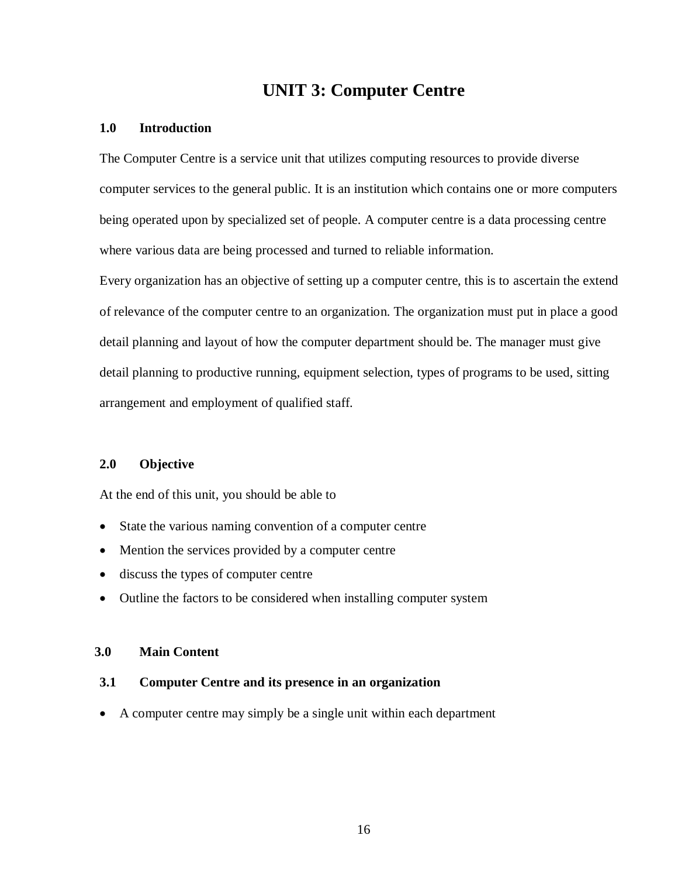# UNIT 3: Computer Centre

## 1.0 Introduction

The Computer Centre is a service unit that utilizes computing resources to provide diverse computer services to the general public. It is an institution which contains one or more computers being operated upon by specialized set of people. A computer centre is a data processing centre where various data are being processed and turned to reliable information.

Every organization has an objective of setting up a computer centre, this is to ascertain the extend of relevance of the computer centre to an organization. The organization must put in place a good detail planning and layout of how the computer department should be. The manager must give detail planning to productive running, equipment selection, types of programs to be used, sitting arrangement and employment of qualified staff.

## 2.0 Objective

At the end of this unit, you should be able to

- State the various naming convention of a computer centre
- Mention the services provided by a computer centre
- discuss the types of computer centre
- Outline the factors to be considered when installing computer system

## 3.0 Main Content

### 3.1 Computer Centre and its presence in an organization

- A computer centre may simply be a single unit within each department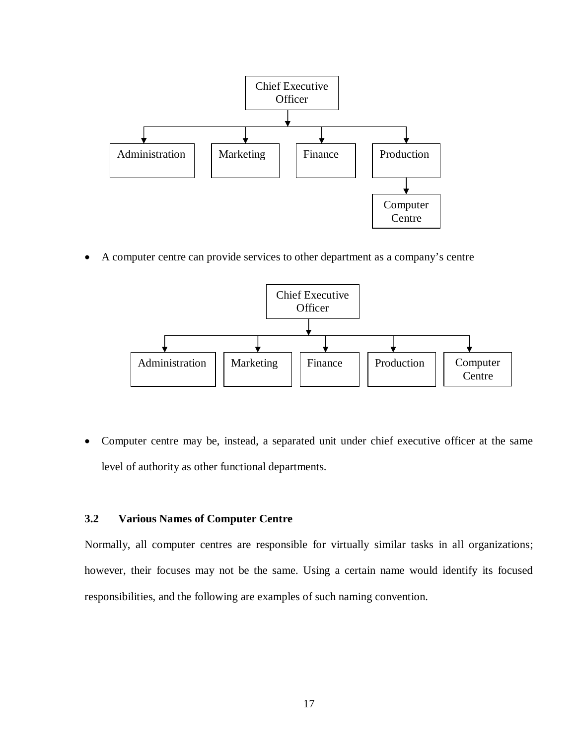- Chief Executive Officer
  - Administration
  - Marketing
  - Finance
  - Production
    - Computer Centre

- A computer centre can provide services to other department as a company's centre

- Chief Executive Officer
  - Administration
  - Marketing
  - Finance
  - Production
  - Computer Centre

- Computer centre may be, instead, a separated unit under chief executive officer at the same level of authority as other functional departments.

### 3.2 Various Names of Computer Centre

Normally, all computer centres are responsible for virtually similar tasks in all organizations; however, their focuses may not be the same. Using a certain name would identify its focused responsibilities, and the following are examples of such naming convention.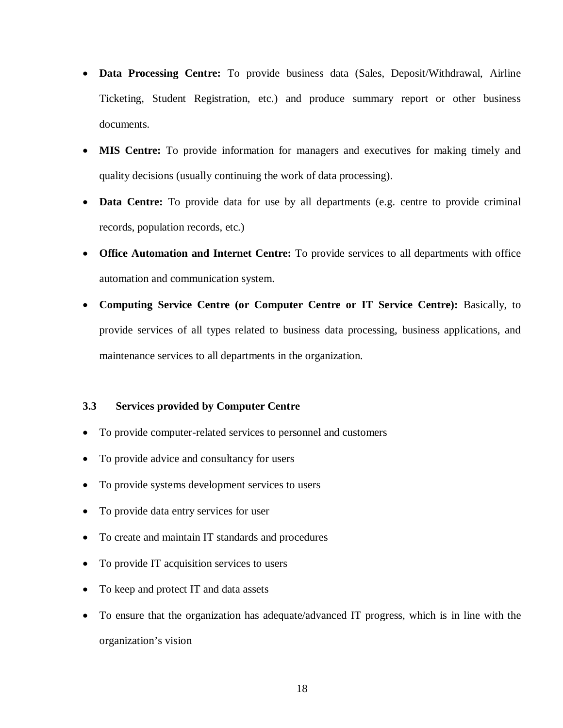- **Data Processing Centre:** To provide business data (Sales, Deposit/Withdrawal, Airline Ticketing, Student Registration, etc.) and produce summary report or other business documents.
- **MIS Centre:** To provide information for managers and executives for making timely and quality decisions (usually continuing the work of data processing).
- **Data Centre:** To provide data for use by all departments (e.g. centre to provide criminal records, population records, etc.)
- **Office Automation and Internet Centre:** To provide services to all departments with office automation and communication system.
- **Computing Service Centre (or Computer Centre or IT Service Centre):** Basically, to provide services of all types related to business data processing, business applications, and maintenance services to all departments in the organization.

### 3.3 Services provided by Computer Centre

- To provide computer-related services to personnel and customers
- To provide advice and consultancy for users
- To provide systems development services to users
- To provide data entry services for user
- To create and maintain IT standards and procedures
- To provide IT acquisition services to users
- To keep and protect IT and data assets
- To ensure that the organization has adequate/advanced IT progress, which is in line with the organization's vision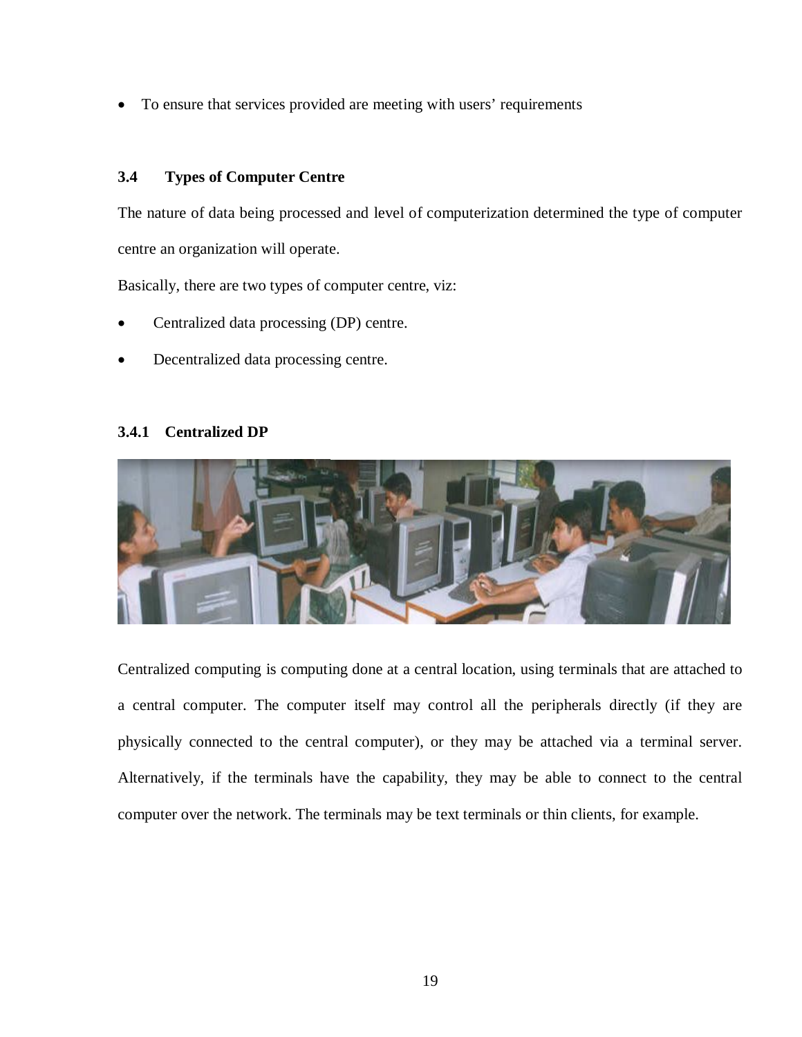- To ensure that services provided are meeting with users' requirements

## 3.4 Types of Computer Centre

The nature of data being processed and level of computerization determined the type of computer centre an organization will operate.

Basically, there are two types of computer centre, viz:

- Centralized data processing (DP) centre.
- Decentralized data processing centre.

### 3.4.1 Centralized DP

Centralized computing is computing done at a central location, using terminals that are attached to a central computer. The computer itself may control all the peripherals directly (if they are physically connected to the central computer), or they may be attached via a terminal server. Alternatively, if the terminals have the capability, they may be able to connect to the central computer over the network. The terminals may be text terminals or thin clients, for example.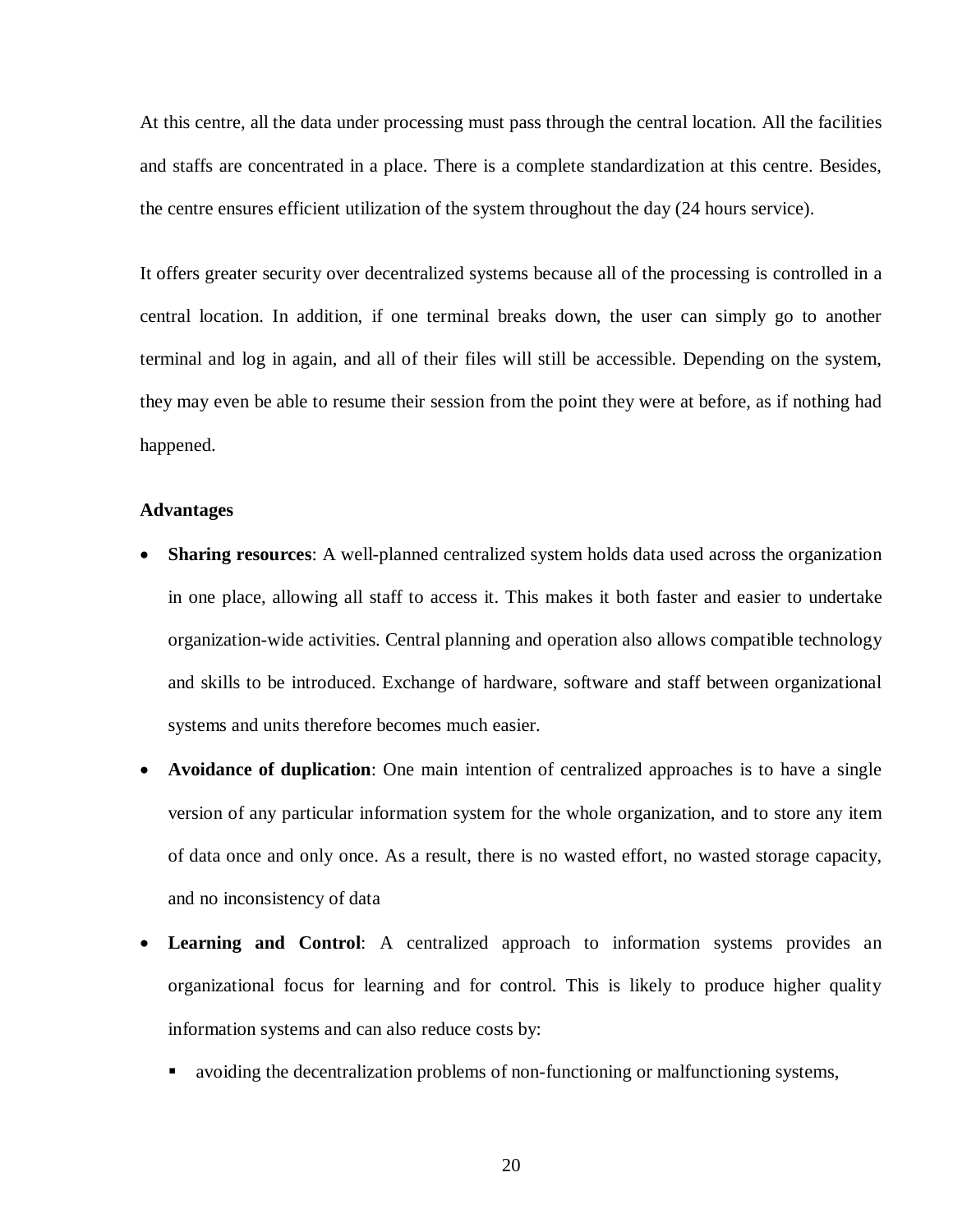At this centre, all the data under processing must pass through the central location. All the facilities and staffs are concentrated in a place. There is a complete standardization at this centre. Besides, the centre ensures efficient utilization of the system throughout the day (24 hours service).

It offers greater security over decentralized systems because all of the processing is controlled in a central location. In addition, if one terminal breaks down, the user can simply go to another terminal and log in again, and all of their files will still be accessible. Depending on the system, they may even be able to resume their session from the point they were at before, as if nothing had happened.

**Advantages**

- **Sharing resources**: A well-planned centralized system holds data used across the organization in one place, allowing all staff to access it. This makes it both faster and easier to undertake organization-wide activities. Central planning and operation also allows compatible technology and skills to be introduced. Exchange of hardware, software and staff between organizational systems and units therefore becomes much easier.
- **Avoidance of duplication**: One main intention of centralized approaches is to have a single version of any particular information system for the whole organization, and to store any item of data once and only once. As a result, there is no wasted effort, no wasted storage capacity, and no inconsistency of data
- **Learning and Control**: A centralized approach to information systems provides an organizational focus for learning and for control. This is likely to produce higher quality information systems and can also reduce costs by:
  - avoiding the decentralization problems of non-functioning or malfunctioning systems,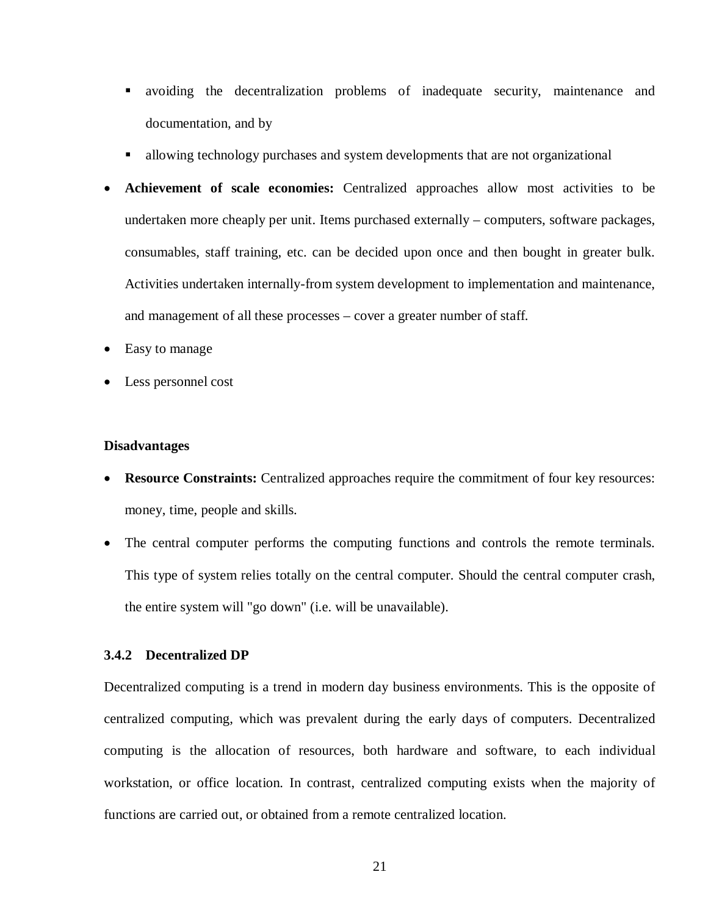- avoiding the decentralization problems of inadequate security, maintenance and documentation, and by
  - allowing technology purchases and system developments that are not organizational

- **Achievement of scale economies:** Centralized approaches allow most activities to be undertaken more cheaply per unit. Items purchased externally – computers, software packages, consumables, staff training, etc. can be decided upon once and then bought in greater bulk. Activities undertaken internally-from system development to implementation and maintenance, and management of all these processes – cover a greater number of staff.
- Easy to manage
- Less personnel cost

**Disadvantages**

- **Resource Constraints:** Centralized approaches require the commitment of four key resources: money, time, people and skills.
- The central computer performs the computing functions and controls the remote terminals. This type of system relies totally on the central computer. Should the central computer crash, the entire system will "go down" (i.e. will be unavailable).

### 3.4.2 Decentralized DP

Decentralized computing is a trend in modern day business environments. This is the opposite of centralized computing, which was prevalent during the early days of computers. Decentralized computing is the allocation of resources, both hardware and software, to each individual workstation, or office location. In contrast, centralized computing exists when the majority of functions are carried out, or obtained from a remote centralized location.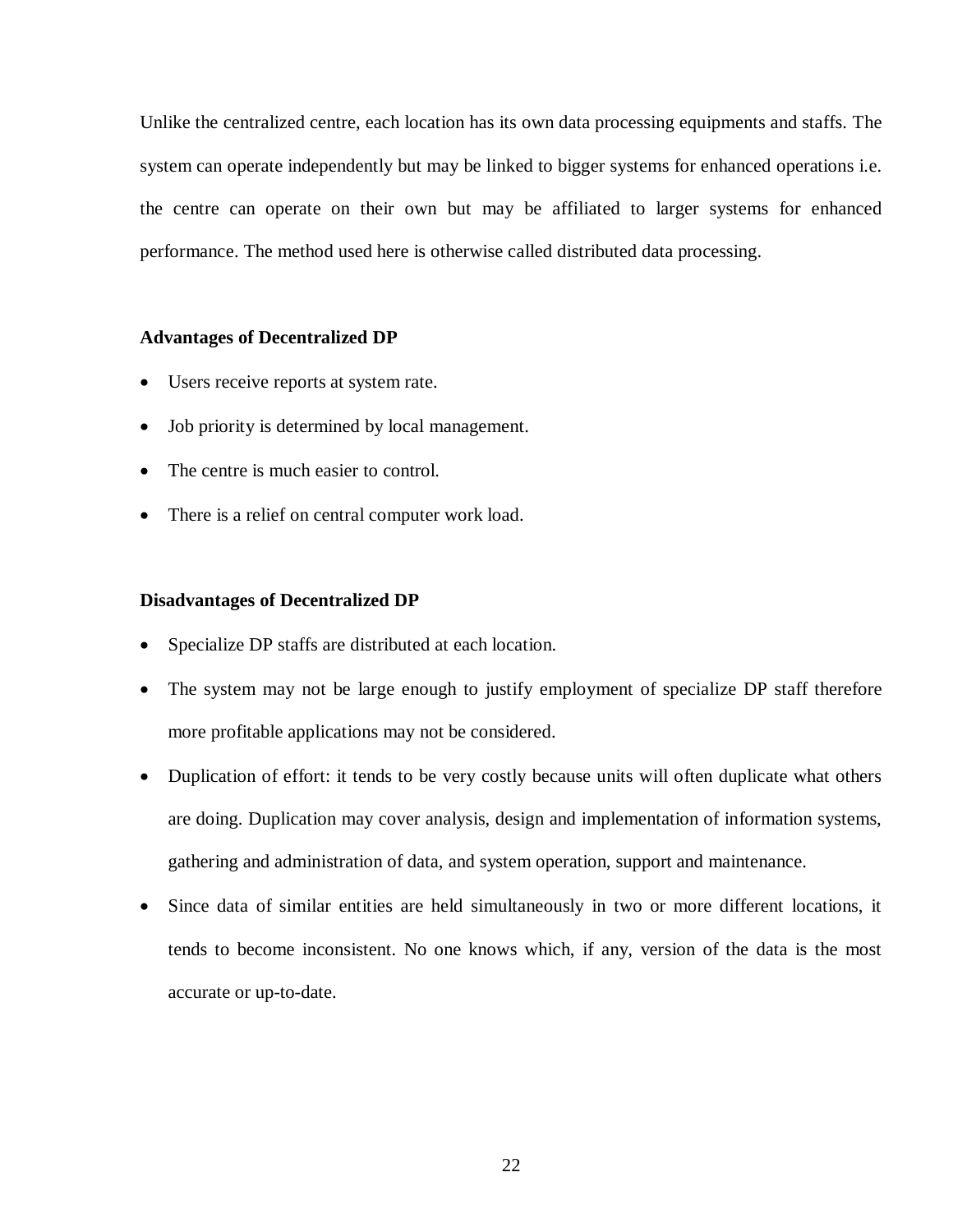Unlike the centralized centre, each location has its own data processing equipments and staffs. The system can operate independently but may be linked to bigger systems for enhanced operations i.e. the centre can operate on their own but may be affiliated to larger systems for enhanced performance. The method used here is otherwise called distributed data processing.

**Advantages of Decentralized DP**

- Users receive reports at system rate.
- Job priority is determined by local management.
- The centre is much easier to control.
- There is a relief on central computer work load.

**Disadvantages of Decentralized DP**

- Specialize DP staffs are distributed at each location.
- The system may not be large enough to justify employment of specialize DP staff therefore more profitable applications may not be considered.
- Duplication of effort: it tends to be very costly because units will often duplicate what others are doing. Duplication may cover analysis, design and implementation of information systems, gathering and administration of data, and system operation, support and maintenance.
- Since data of similar entities are held simultaneously in two or more different locations, it tends to become inconsistent. No one knows which, if any, version of the data is the most accurate or up-to-date.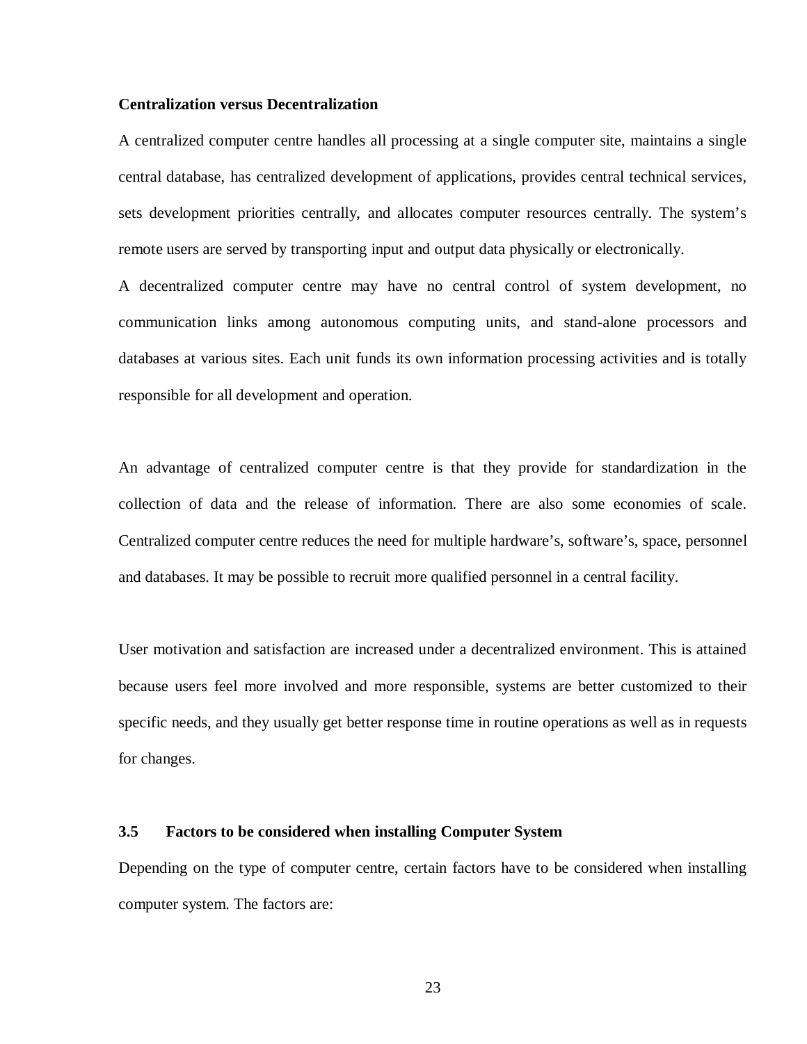**Centralization versus Decentralization**

A centralized computer centre handles all processing at a single computer site, maintains a single central database, has centralized development of applications, provides central technical services, sets development priorities centrally, and allocates computer resources centrally. The system's remote users are served by transporting input and output data physically or electronically.

A decentralized computer centre may have no central control of system development, no communication links among autonomous computing units, and stand-alone processors and databases at various sites. Each unit funds its own information processing activities and is totally responsible for all development and operation.

An advantage of centralized computer centre is that they provide for standardization in the collection of data and the release of information. There are also some economies of scale. Centralized computer centre reduces the need for multiple hardware's, software's, space, personnel and databases. It may be possible to recruit more qualified personnel in a central facility.

User motivation and satisfaction are increased under a decentralized environment. This is attained because users feel more involved and more responsible, systems are better customized to their specific needs, and they usually get better response time in routine operations as well as in requests for changes.

### 3.5 Factors to be considered when installing Computer System

Depending on the type of computer centre, certain factors have to be considered when installing computer system. The factors are: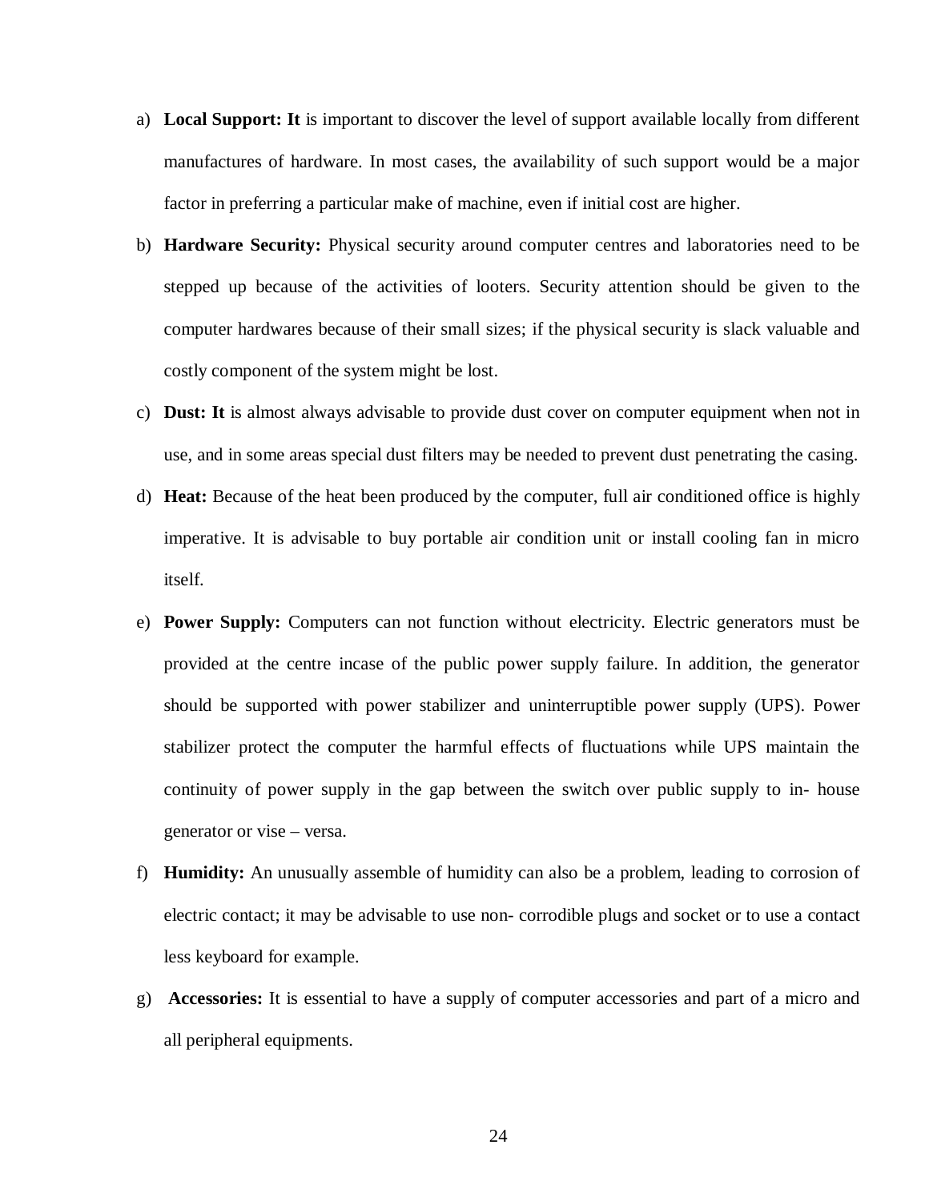a) **Local Support: It** is important to discover the level of support available locally from different manufactures of hardware. In most cases, the availability of such support would be a major factor in preferring a particular make of machine, even if initial cost are higher.

b) **Hardware Security:** Physical security around computer centres and laboratories need to be stepped up because of the activities of looters. Security attention should be given to the computer hardwares because of their small sizes; if the physical security is slack valuable and costly component of the system might be lost.

c) **Dust: It** is almost always advisable to provide dust cover on computer equipment when not in use, and in some areas special dust filters may be needed to prevent dust penetrating the casing.

d) **Heat:** Because of the heat been produced by the computer, full air conditioned office is highly imperative. It is advisable to buy portable air condition unit or install cooling fan in micro itself.

e) **Power Supply:** Computers can not function without electricity. Electric generators must be provided at the centre incase of the public power supply failure. In addition, the generator should be supported with power stabilizer and uninterruptible power supply (UPS). Power stabilizer protect the computer the harmful effects of fluctuations while UPS maintain the continuity of power supply in the gap between the switch over public supply to in- house generator or vise – versa.

f) **Humidity:** An unusually assemble of humidity can also be a problem, leading to corrosion of electric contact; it may be advisable to use non- corrodible plugs and socket or to use a contact less keyboard for example.

g) **Accessories:** It is essential to have a supply of computer accessories and part of a micro and all peripheral equipments.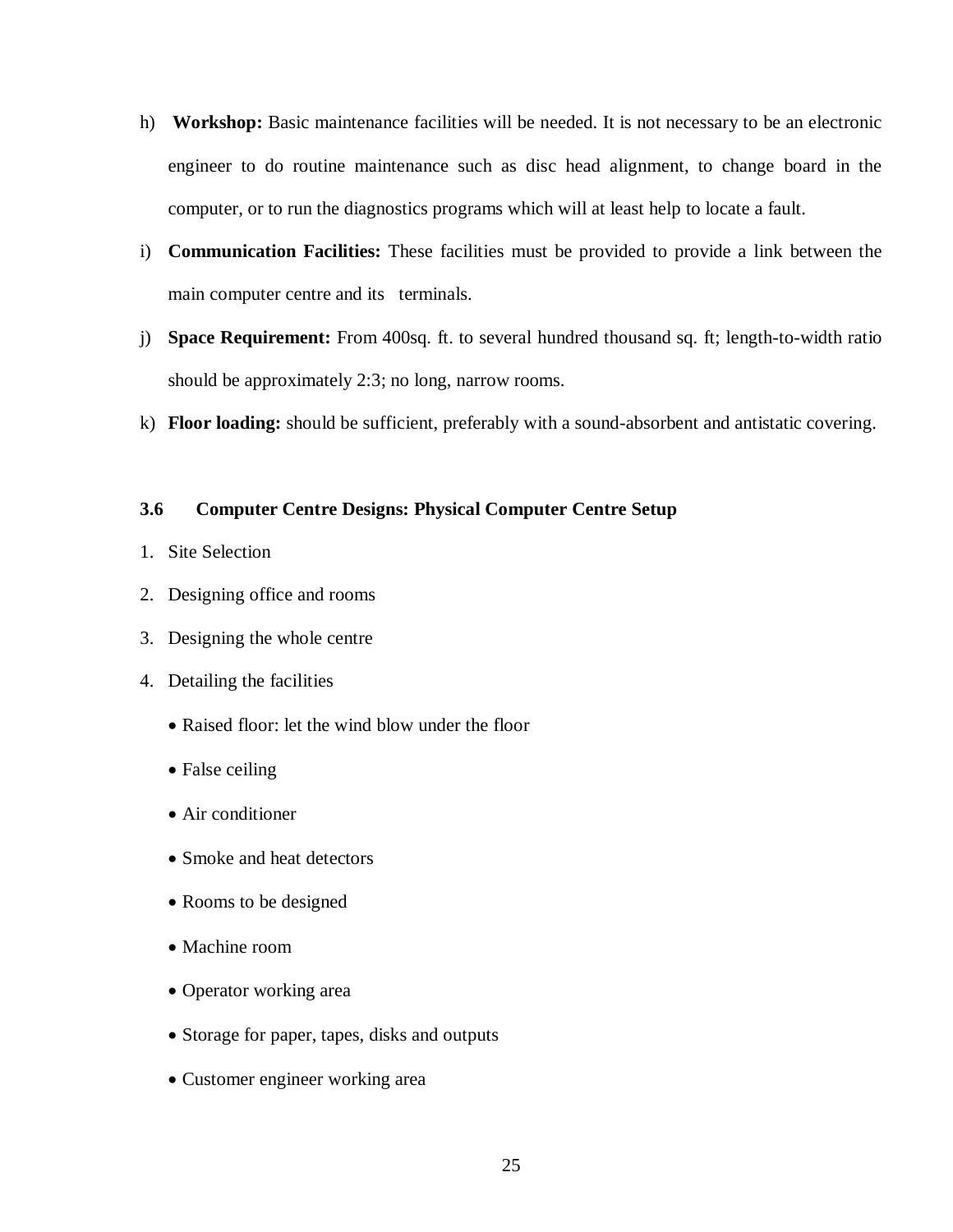h) **Workshop:** Basic maintenance facilities will be needed. It is not necessary to be an electronic engineer to do routine maintenance such as disc head alignment, to change board in the computer, or to run the diagnostics programs which will at least help to locate a fault.

i) **Communication Facilities:** These facilities must be provided to provide a link between the main computer centre and its terminals.

j) **Space Requirement:** From 400sq. ft. to several hundred thousand sq. ft; length-to-width ratio should be approximately 2:3; no long, narrow rooms.

k) **Floor loading:** should be sufficient, preferably with a sound-absorbent and antistatic covering.

### 3.6 Computer Centre Designs: Physical Computer Centre Setup

1. Site Selection
2. Designing office and rooms
3. Designing the whole centre
4. Detailing the facilities
   - Raised floor: let the wind blow under the floor
   - False ceiling
   - Air conditioner
   - Smoke and heat detectors
   - Rooms to be designed
   - Machine room
   - Operator working area
   - Storage for paper, tapes, disks and outputs
   - Customer engineer working area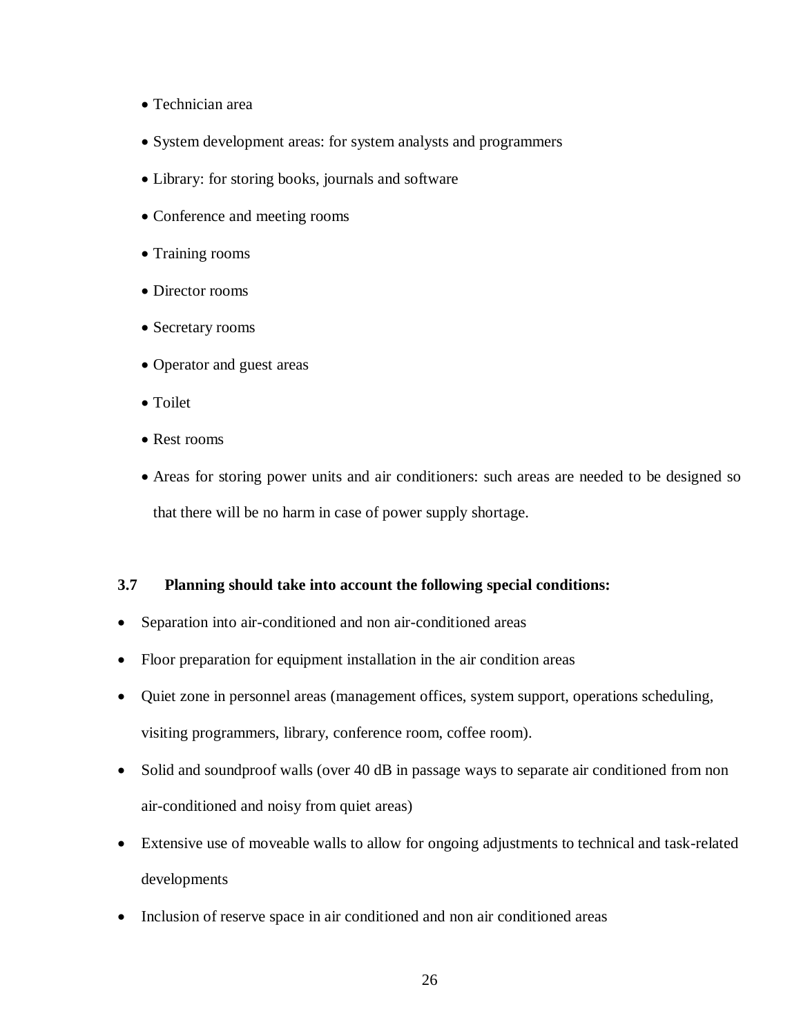- Technician area
- System development areas: for system analysts and programmers
- Library: for storing books, journals and software
- Conference and meeting rooms
- Training rooms
- Director rooms
- Secretary rooms
- Operator and guest areas
- Toilet
- Rest rooms
- Areas for storing power units and air conditioners: such areas are needed to be designed so that there will be no harm in case of power supply shortage.

### 3.7 Planning should take into account the following special conditions:

- Separation into air-conditioned and non air-conditioned areas
- Floor preparation for equipment installation in the air condition areas
- Quiet zone in personnel areas (management offices, system support, operations scheduling, visiting programmers, library, conference room, coffee room).
- Solid and soundproof walls (over 40 dB in passage ways to separate air conditioned from non air-conditioned and noisy from quiet areas)
- Extensive use of moveable walls to allow for ongoing adjustments to technical and task-related developments
- Inclusion of reserve space in air conditioned and non air conditioned areas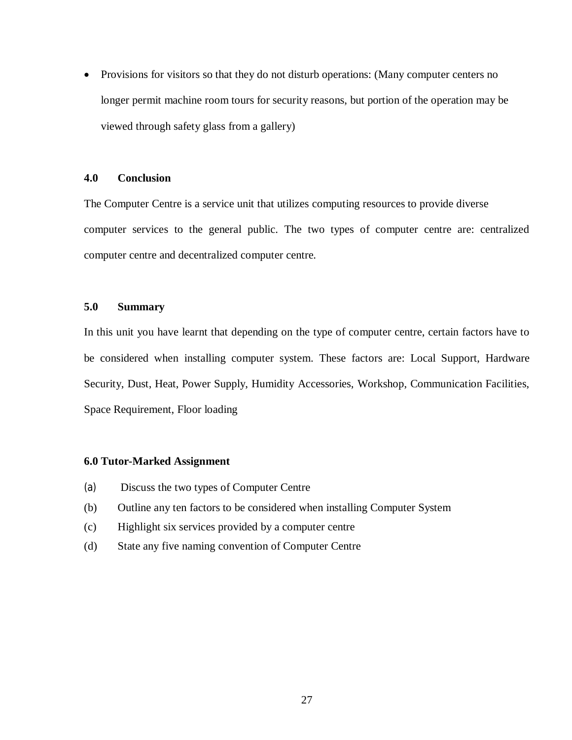- Provisions for visitors so that they do not disturb operations: (Many computer centers no longer permit machine room tours for security reasons, but portion of the operation may be viewed through safety glass from a gallery)

### 4.0 Conclusion

The Computer Centre is a service unit that utilizes computing resources to provide diverse computer services to the general public. The two types of computer centre are: centralized computer centre and decentralized computer centre.

### 5.0 Summary

In this unit you have learnt that depending on the type of computer centre, certain factors have to be considered when installing computer system. These factors are: Local Support, Hardware Security, Dust, Heat, Power Supply, Humidity Accessories, Workshop, Communication Facilities, Space Requirement, Floor loading

### 6.0 Tutor-Marked Assignment

(a) Discuss the two types of Computer Centre

(b) Outline any ten factors to be considered when installing Computer System

(c) Highlight six services provided by a computer centre

(d) State any five naming convention of Computer Centre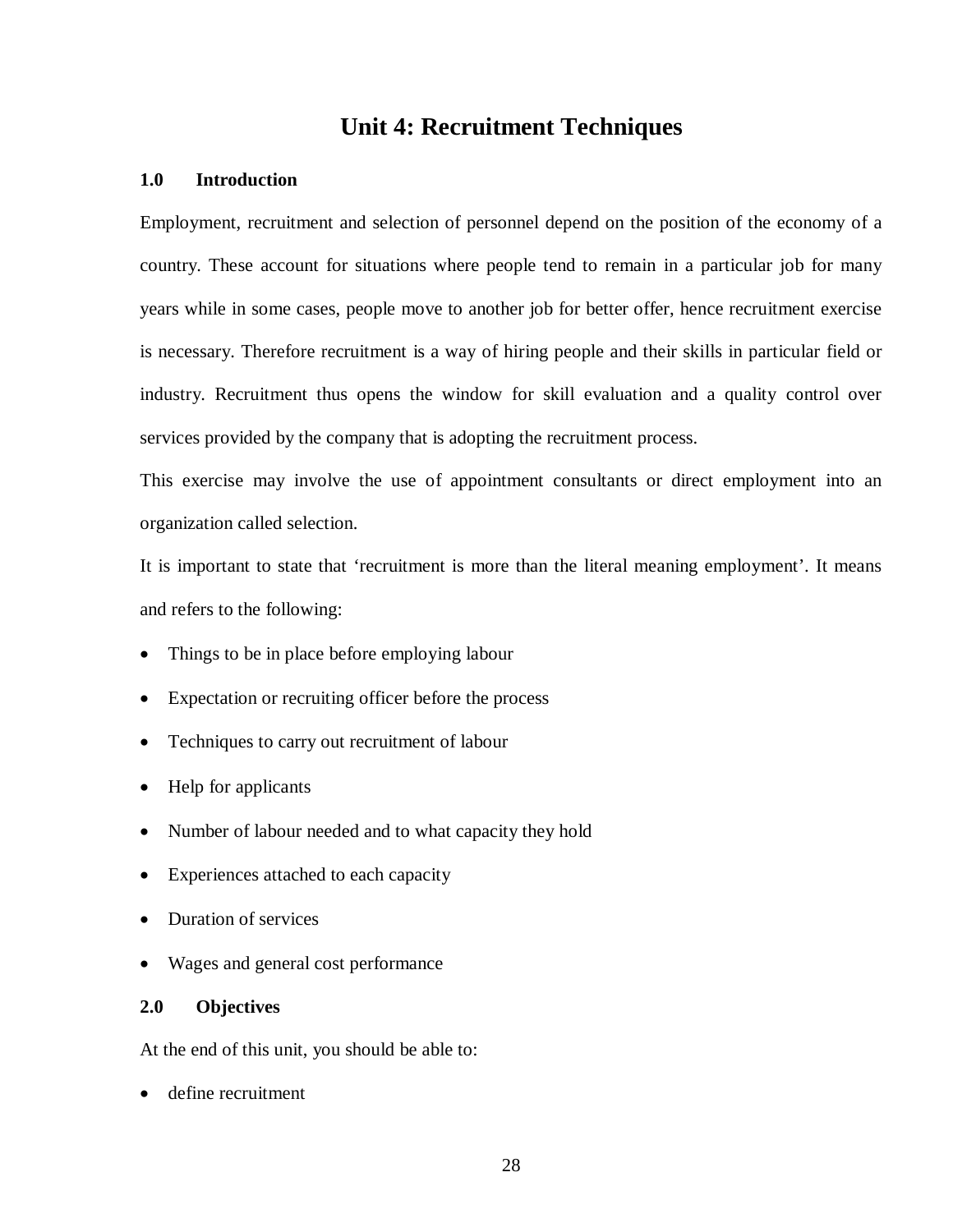# Unit 4: Recruitment Techniques

## 1.0 Introduction

Employment, recruitment and selection of personnel depend on the position of the economy of a country. These account for situations where people tend to remain in a particular job for many years while in some cases, people move to another job for better offer, hence recruitment exercise is necessary. Therefore recruitment is a way of hiring people and their skills in particular field or industry. Recruitment thus opens the window for skill evaluation and a quality control over services provided by the company that is adopting the recruitment process.

This exercise may involve the use of appointment consultants or direct employment into an organization called selection.

It is important to state that 'recruitment is more than the literal meaning employment'. It means and refers to the following:

- Things to be in place before employing labour
- Expectation or recruiting officer before the process
- Techniques to carry out recruitment of labour
- Help for applicants
- Number of labour needed and to what capacity they hold
- Experiences attached to each capacity
- Duration of services
- Wages and general cost performance

## 2.0 Objectives

At the end of this unit, you should be able to:

- define recruitment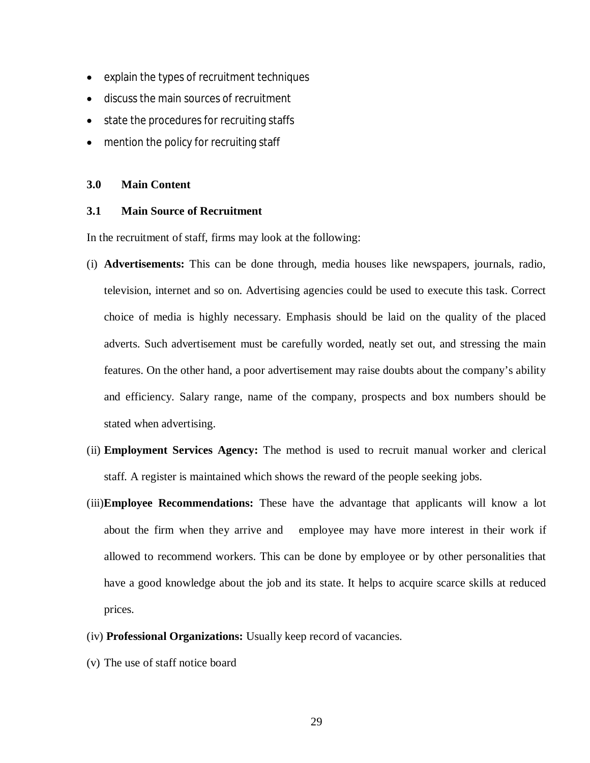- explain the types of recruitment techniques
- discuss the main sources of recruitment
- state the procedures for recruiting staffs
- mention the policy for recruiting staff

## 3.0 Main Content

### 3.1 Main Source of Recruitment

In the recruitment of staff, firms may look at the following:

(i) **Advertisements:** This can be done through, media houses like newspapers, journals, radio, television, internet and so on. Advertising agencies could be used to execute this task. Correct choice of media is highly necessary. Emphasis should be laid on the quality of the placed adverts. Such advertisement must be carefully worded, neatly set out, and stressing the main features. On the other hand, a poor advertisement may raise doubts about the company's ability and efficiency. Salary range, name of the company, prospects and box numbers should be stated when advertising.

(ii) **Employment Services Agency:** The method is used to recruit manual worker and clerical staff. A register is maintained which shows the reward of the people seeking jobs.

(iii) **Employee Recommendations:** These have the advantage that applicants will know a lot about the firm when they arrive and employee may have more interest in their work if allowed to recommend workers. This can be done by employee or by other personalities that have a good knowledge about the job and its state. It helps to acquire scarce skills at reduced prices.

(iv) **Professional Organizations:** Usually keep record of vacancies.

(v) The use of staff notice board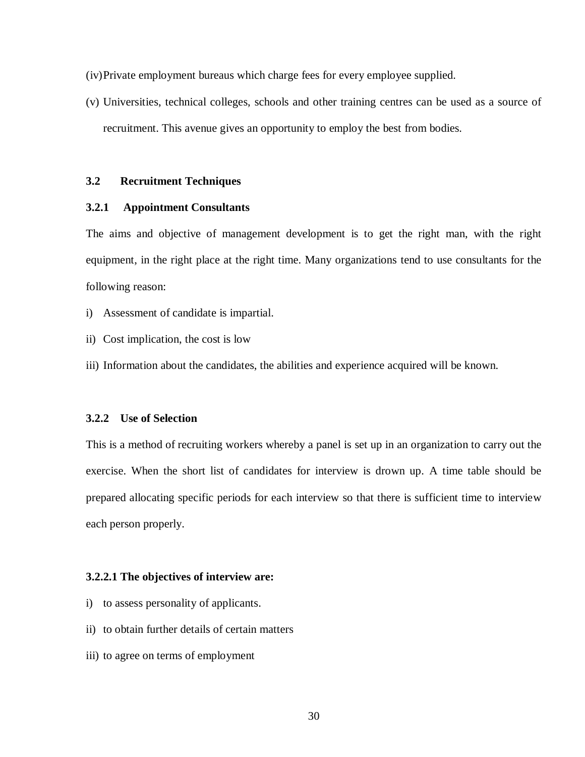(iv) Private employment bureaus which charge fees for every employee supplied.

(v) Universities, technical colleges, schools and other training centres can be used as a source of recruitment. This avenue gives an opportunity to employ the best from bodies.

### 3.2 Recruitment Techniques

#### 3.2.1 Appointment Consultants

The aims and objective of management development is to get the right man, with the right equipment, in the right place at the right time. Many organizations tend to use consultants for the following reason:

i) Assessment of candidate is impartial.

ii) Cost implication, the cost is low

iii) Information about the candidates, the abilities and experience acquired will be known.

#### 3.2.2 Use of Selection

This is a method of recruiting workers whereby a panel is set up in an organization to carry out the exercise. When the short list of candidates for interview is drown up. A time table should be prepared allocating specific periods for each interview so that there is sufficient time to interview each person properly.

##### 3.2.2.1 The objectives of interview are:

i) to assess personality of applicants.

ii) to obtain further details of certain matters

iii) to agree on terms of employment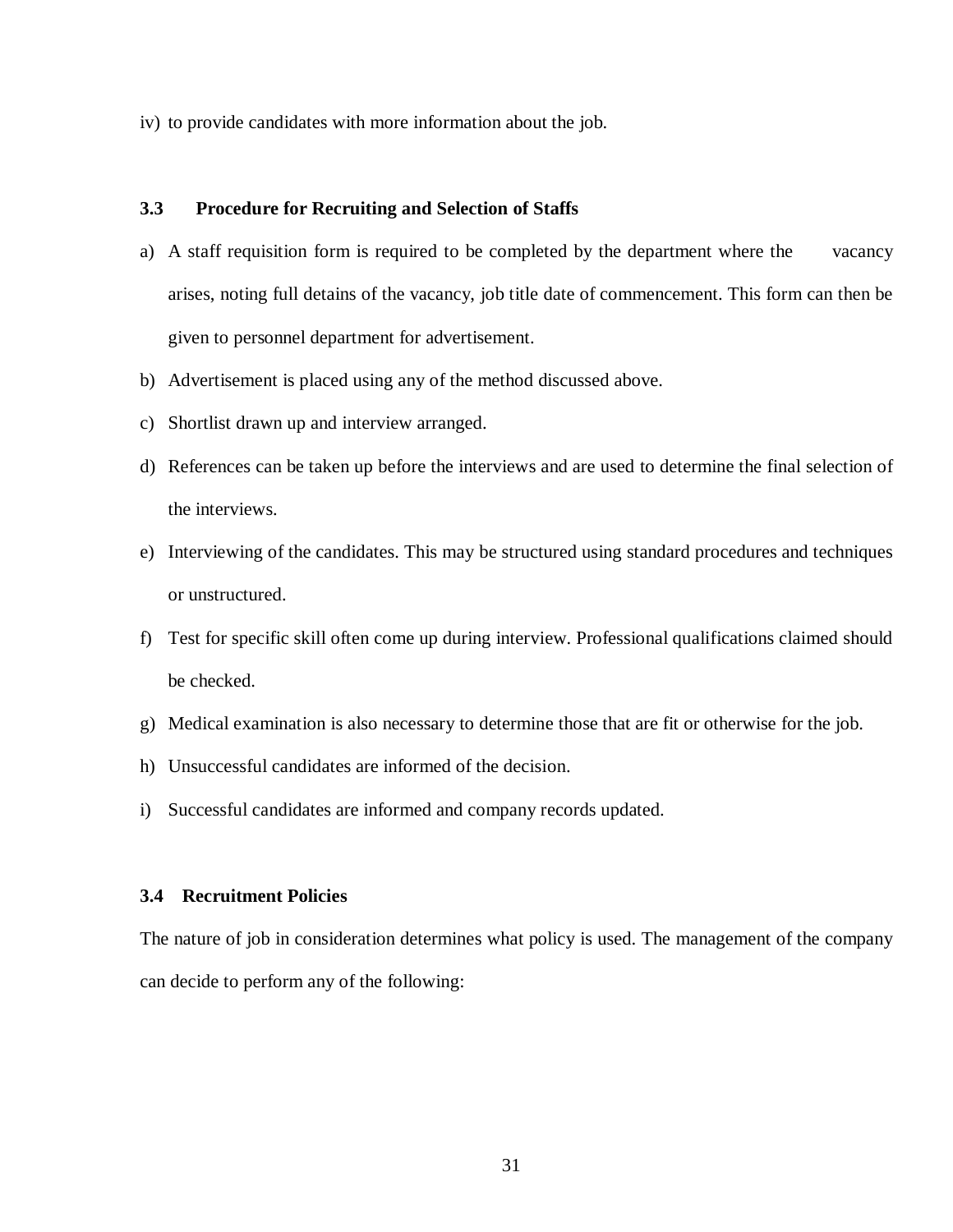iv) to provide candidates with more information about the job.

### 3.3 Procedure for Recruiting and Selection of Staffs

a) A staff requisition form is required to be completed by the department where the vacancy arises, noting full detains of the vacancy, job title date of commencement. This form can then be given to personnel department for advertisement.

b) Advertisement is placed using any of the method discussed above.

c) Shortlist drawn up and interview arranged.

d) References can be taken up before the interviews and are used to determine the final selection of the interviews.

e) Interviewing of the candidates. This may be structured using standard procedures and techniques or unstructured.

f) Test for specific skill often come up during interview. Professional qualifications claimed should be checked.

g) Medical examination is also necessary to determine those that are fit or otherwise for the job.

h) Unsuccessful candidates are informed of the decision.

i) Successful candidates are informed and company records updated.

### 3.4 Recruitment Policies

The nature of job in consideration determines what policy is used. The management of the company can decide to perform any of the following: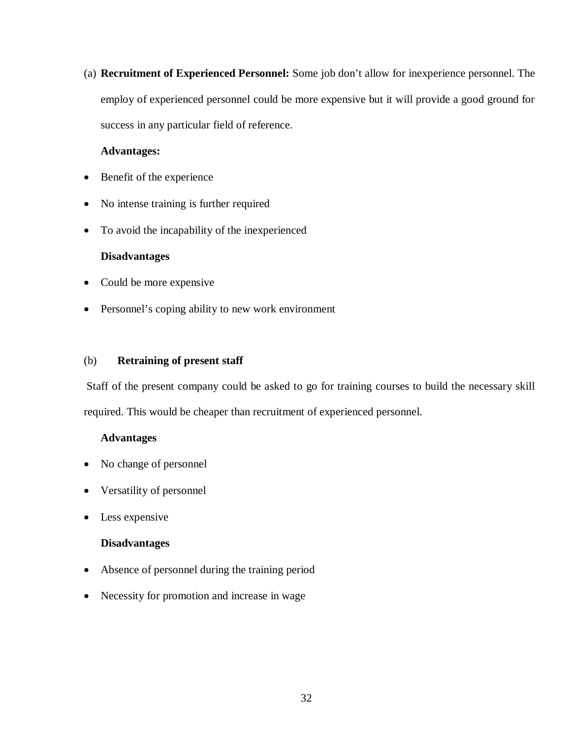(a) **Recruitment of Experienced Personnel:** Some job don't allow for inexperience personnel. The employ of experienced personnel could be more expensive but it will provide a good ground for success in any particular field of reference.

**Advantages:**

- Benefit of the experience
- No intense training is further required
- To avoid the incapability of the inexperienced

**Disadvantages**

- Could be more expensive
- Personnel's coping ability to new work environment

(b) **Retraining of present staff**

Staff of the present company could be asked to go for training courses to build the necessary skill required. This would be cheaper than recruitment of experienced personnel.

**Advantages**

- No change of personnel
- Versatility of personnel
- Less expensive

**Disadvantages**

- Absence of personnel during the training period
- Necessity for promotion and increase in wage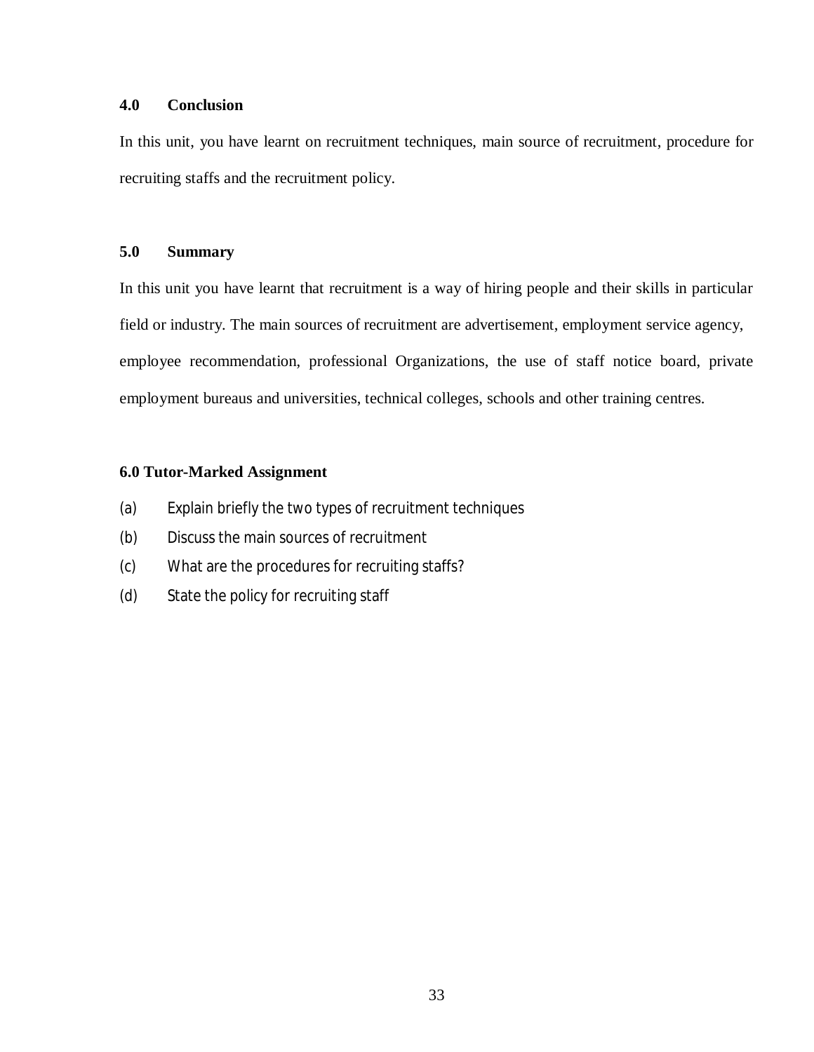## 4.0 Conclusion

In this unit, you have learnt on recruitment techniques, main source of recruitment, procedure for recruiting staffs and the recruitment policy.

## 5.0 Summary

In this unit you have learnt that recruitment is a way of hiring people and their skills in particular field or industry. The main sources of recruitment are advertisement, employment service agency, employee recommendation, professional Organizations, the use of staff notice board, private employment bureaus and universities, technical colleges, schools and other training centres.

## 6.0 Tutor-Marked Assignment

(a) Explain briefly the two types of recruitment techniques

(b) Discuss the main sources of recruitment

(c) What are the procedures for recruiting staffs?

(d) State the policy for recruiting staff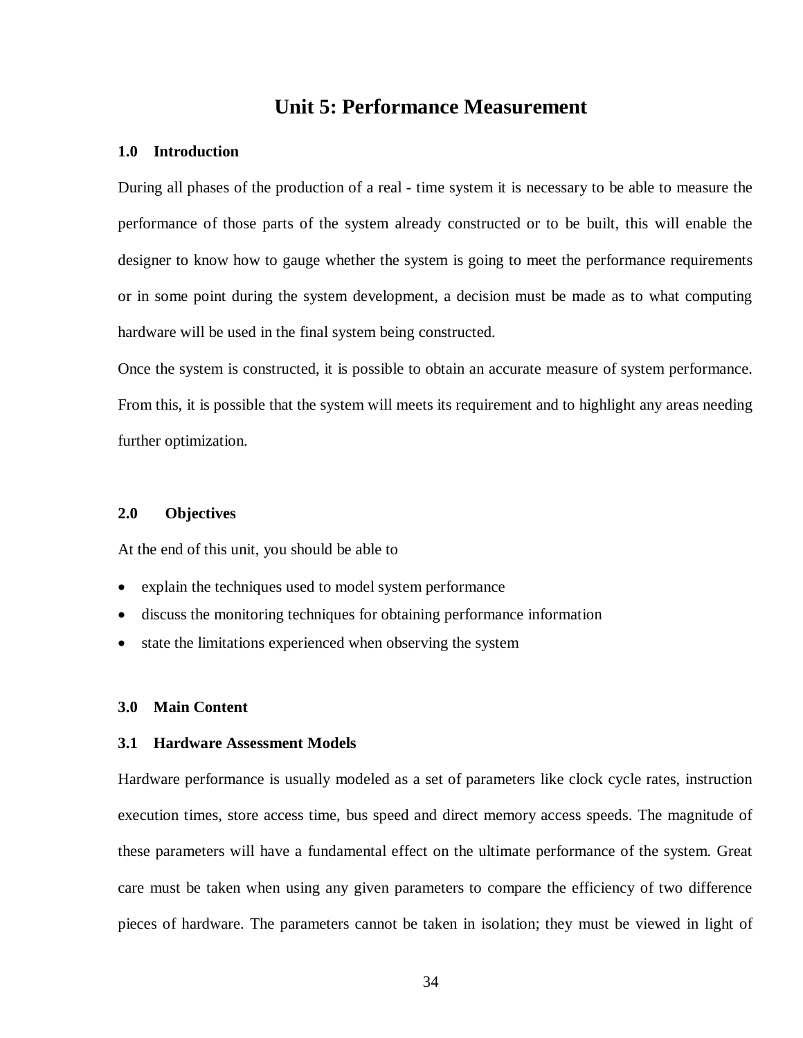# Unit 5: Performance Measurement

## 1.0 Introduction

During all phases of the production of a real - time system it is necessary to be able to measure the performance of those parts of the system already constructed or to be built, this will enable the designer to know how to gauge whether the system is going to meet the performance requirements or in some point during the system development, a decision must be made as to what computing hardware will be used in the final system being constructed.

Once the system is constructed, it is possible to obtain an accurate measure of system performance. From this, it is possible that the system will meets its requirement and to highlight any areas needing further optimization.

## 2.0 Objectives

At the end of this unit, you should be able to

- explain the techniques used to model system performance
- discuss the monitoring techniques for obtaining performance information
- state the limitations experienced when observing the system

## 3.0 Main Content

### 3.1 Hardware Assessment Models

Hardware performance is usually modeled as a set of parameters like clock cycle rates, instruction execution times, store access time, bus speed and direct memory access speeds. The magnitude of these parameters will have a fundamental effect on the ultimate performance of the system. Great care must be taken when using any given parameters to compare the efficiency of two difference pieces of hardware. The parameters cannot be taken in isolation; they must be viewed in light of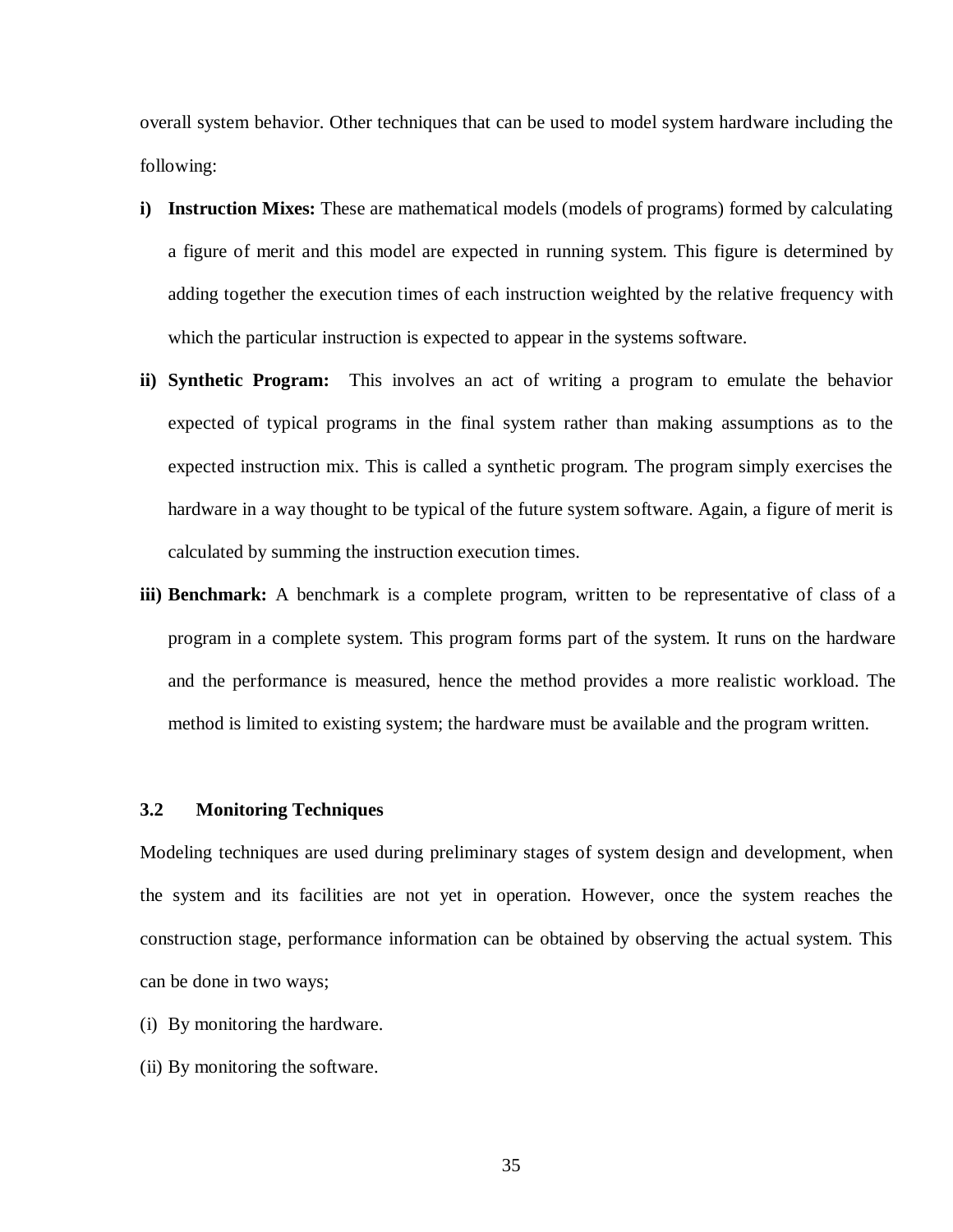overall system behavior. Other techniques that can be used to model system hardware including the following:

i) **Instruction Mixes:** These are mathematical models (models of programs) formed by calculating a figure of merit and this model are expected in running system. This figure is determined by adding together the execution times of each instruction weighted by the relative frequency with which the particular instruction is expected to appear in the systems software.

ii) **Synthetic Program:** This involves an act of writing a program to emulate the behavior expected of typical programs in the final system rather than making assumptions as to the expected instruction mix. This is called a synthetic program. The program simply exercises the hardware in a way thought to be typical of the future system software. Again, a figure of merit is calculated by summing the instruction execution times.

iii) **Benchmark:** A benchmark is a complete program, written to be representative of class of a program in a complete system. This program forms part of the system. It runs on the hardware and the performance is measured, hence the method provides a more realistic workload. The method is limited to existing system; the hardware must be available and the program written.

### 3.2 Monitoring Techniques

Modeling techniques are used during preliminary stages of system design and development, when the system and its facilities are not yet in operation. However, once the system reaches the construction stage, performance information can be obtained by observing the actual system. This can be done in two ways;

(i) By monitoring the hardware.

(ii) By monitoring the software.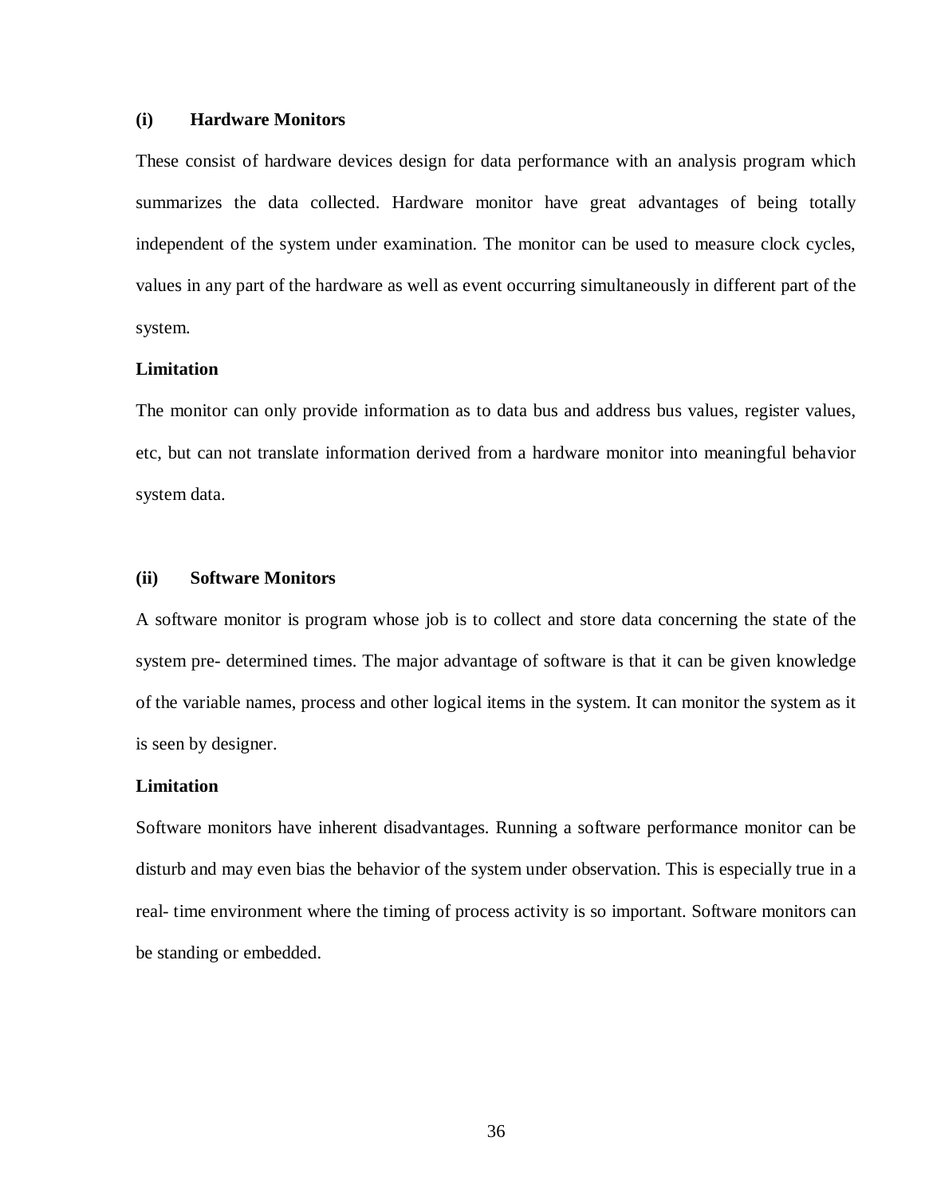**(i) Hardware Monitors**

These consist of hardware devices design for data performance with an analysis program which summarizes the data collected. Hardware monitor have great advantages of being totally independent of the system under examination. The monitor can be used to measure clock cycles, values in any part of the hardware as well as event occurring simultaneously in different part of the system.

**Limitation**

The monitor can only provide information as to data bus and address bus values, register values, etc, but can not translate information derived from a hardware monitor into meaningful behavior system data.

**(ii) Software Monitors**

A software monitor is program whose job is to collect and store data concerning the state of the system pre- determined times. The major advantage of software is that it can be given knowledge of the variable names, process and other logical items in the system. It can monitor the system as it is seen by designer.

**Limitation**

Software monitors have inherent disadvantages. Running a software performance monitor can be disturb and may even bias the behavior of the system under observation. This is especially true in a real- time environment where the timing of process activity is so important. Software monitors can be standing or embedded.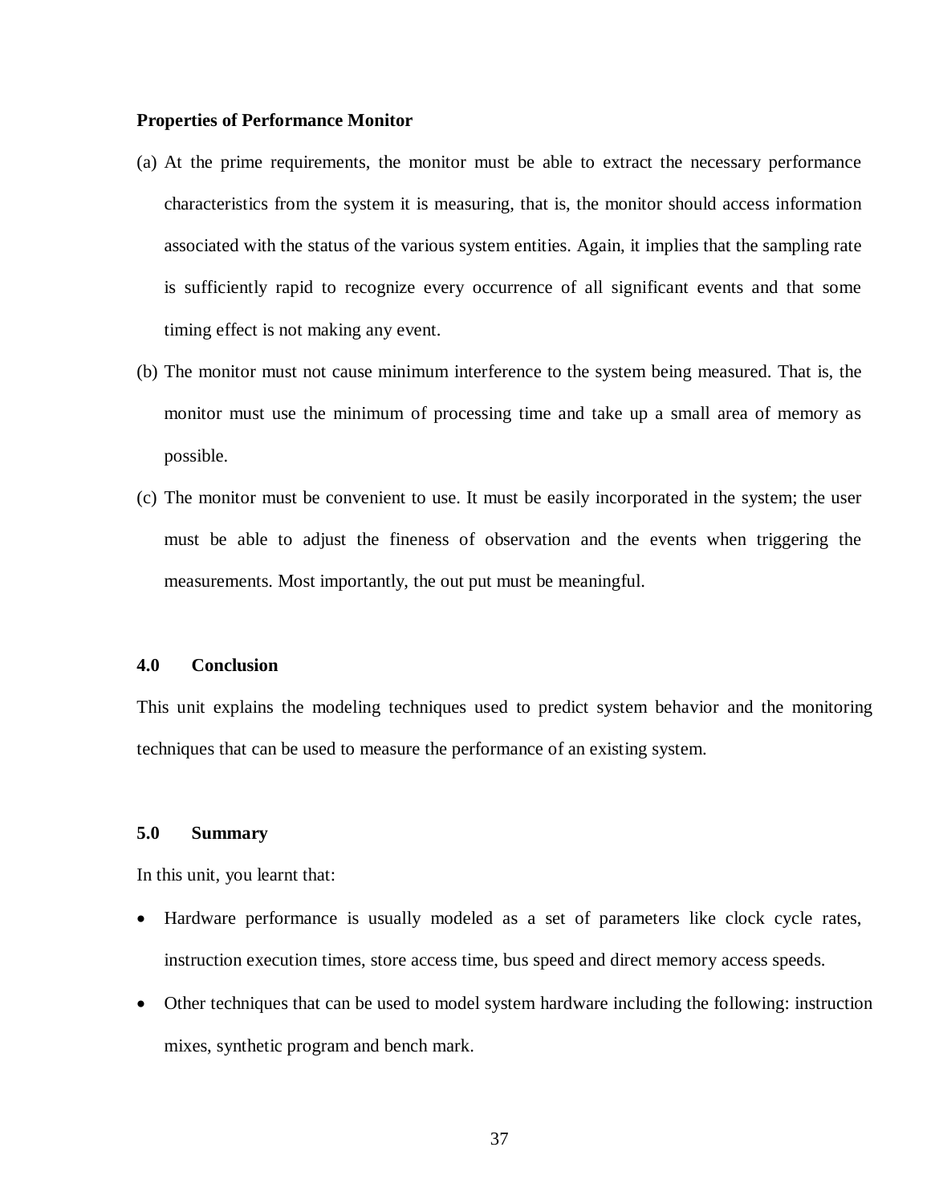**Properties of Performance Monitor**

(a) At the prime requirements, the monitor must be able to extract the necessary performance characteristics from the system it is measuring, that is, the monitor should access information associated with the status of the various system entities. Again, it implies that the sampling rate is sufficiently rapid to recognize every occurrence of all significant events and that some timing effect is not making any event.

(b) The monitor must not cause minimum interference to the system being measured. That is, the monitor must use the minimum of processing time and take up a small area of memory as possible.

(c) The monitor must be convenient to use. It must be easily incorporated in the system; the user must be able to adjust the fineness of observation and the events when triggering the measurements. Most importantly, the out put must be meaningful.

## 4.0 Conclusion

This unit explains the modeling techniques used to predict system behavior and the monitoring techniques that can be used to measure the performance of an existing system.

## 5.0 Summary

In this unit, you learnt that:

- Hardware performance is usually modeled as a set of parameters like clock cycle rates, instruction execution times, store access time, bus speed and direct memory access speeds.
- Other techniques that can be used to model system hardware including the following: instruction mixes, synthetic program and bench mark.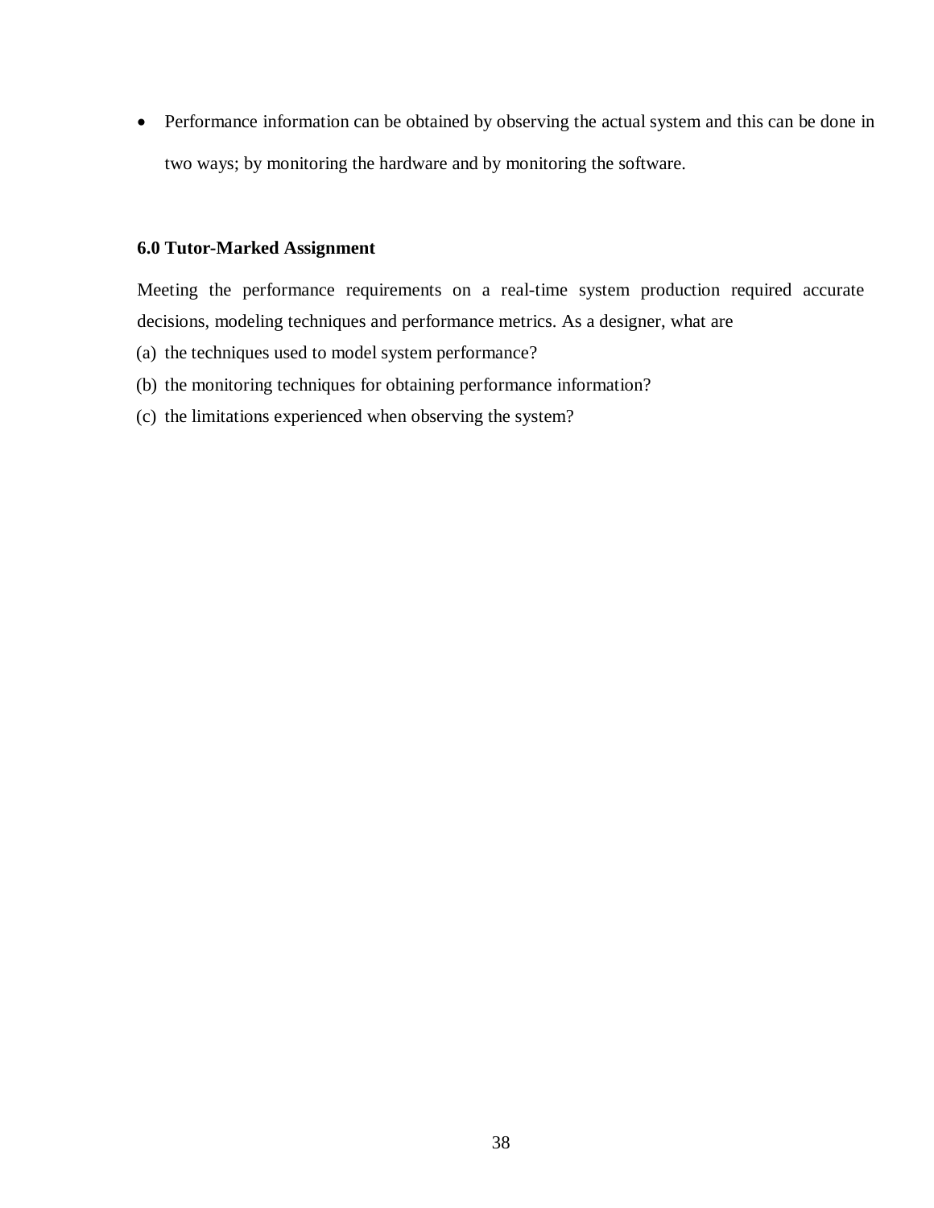- Performance information can be obtained by observing the actual system and this can be done in two ways; by monitoring the hardware and by monitoring the software.

## 6.0 Tutor-Marked Assignment

Meeting the performance requirements on a real-time system production required accurate decisions, modeling techniques and performance metrics. As a designer, what are

(a) the techniques used to model system performance?

(b) the monitoring techniques for obtaining performance information?

(c) the limitations experienced when observing the system?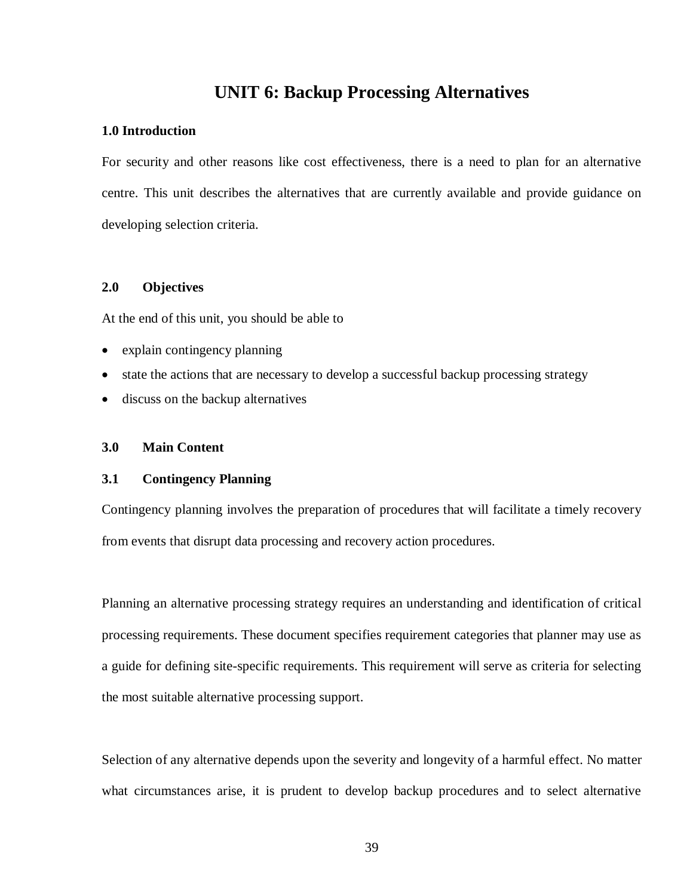# UNIT 6: Backup Processing Alternatives

## 1.0 Introduction

For security and other reasons like cost effectiveness, there is a need to plan for an alternative centre. This unit describes the alternatives that are currently available and provide guidance on developing selection criteria.

## 2.0 Objectives

At the end of this unit, you should be able to

- explain contingency planning
- state the actions that are necessary to develop a successful backup processing strategy
- discuss on the backup alternatives

## 3.0 Main Content

### 3.1 Contingency Planning

Contingency planning involves the preparation of procedures that will facilitate a timely recovery from events that disrupt data processing and recovery action procedures.

Planning an alternative processing strategy requires an understanding and identification of critical processing requirements. These document specifies requirement categories that planner may use as a guide for defining site-specific requirements. This requirement will serve as criteria for selecting the most suitable alternative processing support.

Selection of any alternative depends upon the severity and longevity of a harmful effect. No matter what circumstances arise, it is prudent to develop backup procedures and to select alternative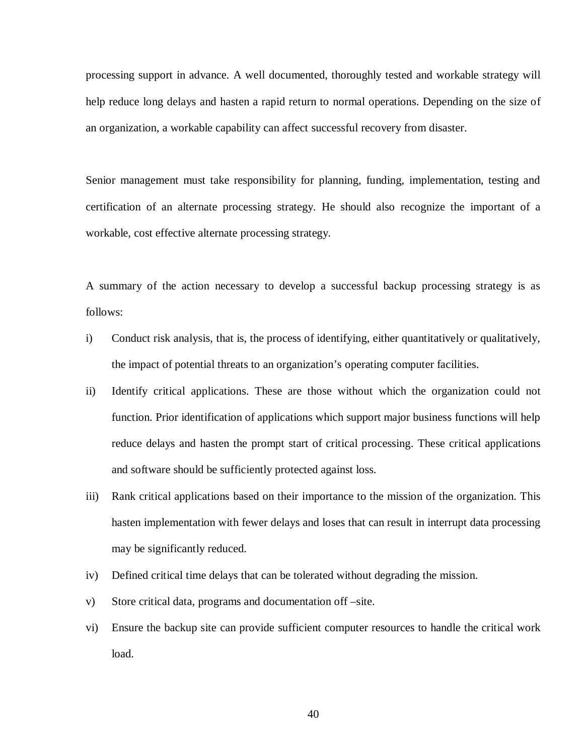processing support in advance. A well documented, thoroughly tested and workable strategy will help reduce long delays and hasten a rapid return to normal operations. Depending on the size of an organization, a workable capability can affect successful recovery from disaster.

Senior management must take responsibility for planning, funding, implementation, testing and certification of an alternate processing strategy. He should also recognize the important of a workable, cost effective alternate processing strategy.

A summary of the action necessary to develop a successful backup processing strategy is as follows:

i) Conduct risk analysis, that is, the process of identifying, either quantitatively or qualitatively, the impact of potential threats to an organization's operating computer facilities.

ii) Identify critical applications. These are those without which the organization could not function. Prior identification of applications which support major business functions will help reduce delays and hasten the prompt start of critical processing. These critical applications and software should be sufficiently protected against loss.

iii) Rank critical applications based on their importance to the mission of the organization. This hasten implementation with fewer delays and loses that can result in interrupt data processing may be significantly reduced.

iv) Defined critical time delays that can be tolerated without degrading the mission.

v) Store critical data, programs and documentation off –site.

vi) Ensure the backup site can provide sufficient computer resources to handle the critical work load.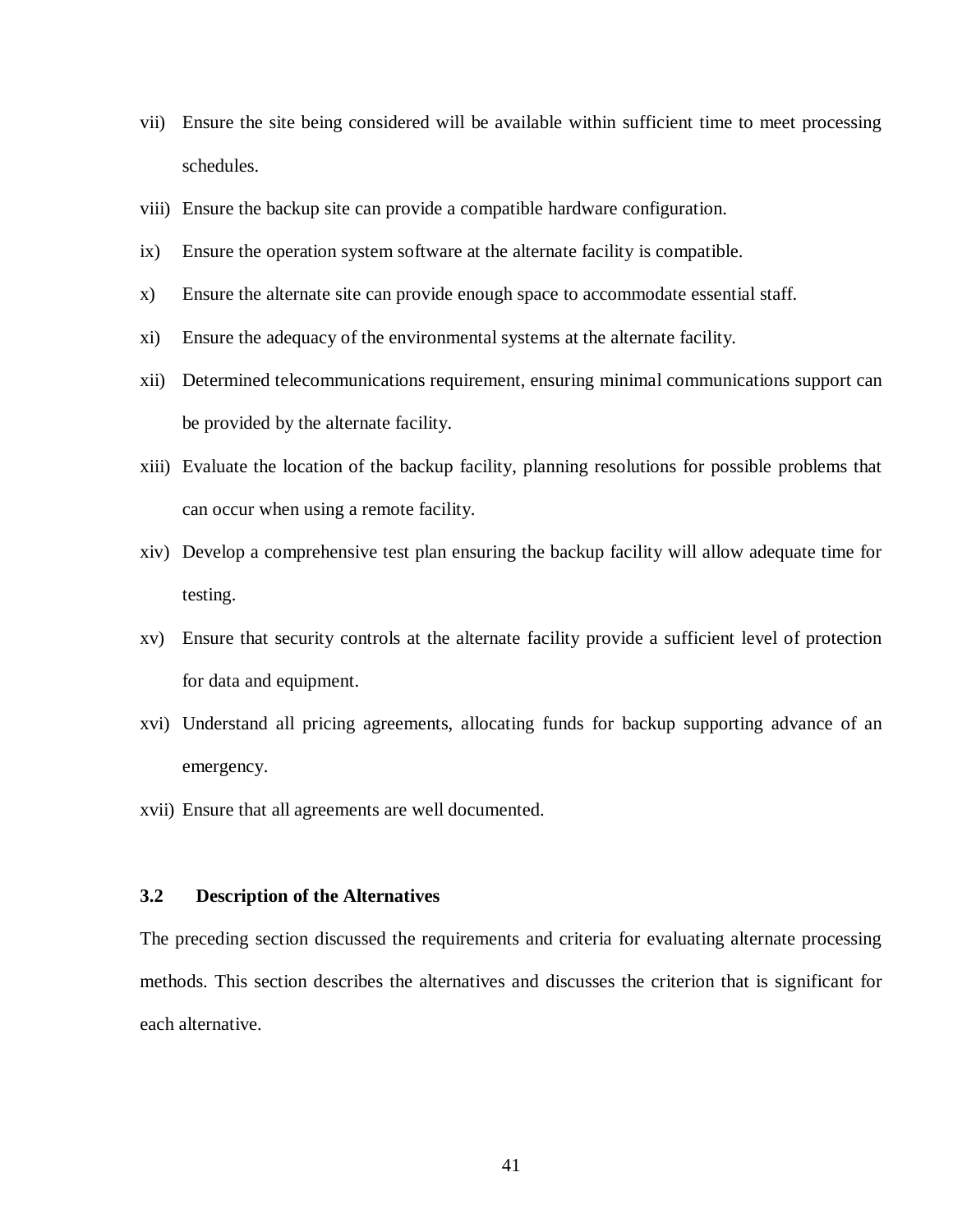vii) Ensure the site being considered will be available within sufficient time to meet processing schedules.

viii) Ensure the backup site can provide a compatible hardware configuration.

ix) Ensure the operation system software at the alternate facility is compatible.

x) Ensure the alternate site can provide enough space to accommodate essential staff.

xi) Ensure the adequacy of the environmental systems at the alternate facility.

xii) Determined telecommunications requirement, ensuring minimal communications support can be provided by the alternate facility.

xiii) Evaluate the location of the backup facility, planning resolutions for possible problems that can occur when using a remote facility.

xiv) Develop a comprehensive test plan ensuring the backup facility will allow adequate time for testing.

xv) Ensure that security controls at the alternate facility provide a sufficient level of protection for data and equipment.

xvi) Understand all pricing agreements, allocating funds for backup supporting advance of an emergency.

xvii) Ensure that all agreements are well documented.

### 3.2 Description of the Alternatives

The preceding section discussed the requirements and criteria for evaluating alternate processing methods. This section describes the alternatives and discusses the criterion that is significant for each alternative.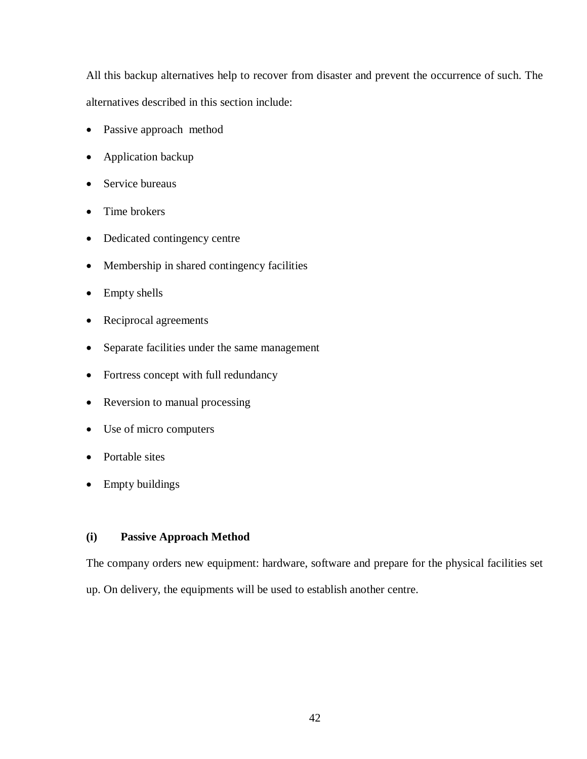All this backup alternatives help to recover from disaster and prevent the occurrence of such. The alternatives described in this section include:

- Passive approach method
- Application backup
- Service bureaus
- Time brokers
- Dedicated contingency centre
- Membership in shared contingency facilities
- Empty shells
- Reciprocal agreements
- Separate facilities under the same management
- Fortress concept with full redundancy
- Reversion to manual processing
- Use of micro computers
- Portable sites
- Empty buildings

### (i) Passive Approach Method

The company orders new equipment: hardware, software and prepare for the physical facilities set up. On delivery, the equipments will be used to establish another centre.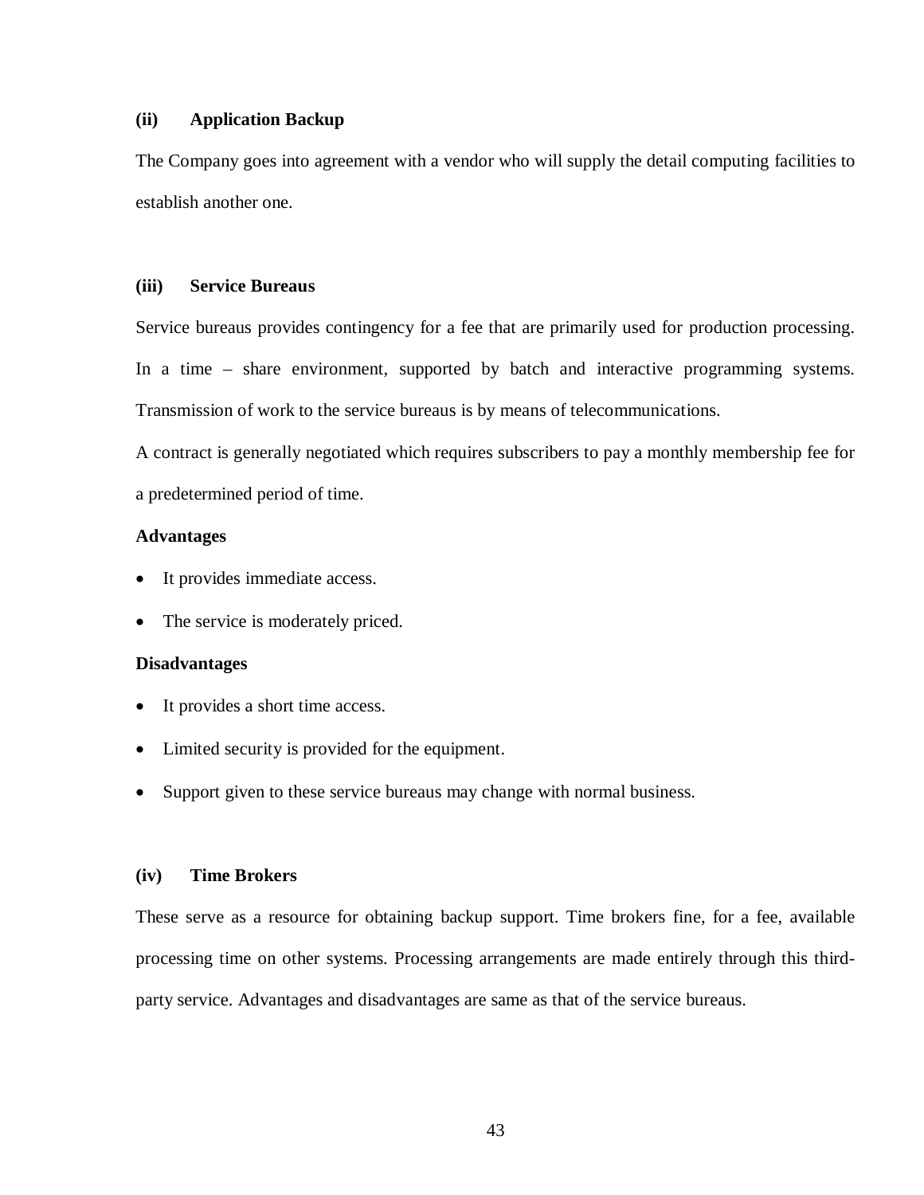**(ii) Application Backup**

The Company goes into agreement with a vendor who will supply the detail computing facilities to establish another one.

**(iii) Service Bureaus**

Service bureaus provides contingency for a fee that are primarily used for production processing. In a time – share environment, supported by batch and interactive programming systems. Transmission of work to the service bureaus is by means of telecommunications.

A contract is generally negotiated which requires subscribers to pay a monthly membership fee for a predetermined period of time.

**Advantages**

- It provides immediate access.
- The service is moderately priced.

**Disadvantages**

- It provides a short time access.
- Limited security is provided for the equipment.
- Support given to these service bureaus may change with normal business.

**(iv) Time Brokers**

These serve as a resource for obtaining backup support. Time brokers fine, for a fee, available processing time on other systems. Processing arrangements are made entirely through this third-party service. Advantages and disadvantages are same as that of the service bureaus.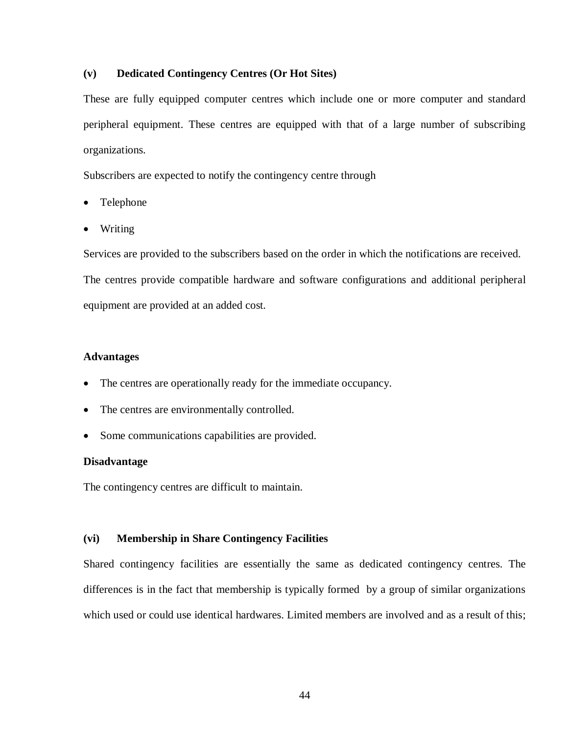### (v) Dedicated Contingency Centres (Or Hot Sites)

These are fully equipped computer centres which include one or more computer and standard peripheral equipment. These centres are equipped with that of a large number of subscribing organizations.

Subscribers are expected to notify the contingency centre through

- Telephone
- Writing

Services are provided to the subscribers based on the order in which the notifications are received.

The centres provide compatible hardware and software configurations and additional peripheral equipment are provided at an added cost.

**Advantages**

- The centres are operationally ready for the immediate occupancy.
- The centres are environmentally controlled.
- Some communications capabilities are provided.

**Disadvantage**

The contingency centres are difficult to maintain.

### (vi) Membership in Share Contingency Facilities

Shared contingency facilities are essentially the same as dedicated contingency centres. The differences is in the fact that membership is typically formed by a group of similar organizations which used or could use identical hardwares. Limited members are involved and as a result of this;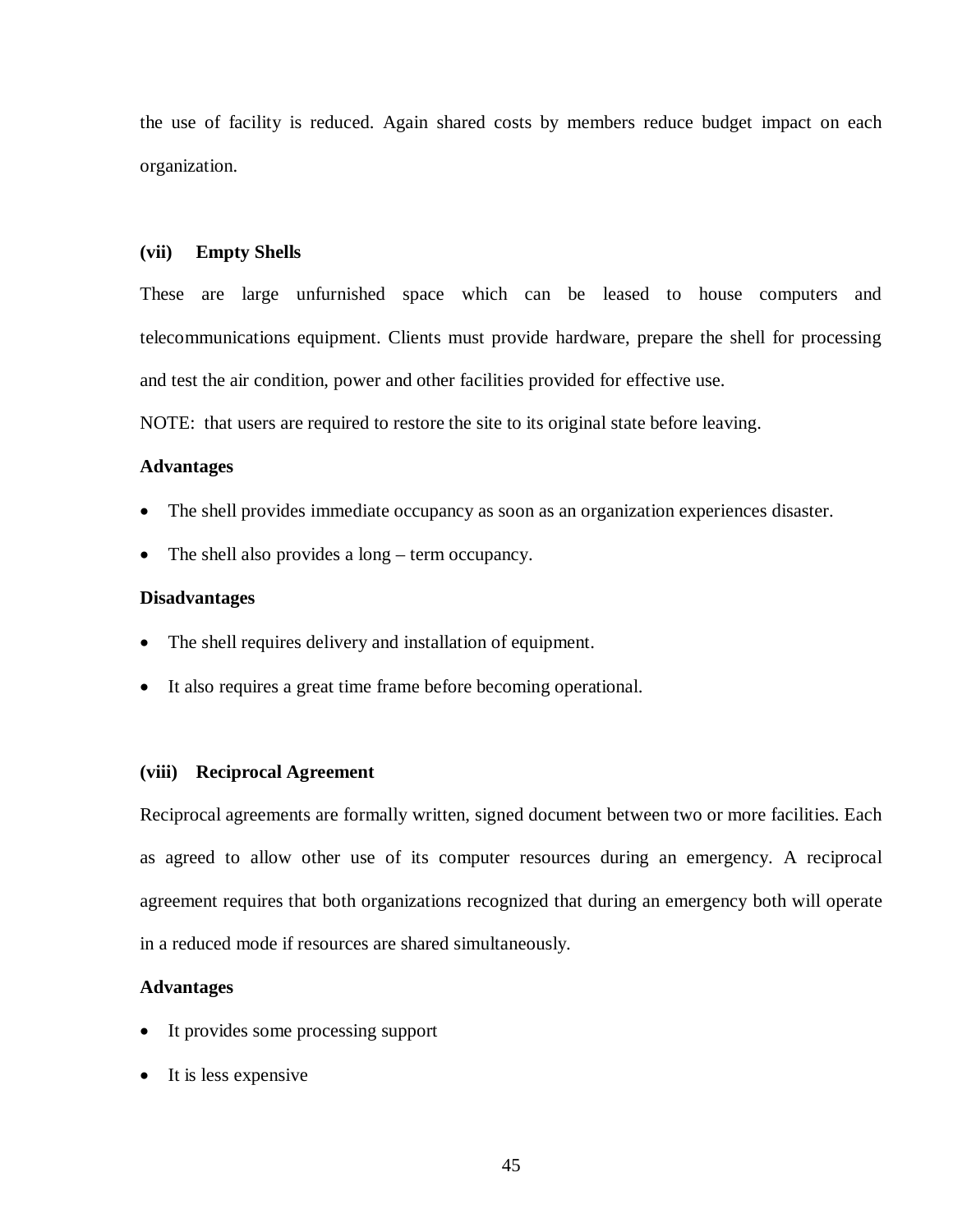the use of facility is reduced. Again shared costs by members reduce budget impact on each organization.

### (vii) Empty Shells

These are large unfurnished space which can be leased to house computers and telecommunications equipment. Clients must provide hardware, prepare the shell for processing and test the air condition, power and other facilities provided for effective use.

NOTE: that users are required to restore the site to its original state before leaving.

**Advantages**

- The shell provides immediate occupancy as soon as an organization experiences disaster.
- The shell also provides a long – term occupancy.

**Disadvantages**

- The shell requires delivery and installation of equipment.
- It also requires a great time frame before becoming operational.

### (viii) Reciprocal Agreement

Reciprocal agreements are formally written, signed document between two or more facilities. Each as agreed to allow other use of its computer resources during an emergency. A reciprocal agreement requires that both organizations recognized that during an emergency both will operate in a reduced mode if resources are shared simultaneously.

**Advantages**

- It provides some processing support
- It is less expensive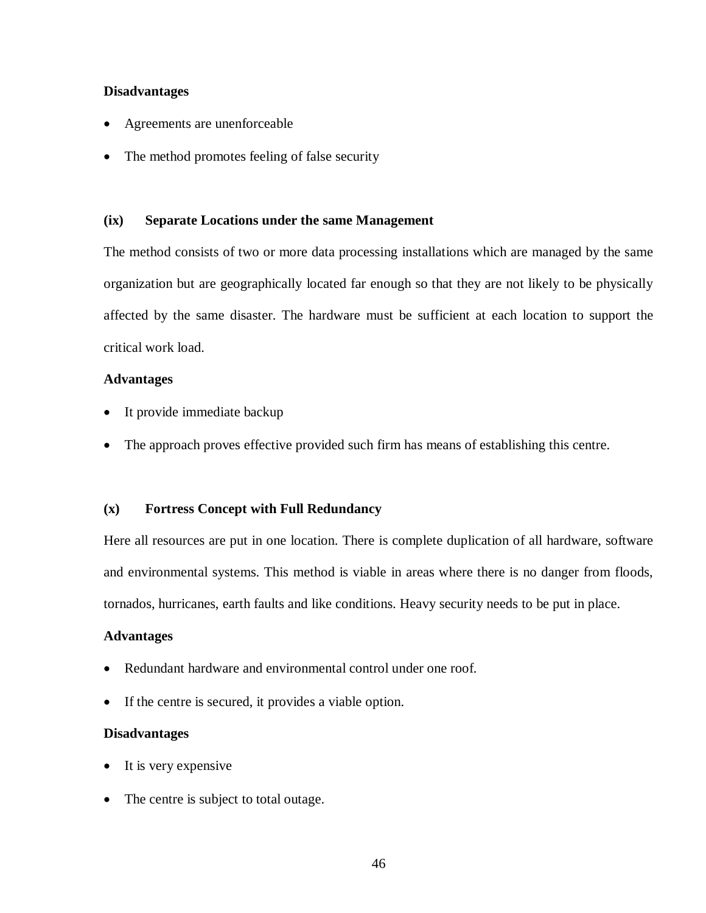**Disadvantages**

- Agreements are unenforceable
- The method promotes feeling of false security

### (ix) Separate Locations under the same Management

The method consists of two or more data processing installations which are managed by the same organization but are geographically located far enough so that they are not likely to be physically affected by the same disaster. The hardware must be sufficient at each location to support the critical work load.

**Advantages**

- It provide immediate backup
- The approach proves effective provided such firm has means of establishing this centre.

### (x) Fortress Concept with Full Redundancy

Here all resources are put in one location. There is complete duplication of all hardware, software and environmental systems. This method is viable in areas where there is no danger from floods, tornados, hurricanes, earth faults and like conditions. Heavy security needs to be put in place.

**Advantages**

- Redundant hardware and environmental control under one roof.
- If the centre is secured, it provides a viable option.

**Disadvantages**

- It is very expensive
- The centre is subject to total outage.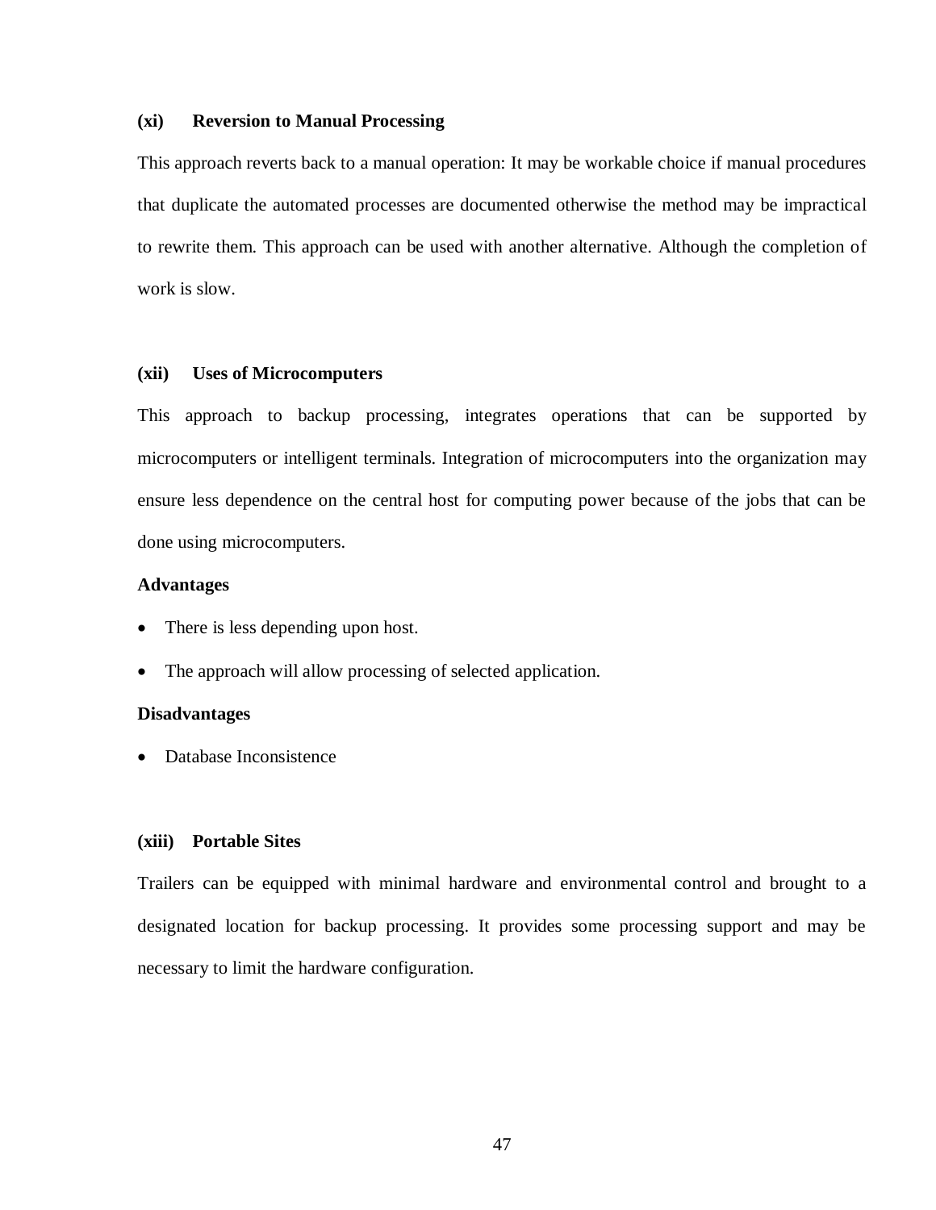**(xi) Reversion to Manual Processing**

This approach reverts back to a manual operation: It may be workable choice if manual procedures that duplicate the automated processes are documented otherwise the method may be impractical to rewrite them. This approach can be used with another alternative. Although the completion of work is slow.

**(xii) Uses of Microcomputers**

This approach to backup processing, integrates operations that can be supported by microcomputers or intelligent terminals. Integration of microcomputers into the organization may ensure less dependence on the central host for computing power because of the jobs that can be done using microcomputers.

**Advantages**

- There is less depending upon host.
- The approach will allow processing of selected application.

**Disadvantages**

- Database Inconsistence

**(xiii) Portable Sites**

Trailers can be equipped with minimal hardware and environmental control and brought to a designated location for backup processing. It provides some processing support and may be necessary to limit the hardware configuration.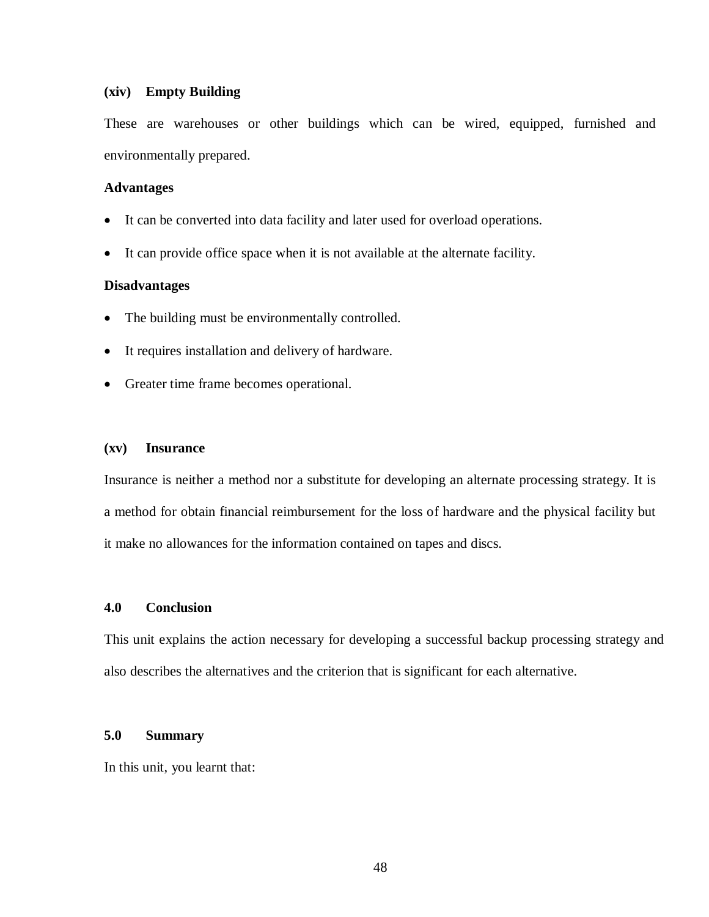#### (xiv) Empty Building

These are warehouses or other buildings which can be wired, equipped, furnished and environmentally prepared.

**Advantages**

- It can be converted into data facility and later used for overload operations.
- It can provide office space when it is not available at the alternate facility.

**Disadvantages**

- The building must be environmentally controlled.
- It requires installation and delivery of hardware.
- Greater time frame becomes operational.

#### (xv) Insurance

Insurance is neither a method nor a substitute for developing an alternate processing strategy. It is a method for obtain financial reimbursement for the loss of hardware and the physical facility but it make no allowances for the information contained on tapes and discs.

## 4.0 Conclusion

This unit explains the action necessary for developing a successful backup processing strategy and also describes the alternatives and the criterion that is significant for each alternative.

## 5.0 Summary

In this unit, you learnt that: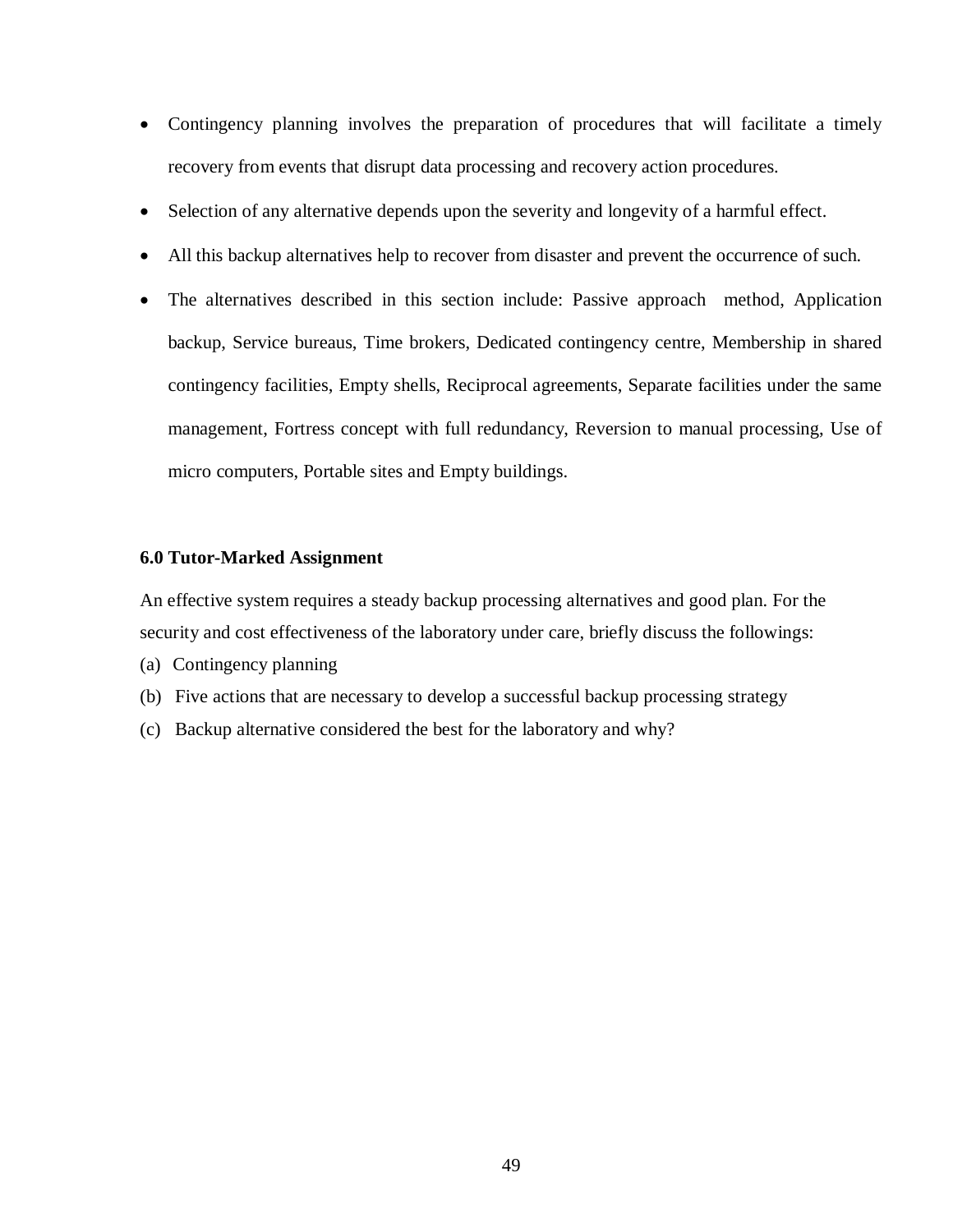- Contingency planning involves the preparation of procedures that will facilitate a timely recovery from events that disrupt data processing and recovery action procedures.
- Selection of any alternative depends upon the severity and longevity of a harmful effect.
- All this backup alternatives help to recover from disaster and prevent the occurrence of such.
- The alternatives described in this section include: Passive approach method, Application backup, Service bureaus, Time brokers, Dedicated contingency centre, Membership in shared contingency facilities, Empty shells, Reciprocal agreements, Separate facilities under the same management, Fortress concept with full redundancy, Reversion to manual processing, Use of micro computers, Portable sites and Empty buildings.

**6.0 Tutor-Marked Assignment**

An effective system requires a steady backup processing alternatives and good plan. For the security and cost effectiveness of the laboratory under care, briefly discuss the followings:

(a) Contingency planning

(b) Five actions that are necessary to develop a successful backup processing strategy

(c) Backup alternative considered the best for the laboratory and why?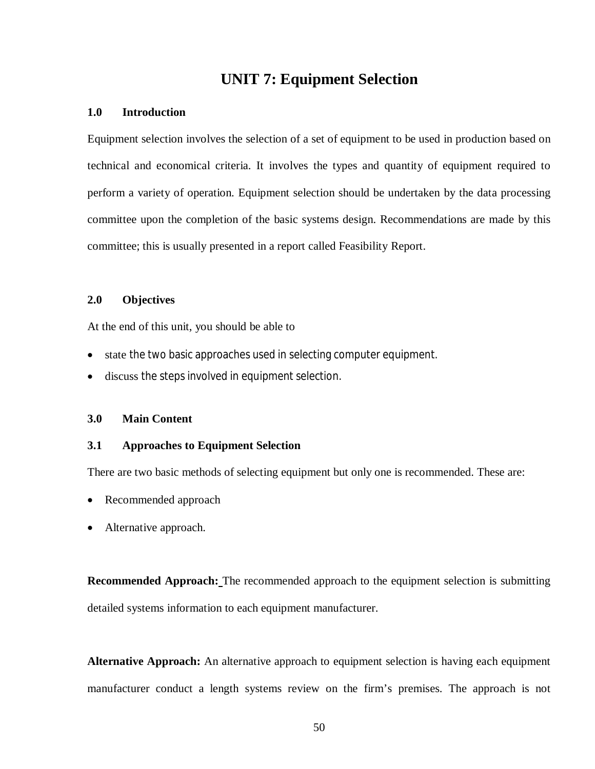# UNIT 7: Equipment Selection

## 1.0 Introduction

Equipment selection involves the selection of a set of equipment to be used in production based on technical and economical criteria. It involves the types and quantity of equipment required to perform a variety of operation. Equipment selection should be undertaken by the data processing committee upon the completion of the basic systems design. Recommendations are made by this committee; this is usually presented in a report called Feasibility Report.

## 2.0 Objectives

At the end of this unit, you should be able to

- state the two basic approaches used in selecting computer equipment.
- discuss the steps involved in equipment selection.

## 3.0 Main Content

### 3.1 Approaches to Equipment Selection

There are two basic methods of selecting equipment but only one is recommended. These are:

- Recommended approach
- Alternative approach.

**Recommended Approach:** The recommended approach to the equipment selection is submitting detailed systems information to each equipment manufacturer.

**Alternative Approach:** An alternative approach to equipment selection is having each equipment manufacturer conduct a length systems review on the firm's premises. The approach is not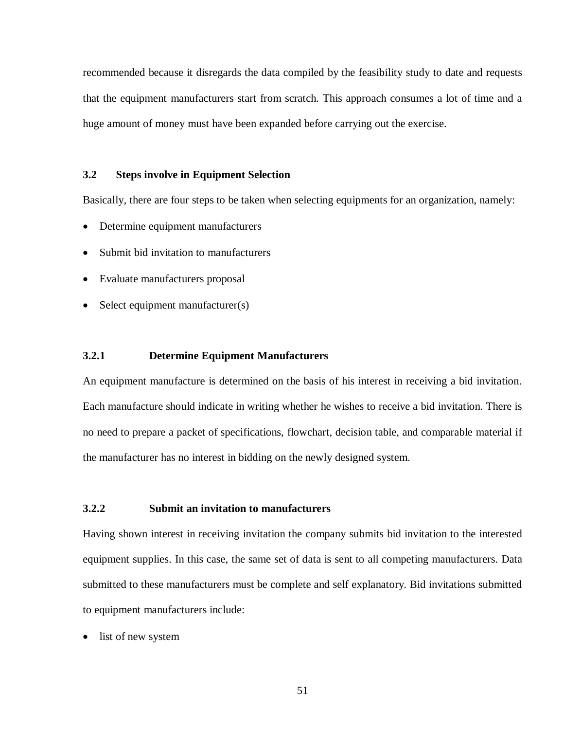recommended because it disregards the data compiled by the feasibility study to date and requests that the equipment manufacturers start from scratch. This approach consumes a lot of time and a huge amount of money must have been expanded before carrying out the exercise.

## 3.2 Steps involve in Equipment Selection

Basically, there are four steps to be taken when selecting equipments for an organization, namely:

- Determine equipment manufacturers
- Submit bid invitation to manufacturers
- Evaluate manufacturers proposal
- Select equipment manufacturer(s)

### 3.2.1 Determine Equipment Manufacturers

An equipment manufacture is determined on the basis of his interest in receiving a bid invitation. Each manufacture should indicate in writing whether he wishes to receive a bid invitation. There is no need to prepare a packet of specifications, flowchart, decision table, and comparable material if the manufacturer has no interest in bidding on the newly designed system.

### 3.2.2 Submit an invitation to manufacturers

Having shown interest in receiving invitation the company submits bid invitation to the interested equipment supplies. In this case, the same set of data is sent to all competing manufacturers. Data submitted to these manufacturers must be complete and self explanatory. Bid invitations submitted to equipment manufacturers include:

- list of new system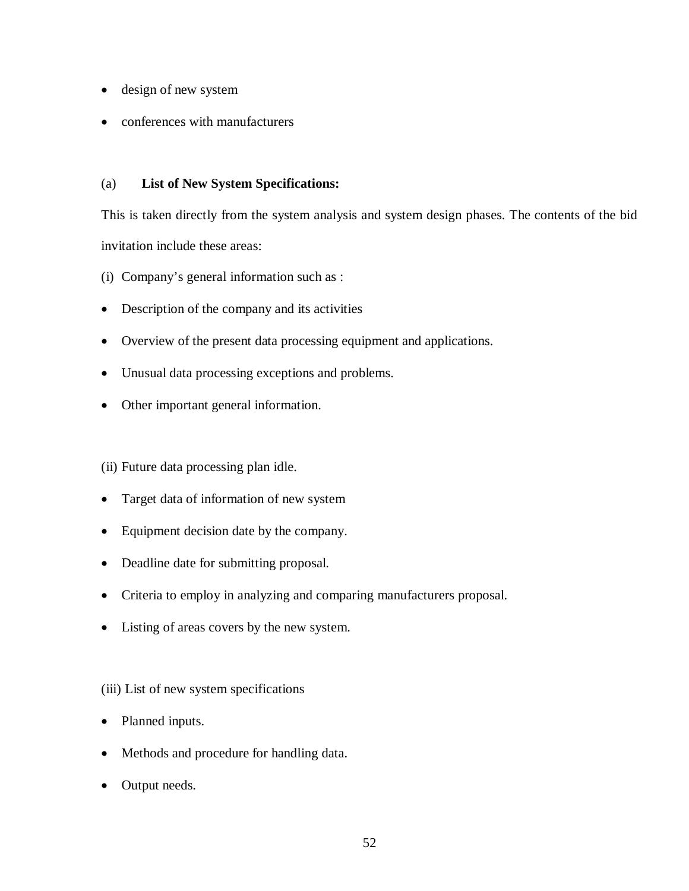- design of new system
- conferences with manufacturers

(a) **List of New System Specifications:**

This is taken directly from the system analysis and system design phases. The contents of the bid invitation include these areas:

(i) Company's general information such as :

- Description of the company and its activities
- Overview of the present data processing equipment and applications.
- Unusual data processing exceptions and problems.
- Other important general information.

(ii) Future data processing plan idle.

- Target data of information of new system
- Equipment decision date by the company.
- Deadline date for submitting proposal.
- Criteria to employ in analyzing and comparing manufacturers proposal.
- Listing of areas covers by the new system.

(iii) List of new system specifications

- Planned inputs.
- Methods and procedure for handling data.
- Output needs.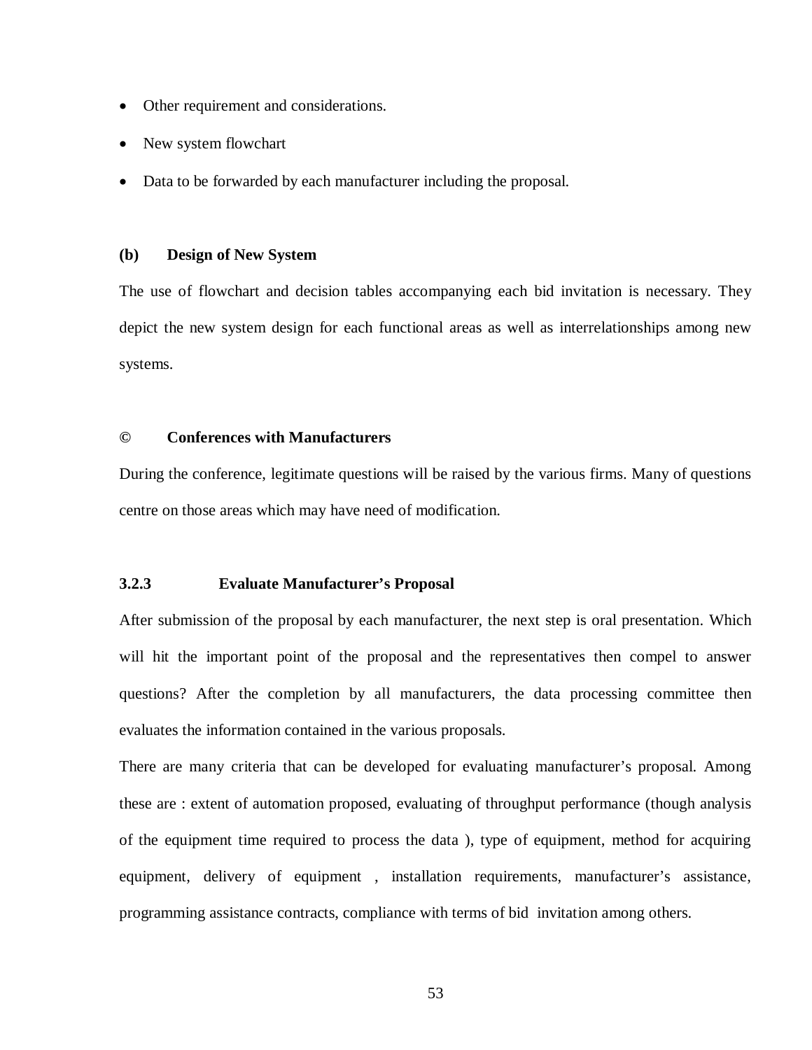- Other requirement and considerations.
- New system flowchart
- Data to be forwarded by each manufacturer including the proposal.

**(b) Design of New System**

The use of flowchart and decision tables accompanying each bid invitation is necessary. They depict the new system design for each functional areas as well as interrelationships among new systems.

**© Conferences with Manufacturers**

During the conference, legitimate questions will be raised by the various firms. Many of questions centre on those areas which may have need of modification.

### 3.2.3 Evaluate Manufacturer's Proposal

After submission of the proposal by each manufacturer, the next step is oral presentation. Which will hit the important point of the proposal and the representatives then compel to answer questions? After the completion by all manufacturers, the data processing committee then evaluates the information contained in the various proposals.

There are many criteria that can be developed for evaluating manufacturer's proposal. Among these are : extent of automation proposed, evaluating of throughput performance (though analysis of the equipment time required to process the data ), type of equipment, method for acquiring equipment, delivery of equipment , installation requirements, manufacturer's assistance, programming assistance contracts, compliance with terms of bid invitation among others.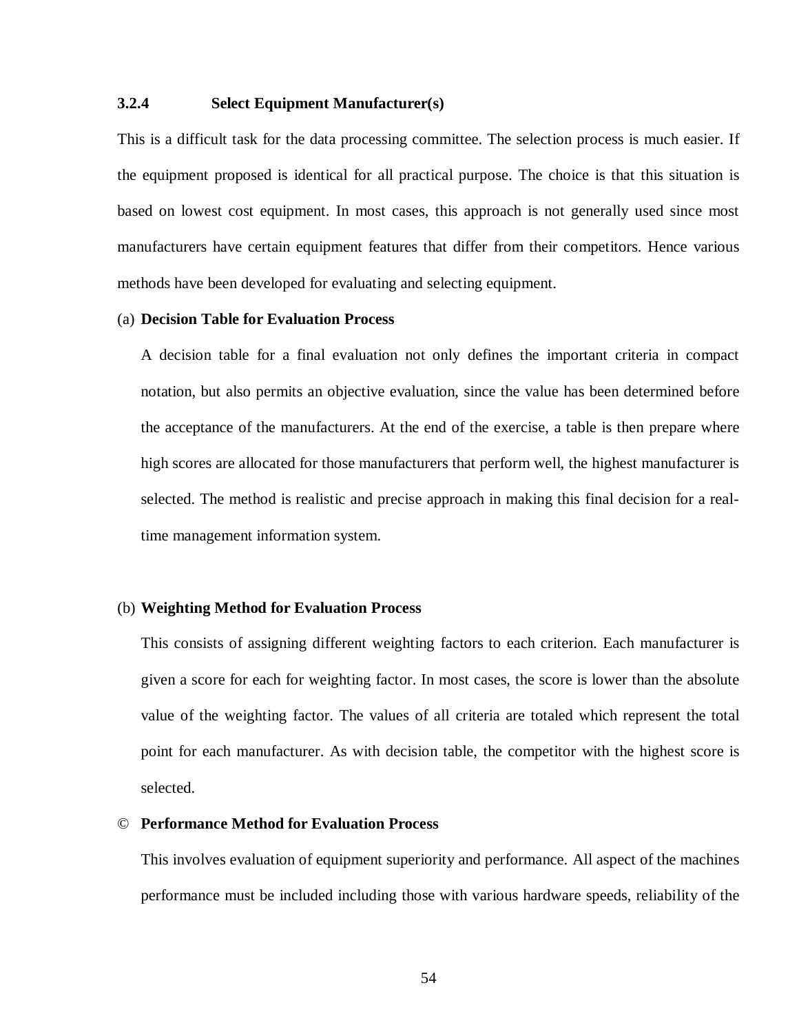### 3.2.4 Select Equipment Manufacturer(s)

This is a difficult task for the data processing committee. The selection process is much easier. If the equipment proposed is identical for all practical purpose. The choice is that this situation is based on lowest cost equipment. In most cases, this approach is not generally used since most manufacturers have certain equipment features that differ from their competitors. Hence various methods have been developed for evaluating and selecting equipment.

(a) **Decision Table for Evaluation Process**

A decision table for a final evaluation not only defines the important criteria in compact notation, but also permits an objective evaluation, since the value has been determined before the acceptance of the manufacturers. At the end of the exercise, a table is then prepare where high scores are allocated for those manufacturers that perform well, the highest manufacturer is selected. The method is realistic and precise approach in making this final decision for a real-time management information system.

(b) **Weighting Method for Evaluation Process**

This consists of assigning different weighting factors to each criterion. Each manufacturer is given a score for each for weighting factor. In most cases, the score is lower than the absolute value of the weighting factor. The values of all criteria are totaled which represent the total point for each manufacturer. As with decision table, the competitor with the highest score is selected.

© **Performance Method for Evaluation Process**

This involves evaluation of equipment superiority and performance. All aspect of the machines performance must be included including those with various hardware speeds, reliability of the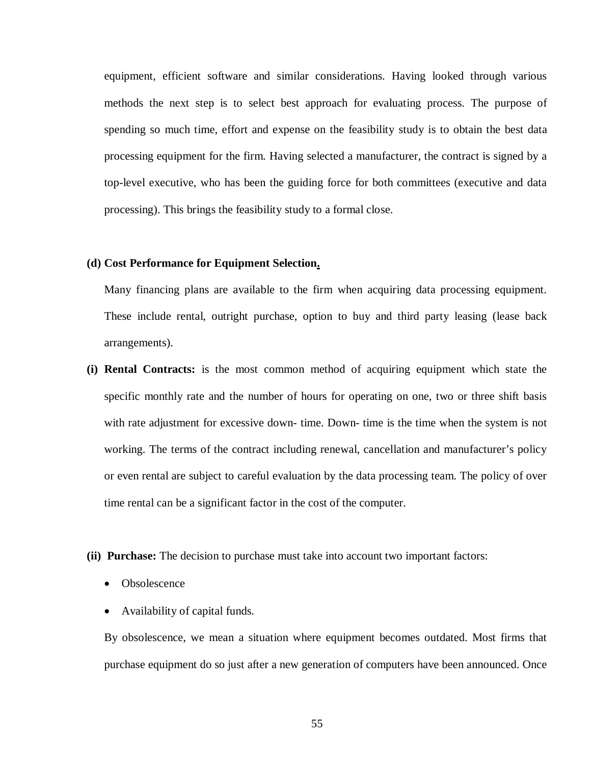equipment, efficient software and similar considerations. Having looked through various methods the next step is to select best approach for evaluating process. The purpose of spending so much time, effort and expense on the feasibility study is to obtain the best data processing equipment for the firm. Having selected a manufacturer, the contract is signed by a top-level executive, who has been the guiding force for both committees (executive and data processing). This brings the feasibility study to a formal close.

**(d) Cost Performance for Equipment Selection.**

Many financing plans are available to the firm when acquiring data processing equipment. These include rental, outright purchase, option to buy and third party leasing (lease back arrangements).

**(i) Rental Contracts:** is the most common method of acquiring equipment which state the specific monthly rate and the number of hours for operating on one, two or three shift basis with rate adjustment for excessive down- time. Down- time is the time when the system is not working. The terms of the contract including renewal, cancellation and manufacturer's policy or even rental are subject to careful evaluation by the data processing team. The policy of over time rental can be a significant factor in the cost of the computer.

**(ii) Purchase:** The decision to purchase must take into account two important factors:

- Obsolescence
- Availability of capital funds.

By obsolescence, we mean a situation where equipment becomes outdated. Most firms that purchase equipment do so just after a new generation of computers have been announced. Once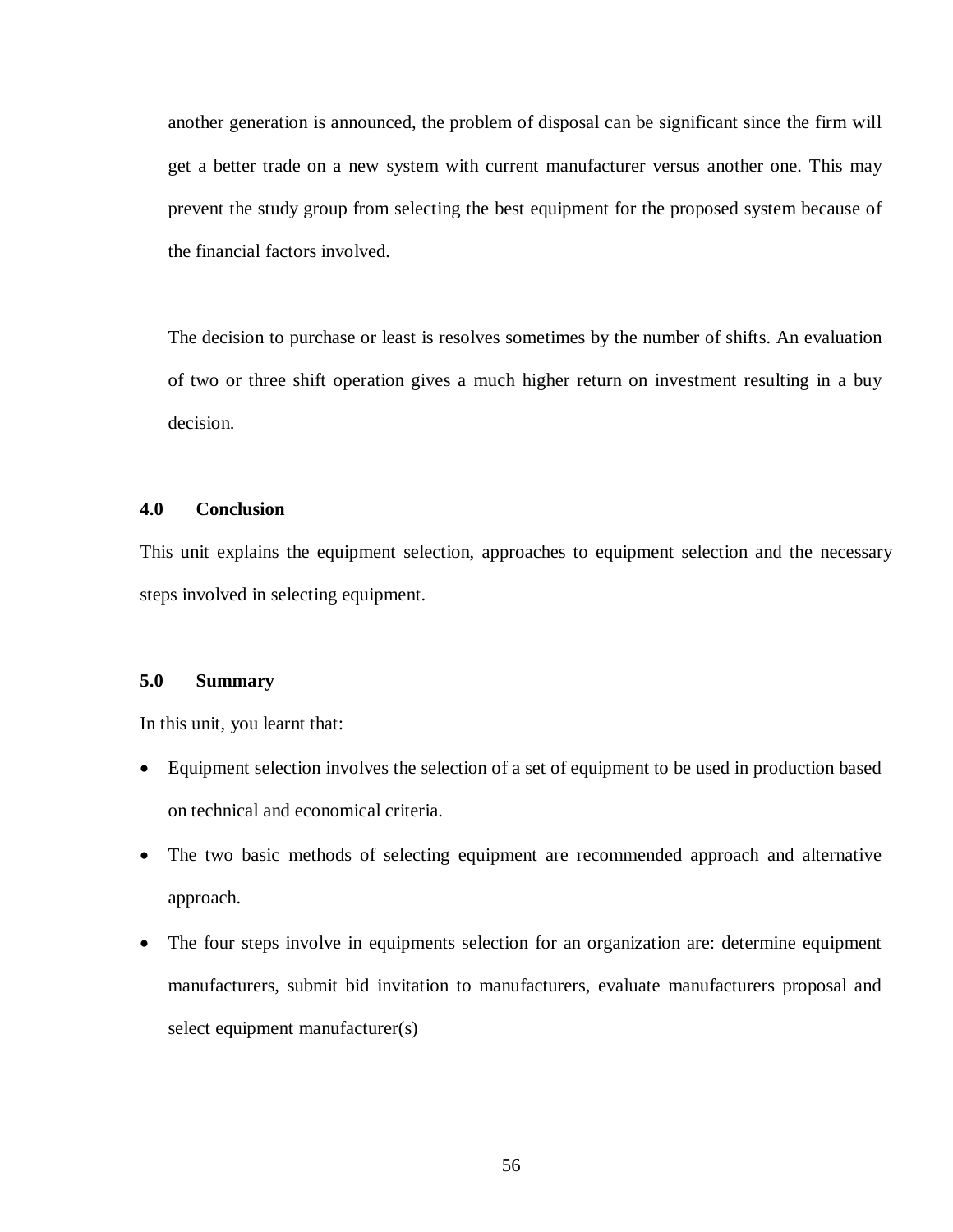another generation is announced, the problem of disposal can be significant since the firm will get a better trade on a new system with current manufacturer versus another one. This may prevent the study group from selecting the best equipment for the proposed system because of the financial factors involved.

The decision to purchase or least is resolves sometimes by the number of shifts. An evaluation of two or three shift operation gives a much higher return on investment resulting in a buy decision.

## 4.0 Conclusion

This unit explains the equipment selection, approaches to equipment selection and the necessary steps involved in selecting equipment.

## 5.0 Summary

In this unit, you learnt that:

- Equipment selection involves the selection of a set of equipment to be used in production based on technical and economical criteria.
- The two basic methods of selecting equipment are recommended approach and alternative approach.
- The four steps involve in equipments selection for an organization are: determine equipment manufacturers, submit bid invitation to manufacturers, evaluate manufacturers proposal and select equipment manufacturer(s)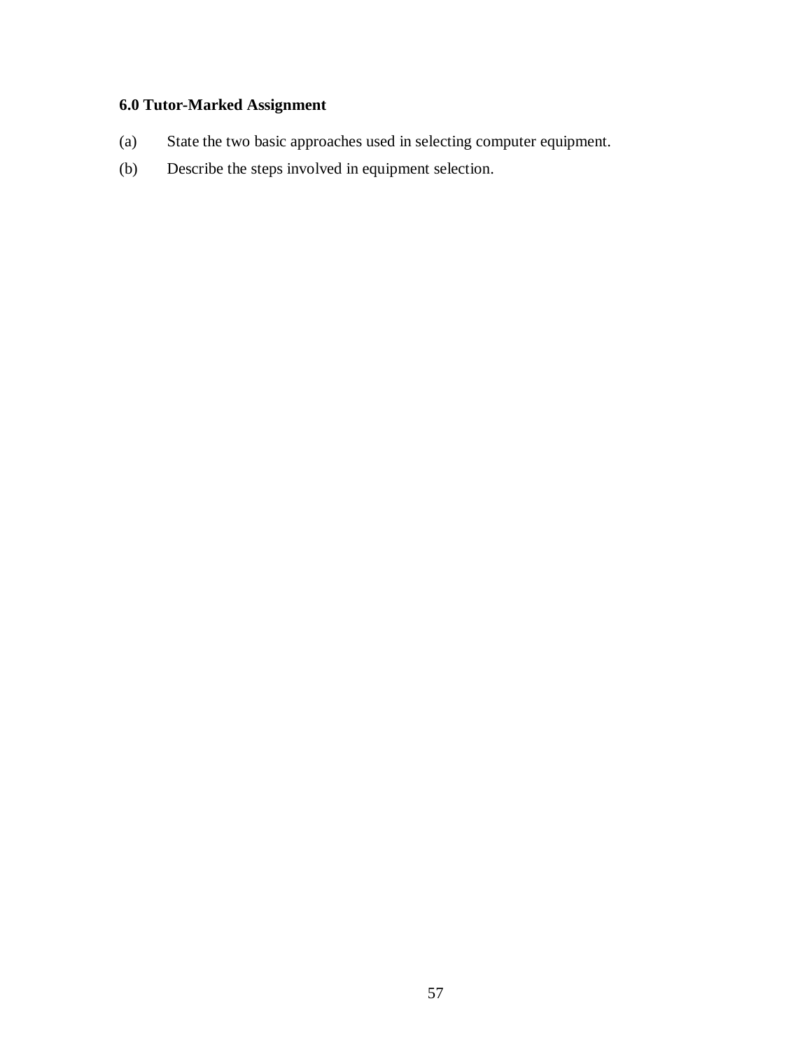### 6.0 Tutor-Marked Assignment

(a) State the two basic approaches used in selecting computer equipment.

(b) Describe the steps involved in equipment selection.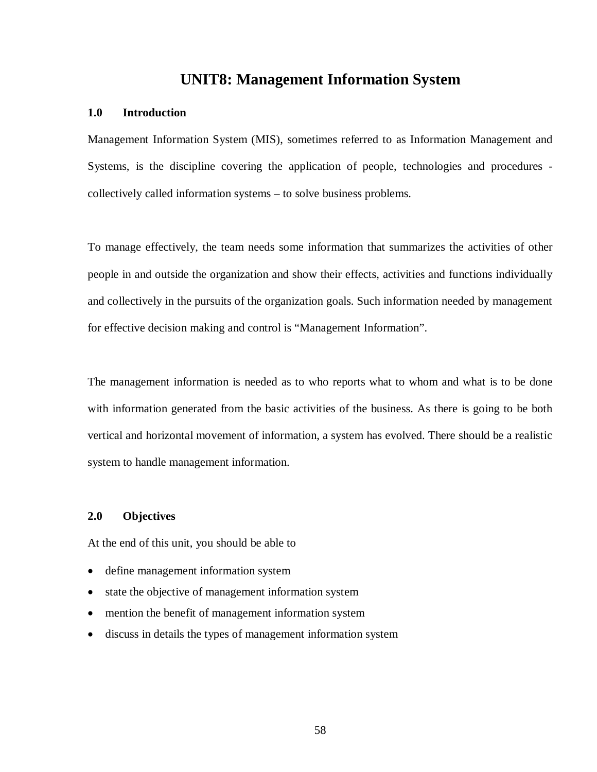# UNIT8: Management Information System

## 1.0 Introduction

Management Information System (MIS), sometimes referred to as Information Management and Systems, is the discipline covering the application of people, technologies and procedures - collectively called information systems – to solve business problems.

To manage effectively, the team needs some information that summarizes the activities of other people in and outside the organization and show their effects, activities and functions individually and collectively in the pursuits of the organization goals. Such information needed by management for effective decision making and control is "Management Information".

The management information is needed as to who reports what to whom and what is to be done with information generated from the basic activities of the business. As there is going to be both vertical and horizontal movement of information, a system has evolved. There should be a realistic system to handle management information.

## 2.0 Objectives

At the end of this unit, you should be able to

- define management information system
- state the objective of management information system
- mention the benefit of management information system
- discuss in details the types of management information system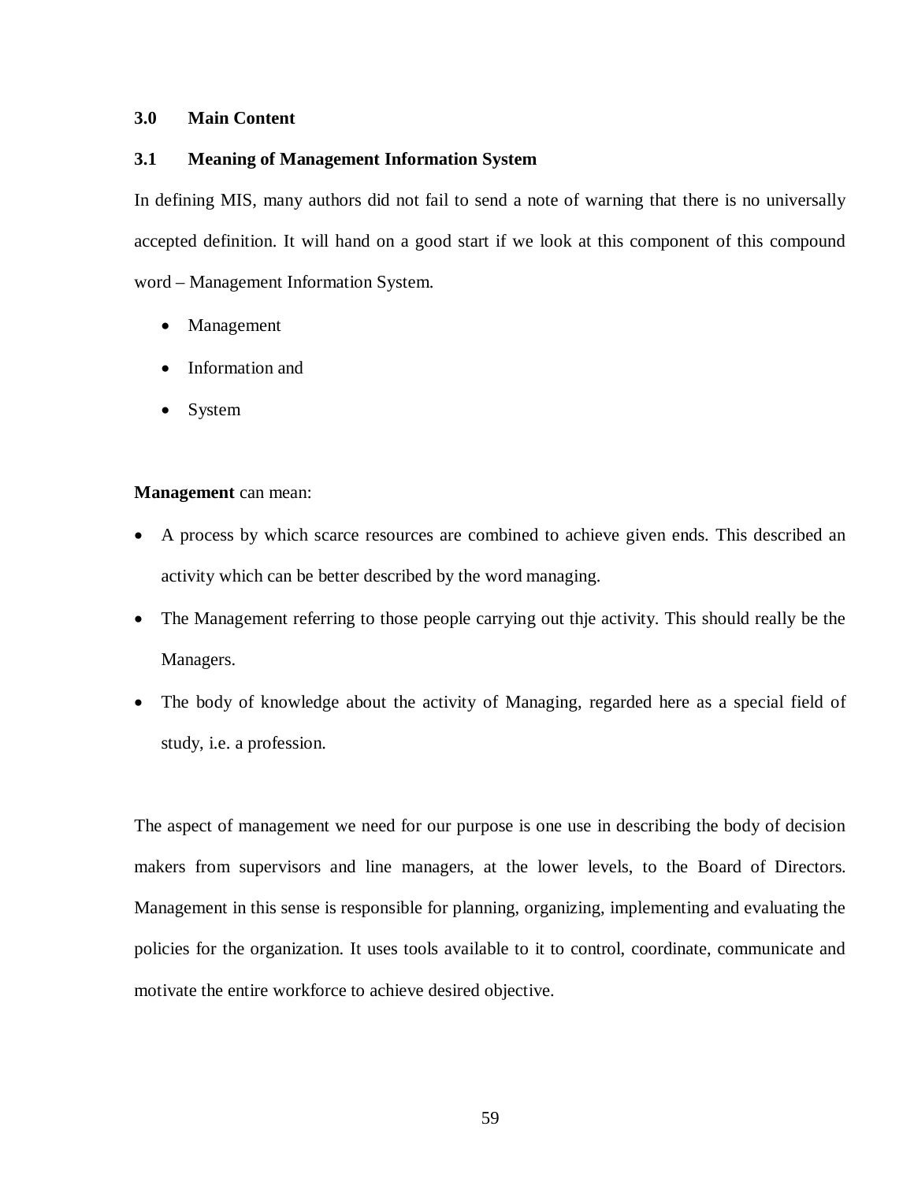## 3.0 Main Content

### 3.1 Meaning of Management Information System

In defining MIS, many authors did not fail to send a note of warning that there is no universally accepted definition. It will hand on a good start if we look at this component of this compound word – Management Information System.

- Management
- Information and
- System

**Management** can mean:

- A process by which scarce resources are combined to achieve given ends. This described an activity which can be better described by the word managing.
- The Management referring to those people carrying out thje activity. This should really be the Managers.
- The body of knowledge about the activity of Managing, regarded here as a special field of study, i.e. a profession.

The aspect of management we need for our purpose is one use in describing the body of decision makers from supervisors and line managers, at the lower levels, to the Board of Directors. Management in this sense is responsible for planning, organizing, implementing and evaluating the policies for the organization. It uses tools available to it to control, coordinate, communicate and motivate the entire workforce to achieve desired objective.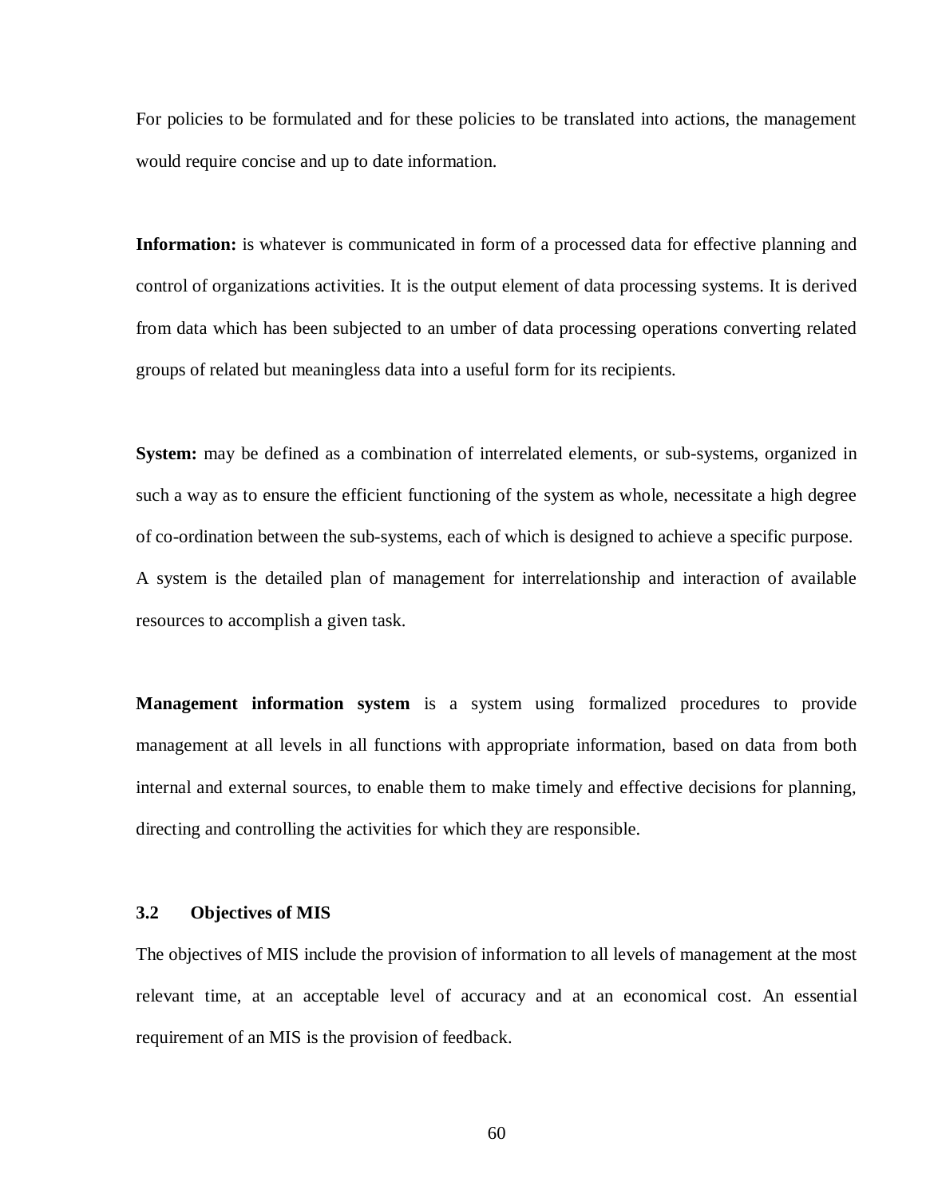For policies to be formulated and for these policies to be translated into actions, the management would require concise and up to date information.

**Information:** is whatever is communicated in form of a processed data for effective planning and control of organizations activities. It is the output element of data processing systems. It is derived from data which has been subjected to an umber of data processing operations converting related groups of related but meaningless data into a useful form for its recipients.

**System:** may be defined as a combination of interrelated elements, or sub-systems, organized in such a way as to ensure the efficient functioning of the system as whole, necessitate a high degree of co-ordination between the sub-systems, each of which is designed to achieve a specific purpose. A system is the detailed plan of management for interrelationship and interaction of available resources to accomplish a given task.

**Management information system** is a system using formalized procedures to provide management at all levels in all functions with appropriate information, based on data from both internal and external sources, to enable them to make timely and effective decisions for planning, directing and controlling the activities for which they are responsible.

### 3.2 Objectives of MIS

The objectives of MIS include the provision of information to all levels of management at the most relevant time, at an acceptable level of accuracy and at an economical cost. An essential requirement of an MIS is the provision of feedback.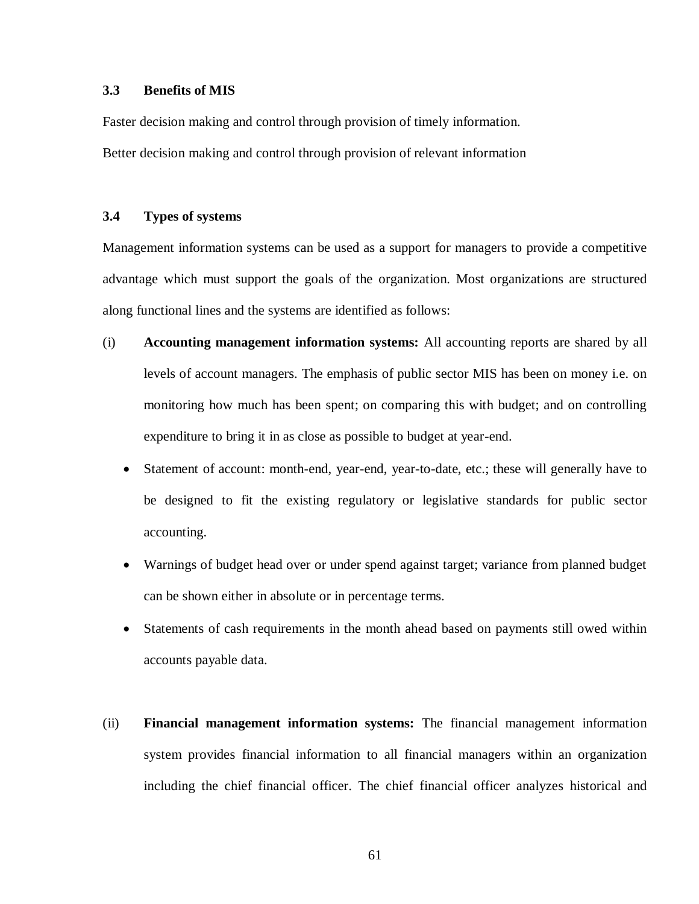### 3.3 Benefits of MIS

Faster decision making and control through provision of timely information.

Better decision making and control through provision of relevant information

### 3.4 Types of systems

Management information systems can be used as a support for managers to provide a competitive advantage which must support the goals of the organization. Most organizations are structured along functional lines and the systems are identified as follows:

(i) **Accounting management information systems:** All accounting reports are shared by all levels of account managers. The emphasis of public sector MIS has been on money i.e. on monitoring how much has been spent; on comparing this with budget; and on controlling expenditure to bring it in as close as possible to budget at year-end.

- Statement of account: month-end, year-end, year-to-date, etc.; these will generally have to be designed to fit the existing regulatory or legislative standards for public sector accounting.
- Warnings of budget head over or under spend against target; variance from planned budget can be shown either in absolute or in percentage terms.
- Statements of cash requirements in the month ahead based on payments still owed within accounts payable data.

(ii) **Financial management information systems:** The financial management information system provides financial information to all financial managers within an organization including the chief financial officer. The chief financial officer analyzes historical and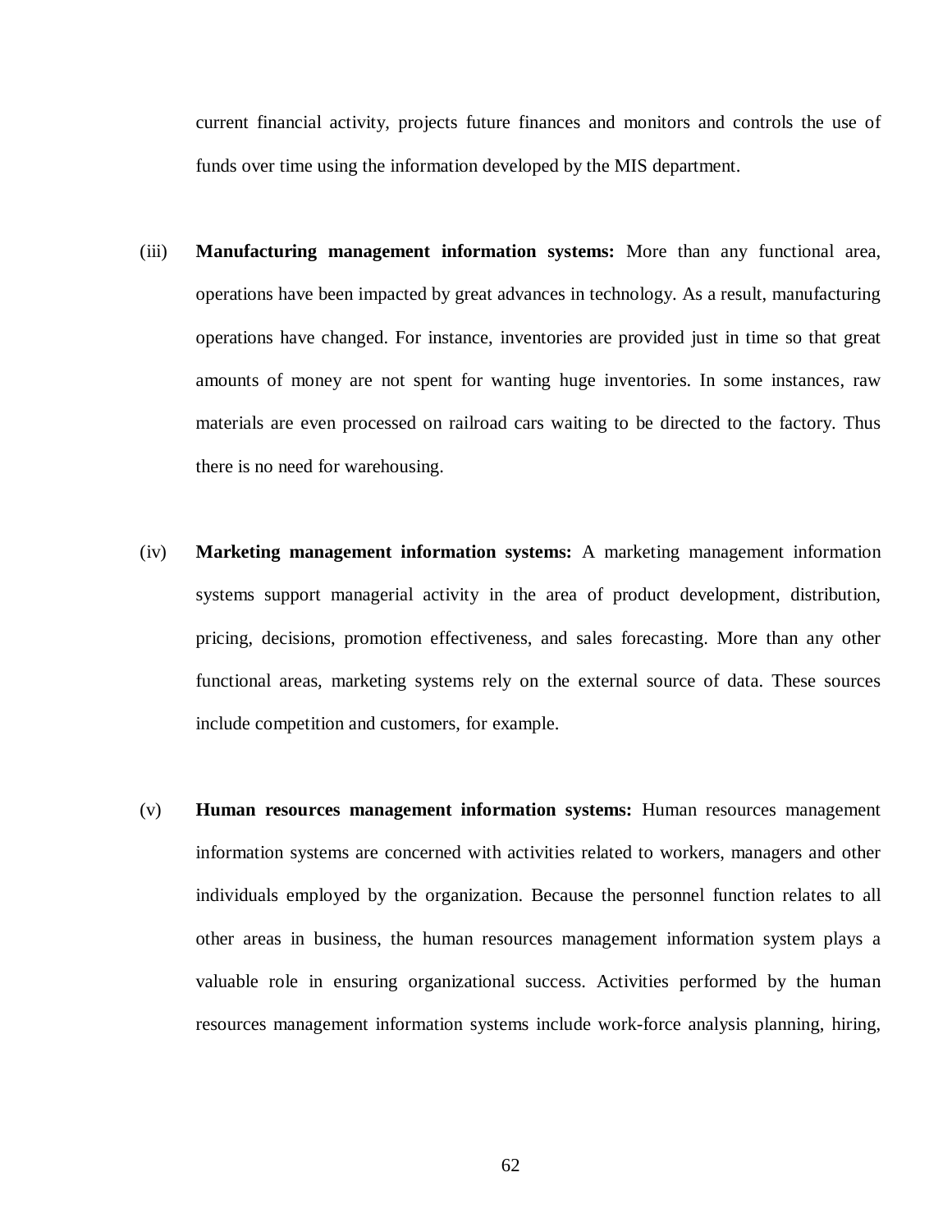current financial activity, projects future finances and monitors and controls the use of funds over time using the information developed by the MIS department.

(iii) **Manufacturing management information systems:** More than any functional area, operations have been impacted by great advances in technology. As a result, manufacturing operations have changed. For instance, inventories are provided just in time so that great amounts of money are not spent for wanting huge inventories. In some instances, raw materials are even processed on railroad cars waiting to be directed to the factory. Thus there is no need for warehousing.

(iv) **Marketing management information systems:** A marketing management information systems support managerial activity in the area of product development, distribution, pricing, decisions, promotion effectiveness, and sales forecasting. More than any other functional areas, marketing systems rely on the external source of data. These sources include competition and customers, for example.

(v) **Human resources management information systems:** Human resources management information systems are concerned with activities related to workers, managers and other individuals employed by the organization. Because the personnel function relates to all other areas in business, the human resources management information system plays a valuable role in ensuring organizational success. Activities performed by the human resources management information systems include work-force analysis planning, hiring,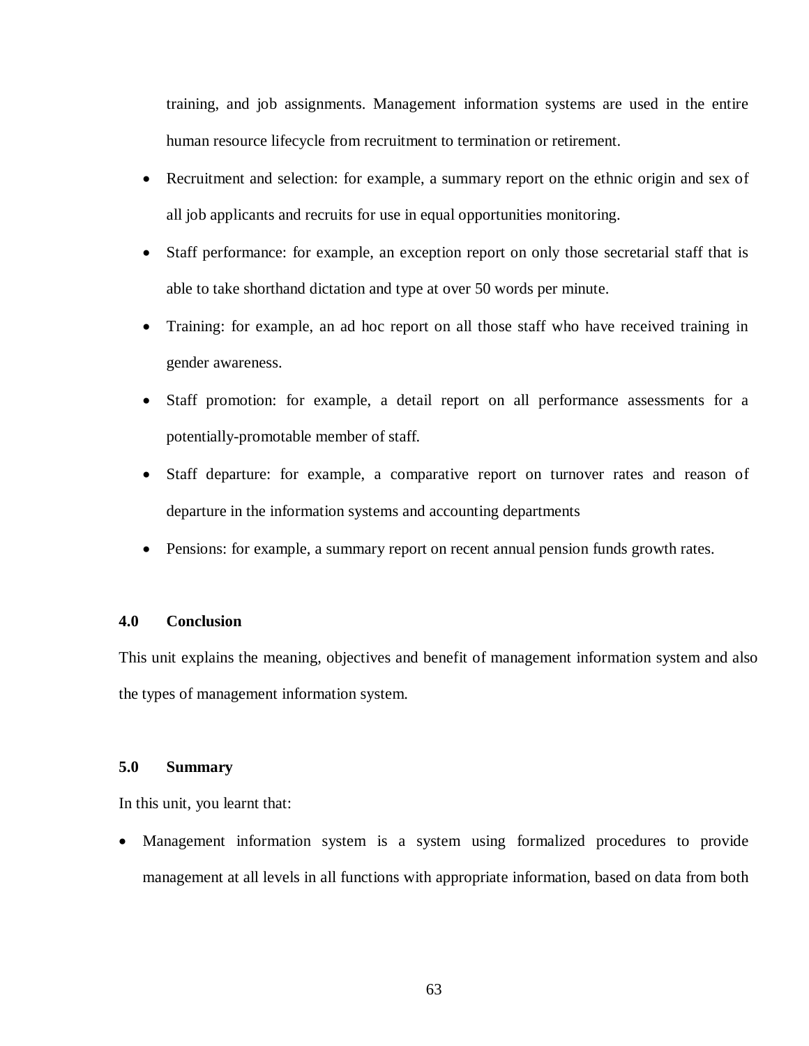training, and job assignments. Management information systems are used in the entire human resource lifecycle from recruitment to termination or retirement.

- Recruitment and selection: for example, a summary report on the ethnic origin and sex of all job applicants and recruits for use in equal opportunities monitoring.
- Staff performance: for example, an exception report on only those secretarial staff that is able to take shorthand dictation and type at over 50 words per minute.
- Training: for example, an ad hoc report on all those staff who have received training in gender awareness.
- Staff promotion: for example, a detail report on all performance assessments for a potentially-promotable member of staff.
- Staff departure: for example, a comparative report on turnover rates and reason of departure in the information systems and accounting departments
- Pensions: for example, a summary report on recent annual pension funds growth rates.

## 4.0 Conclusion

This unit explains the meaning, objectives and benefit of management information system and also the types of management information system.

## 5.0 Summary

In this unit, you learnt that:

- Management information system is a system using formalized procedures to provide management at all levels in all functions with appropriate information, based on data from both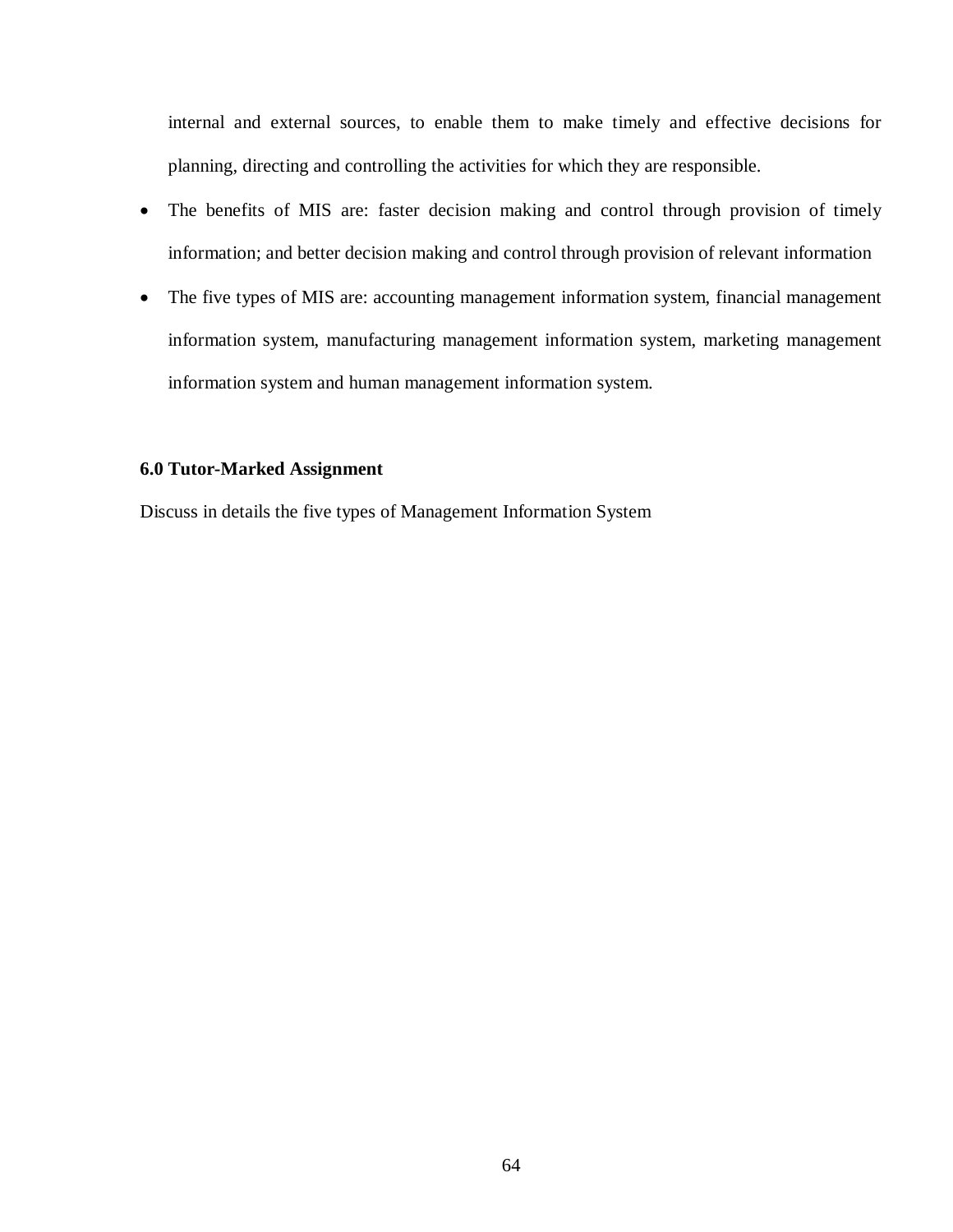internal and external sources, to enable them to make timely and effective decisions for planning, directing and controlling the activities for which they are responsible.

- The benefits of MIS are: faster decision making and control through provision of timely information; and better decision making and control through provision of relevant information
- The five types of MIS are: accounting management information system, financial management information system, manufacturing management information system, marketing management information system and human management information system.

**6.0 Tutor-Marked Assignment**

Discuss in details the five types of Management Information System